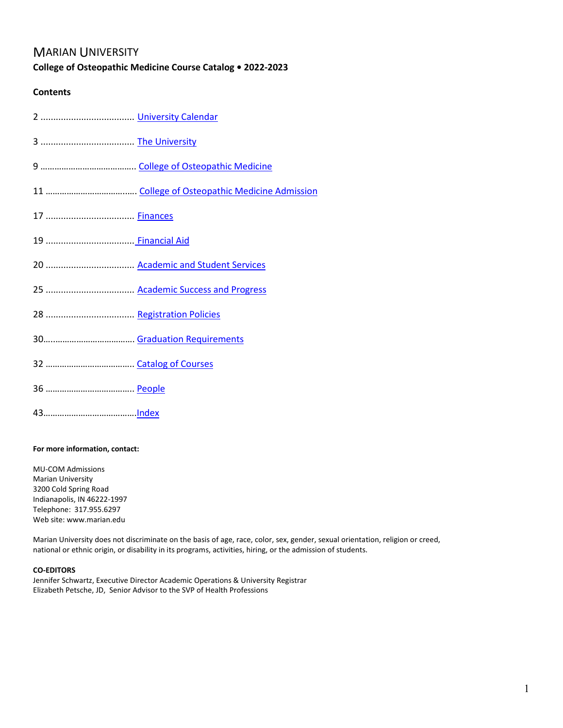# Marian University

**College of Osteopathic Medicine Course Catalog • 2022-2023**

**Contents**

2 ..................................... University Calendar

3 ..................................... The University

9 ....................................... College of Osteopathic Medicine

11 ..................................... College of Osteopathic Medicine Admission

17 ................................... Finances

19 ................................... Financial Aid

20 ................................... Academic and Student Services

25 ................................... Academic Success and Progress

28 ................................... Registration Policies

30...................................... Graduation Requirements

32 ..................................... Catalog of Courses

36 ..................................... People

43.......................................Index

**For more information, contact:**

MU-COM Admissions
Marian University
3200 Cold Spring Road
Indianapolis, IN 46222-1997
Telephone: 317.955.6297
Web site: www.marian.edu

Marian University does not discriminate on the basis of age, race, color, sex, gender, sexual orientation, religion or creed, national or ethnic origin, or disability in its programs, activities, hiring, or the admission of students.

**CO-EDITORS**
Jennifer Schwartz, Executive Director Academic Operations & University Registrar
Elizabeth Petsche, JD, Senior Advisor to the SVP of Health Professions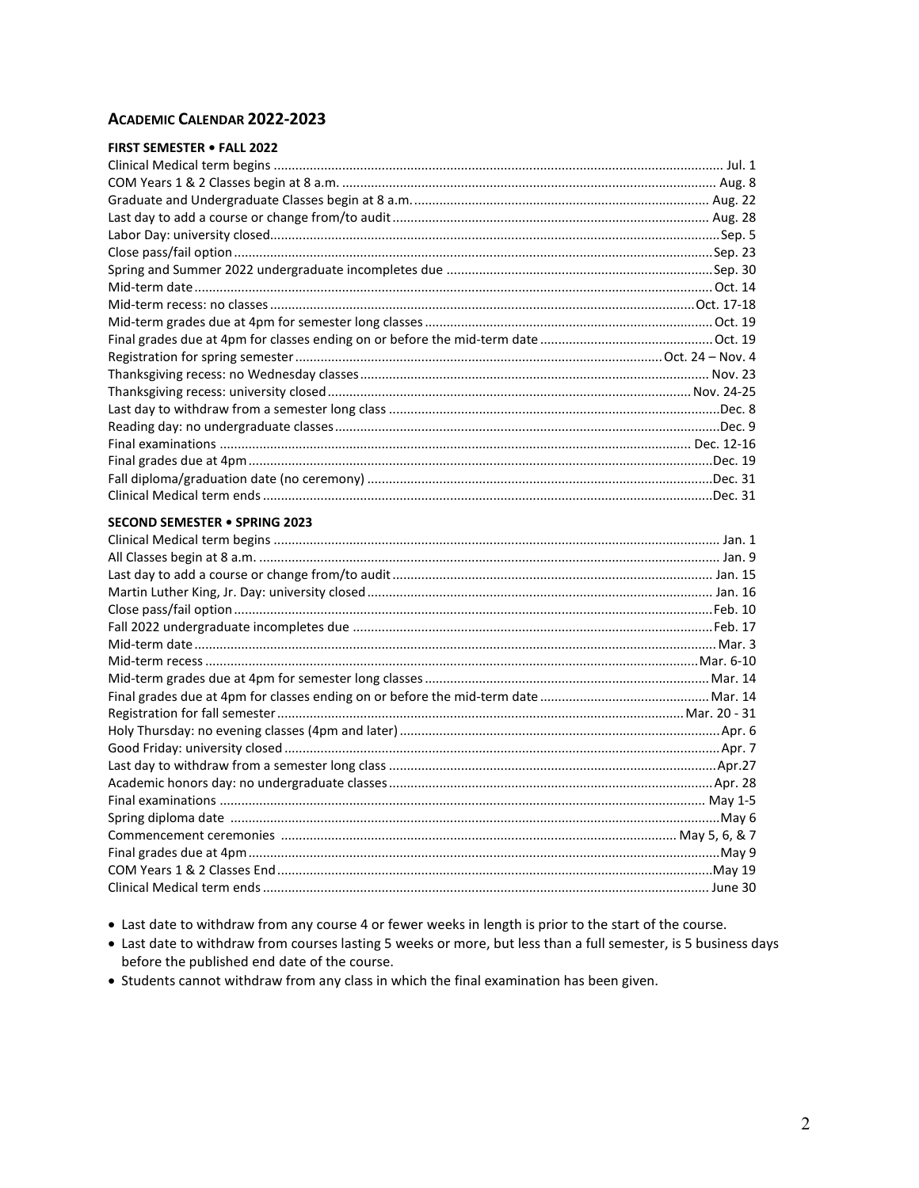## Academic Calendar 2022-2023

### FIRST SEMESTER • FALL 2022

| Event | Date |
|---|---|
| Clinical Medical term begins | Jul. 1 |
| COM Years 1 & 2 Classes begin at 8 a.m. | Aug. 8 |
| Graduate and Undergraduate Classes begin at 8 a.m. | Aug. 22 |
| Last day to add a course or change from/to audit | Aug. 28 |
| Labor Day: university closed | Sep. 5 |
| Close pass/fail option | Sep. 23 |
| Spring and Summer 2022 undergraduate incompletes due | Sep. 30 |
| Mid-term date | Oct. 14 |
| Mid-term recess: no classes | Oct. 17-18 |
| Mid-term grades due at 4pm for semester long classes | Oct. 19 |
| Final grades due at 4pm for classes ending on or before the mid-term date | Oct. 19 |
| Registration for spring semester | Oct. 24 – Nov. 4 |
| Thanksgiving recess: no Wednesday classes | Nov. 23 |
| Thanksgiving recess: university closed | Nov. 24-25 |
| Last day to withdraw from a semester long class | Dec. 8 |
| Reading day: no undergraduate classes | Dec. 9 |
| Final examinations | Dec. 12-16 |
| Final grades due at 4pm | Dec. 19 |
| Fall diploma/graduation date (no ceremony) | Dec. 31 |
| Clinical Medical term ends | Dec. 31 |

### SECOND SEMESTER • SPRING 2023

| Event | Date |
|---|---|
| Clinical Medical term begins | Jan. 1 |
| All Classes begin at 8 a.m. | Jan. 9 |
| Last day to add a course or change from/to audit | Jan. 15 |
| Martin Luther King, Jr. Day: university closed | Jan. 16 |
| Close pass/fail option | Feb. 10 |
| Fall 2022 undergraduate incompletes due | Feb. 17 |
| Mid-term date | Mar. 3 |
| Mid-term recess | Mar. 6-10 |
| Mid-term grades due at 4pm for semester long classes | Mar. 14 |
| Final grades due at 4pm for classes ending on or before the mid-term date | Mar. 14 |
| Registration for fall semester | Mar. 20 - 31 |
| Holy Thursday: no evening classes (4pm and later) | Apr. 6 |
| Good Friday: university closed | Apr. 7 |
| Last day to withdraw from a semester long class | Apr.27 |
| Academic honors day: no undergraduate classes | Apr. 28 |
| Final examinations | May 1-5 |
| Spring diploma date | May 6 |
| Commencement ceremonies | May 5, 6, & 7 |
| Final grades due at 4pm | May 9 |
| COM Years 1 & 2 Classes End | May 19 |
| Clinical Medical term ends | June 30 |

- Last date to withdraw from any course 4 or fewer weeks in length is prior to the start of the course.
- Last date to withdraw from courses lasting 5 weeks or more, but less than a full semester, is 5 business days before the published end date of the course.
- Students cannot withdraw from any class in which the final examination has been given.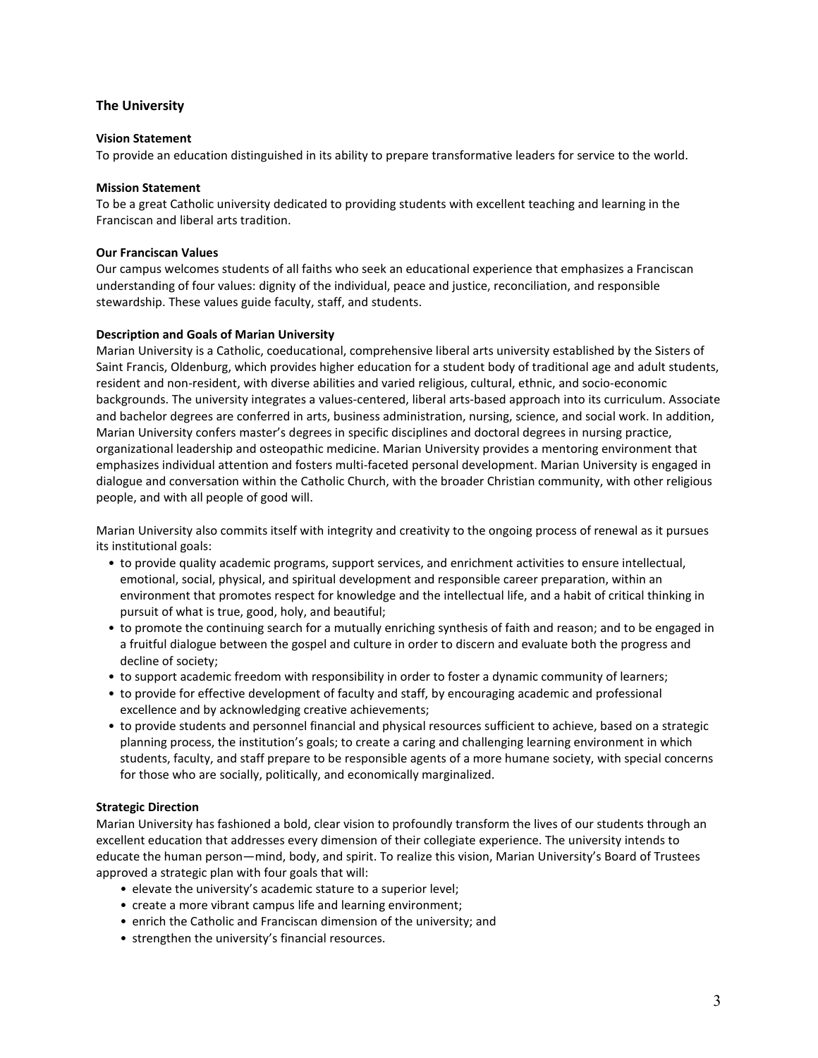## The University

### Vision Statement
To provide an education distinguished in its ability to prepare transformative leaders for service to the world.

### Mission Statement
To be a great Catholic university dedicated to providing students with excellent teaching and learning in the Franciscan and liberal arts tradition.

### Our Franciscan Values
Our campus welcomes students of all faiths who seek an educational experience that emphasizes a Franciscan understanding of four values: dignity of the individual, peace and justice, reconciliation, and responsible stewardship. These values guide faculty, staff, and students.

### Description and Goals of Marian University
Marian University is a Catholic, coeducational, comprehensive liberal arts university established by the Sisters of Saint Francis, Oldenburg, which provides higher education for a student body of traditional age and adult students, resident and non-resident, with diverse abilities and varied religious, cultural, ethnic, and socio-economic backgrounds. The university integrates a values-centered, liberal arts-based approach into its curriculum. Associate and bachelor degrees are conferred in arts, business administration, nursing, science, and social work. In addition, Marian University confers master's degrees in specific disciplines and doctoral degrees in nursing practice, organizational leadership and osteopathic medicine. Marian University provides a mentoring environment that emphasizes individual attention and fosters multi-faceted personal development. Marian University is engaged in dialogue and conversation within the Catholic Church, with the broader Christian community, with other religious people, and with all people of good will.

Marian University also commits itself with integrity and creativity to the ongoing process of renewal as it pursues its institutional goals:

- to provide quality academic programs, support services, and enrichment activities to ensure intellectual, emotional, social, physical, and spiritual development and responsible career preparation, within an environment that promotes respect for knowledge and the intellectual life, and a habit of critical thinking in pursuit of what is true, good, holy, and beautiful;
- to promote the continuing search for a mutually enriching synthesis of faith and reason; and to be engaged in a fruitful dialogue between the gospel and culture in order to discern and evaluate both the progress and decline of society;
- to support academic freedom with responsibility in order to foster a dynamic community of learners;
- to provide for effective development of faculty and staff, by encouraging academic and professional excellence and by acknowledging creative achievements;
- to provide students and personnel financial and physical resources sufficient to achieve, based on a strategic planning process, the institution's goals; to create a caring and challenging learning environment in which students, faculty, and staff prepare to be responsible agents of a more humane society, with special concerns for those who are socially, politically, and economically marginalized.

### Strategic Direction
Marian University has fashioned a bold, clear vision to profoundly transform the lives of our students through an excellent education that addresses every dimension of their collegiate experience. The university intends to educate the human person—mind, body, and spirit. To realize this vision, Marian University's Board of Trustees approved a strategic plan with four goals that will:

- elevate the university's academic stature to a superior level;
- create a more vibrant campus life and learning environment;
- enrich the Catholic and Franciscan dimension of the university; and
- strengthen the university's financial resources.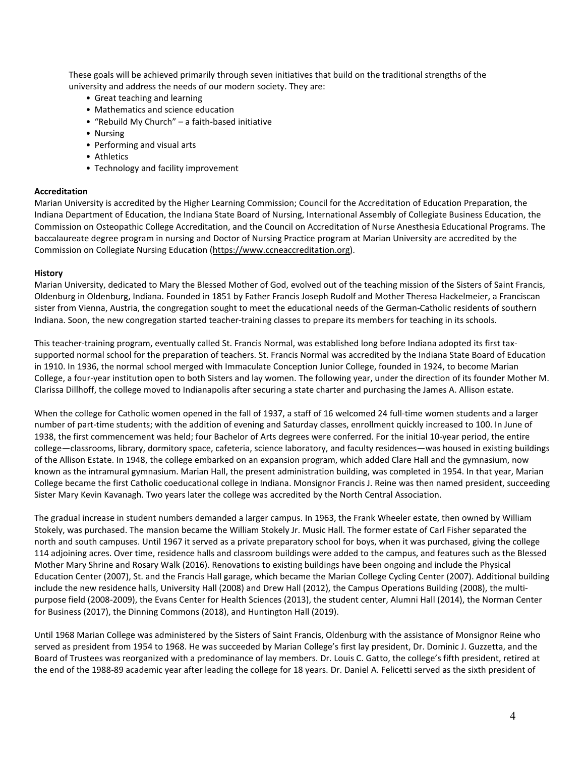These goals will be achieved primarily through seven initiatives that build on the traditional strengths of the university and address the needs of our modern society. They are:

- Great teaching and learning
- Mathematics and science education
- "Rebuild My Church" – a faith-based initiative
- Nursing
- Performing and visual arts
- Athletics
- Technology and facility improvement

**Accreditation**

Marian University is accredited by the Higher Learning Commission; Council for the Accreditation of Education Preparation, the Indiana Department of Education, the Indiana State Board of Nursing, International Assembly of Collegiate Business Education, the Commission on Osteopathic College Accreditation, and the Council on Accreditation of Nurse Anesthesia Educational Programs. The baccalaureate degree program in nursing and Doctor of Nursing Practice program at Marian University are accredited by the Commission on Collegiate Nursing Education (https://www.ccneaccreditation.org).

**History**

Marian University, dedicated to Mary the Blessed Mother of God, evolved out of the teaching mission of the Sisters of Saint Francis, Oldenburg in Oldenburg, Indiana. Founded in 1851 by Father Francis Joseph Rudolf and Mother Theresa Hackelmeier, a Franciscan sister from Vienna, Austria, the congregation sought to meet the educational needs of the German-Catholic residents of southern Indiana. Soon, the new congregation started teacher-training classes to prepare its members for teaching in its schools.

This teacher-training program, eventually called St. Francis Normal, was established long before Indiana adopted its first tax-supported normal school for the preparation of teachers. St. Francis Normal was accredited by the Indiana State Board of Education in 1910. In 1936, the normal school merged with Immaculate Conception Junior College, founded in 1924, to become Marian College, a four-year institution open to both Sisters and lay women. The following year, under the direction of its founder Mother M. Clarissa Dillhoff, the college moved to Indianapolis after securing a state charter and purchasing the James A. Allison estate.

When the college for Catholic women opened in the fall of 1937, a staff of 16 welcomed 24 full-time women students and a larger number of part-time students; with the addition of evening and Saturday classes, enrollment quickly increased to 100. In June of 1938, the first commencement was held; four Bachelor of Arts degrees were conferred. For the initial 10-year period, the entire college—classrooms, library, dormitory space, cafeteria, science laboratory, and faculty residences—was housed in existing buildings of the Allison Estate. In 1948, the college embarked on an expansion program, which added Clare Hall and the gymnasium, now known as the intramural gymnasium. Marian Hall, the present administration building, was completed in 1954. In that year, Marian College became the first Catholic coeducational college in Indiana. Monsignor Francis J. Reine was then named president, succeeding Sister Mary Kevin Kavanagh. Two years later the college was accredited by the North Central Association.

The gradual increase in student numbers demanded a larger campus. In 1963, the Frank Wheeler estate, then owned by William Stokely, was purchased. The mansion became the William Stokely Jr. Music Hall. The former estate of Carl Fisher separated the north and south campuses. Until 1967 it served as a private preparatory school for boys, when it was purchased, giving the college 114 adjoining acres. Over time, residence halls and classroom buildings were added to the campus, and features such as the Blessed Mother Mary Shrine and Rosary Walk (2016). Renovations to existing buildings have been ongoing and include the Physical Education Center (2007), St. and the Francis Hall garage, which became the Marian College Cycling Center (2007). Additional building include the new residence halls, University Hall (2008) and Drew Hall (2012), the Campus Operations Building (2008), the multi-purpose field (2008-2009), the Evans Center for Health Sciences (2013), the student center, Alumni Hall (2014), the Norman Center for Business (2017), the Dinning Commons (2018), and Huntington Hall (2019).

Until 1968 Marian College was administered by the Sisters of Saint Francis, Oldenburg with the assistance of Monsignor Reine who served as president from 1954 to 1968. He was succeeded by Marian College's first lay president, Dr. Dominic J. Guzzetta, and the Board of Trustees was reorganized with a predominance of lay members. Dr. Louis C. Gatto, the college's fifth president, retired at the end of the 1988-89 academic year after leading the college for 18 years. Dr. Daniel A. Felicetti served as the sixth president of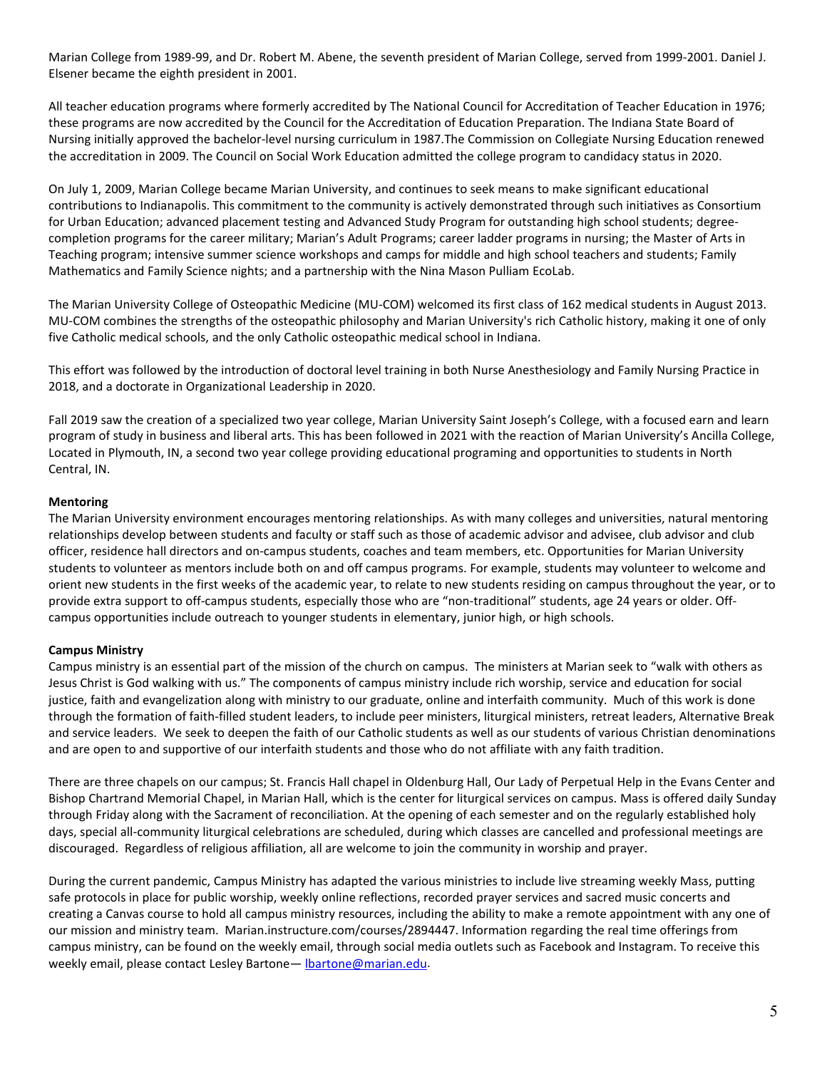Marian College from 1989-99, and Dr. Robert M. Abene, the seventh president of Marian College, served from 1999-2001. Daniel J. Elsener became the eighth president in 2001.

All teacher education programs where formerly accredited by The National Council for Accreditation of Teacher Education in 1976; these programs are now accredited by the Council for the Accreditation of Education Preparation. The Indiana State Board of Nursing initially approved the bachelor-level nursing curriculum in 1987.The Commission on Collegiate Nursing Education renewed the accreditation in 2009. The Council on Social Work Education admitted the college program to candidacy status in 2020.

On July 1, 2009, Marian College became Marian University, and continues to seek means to make significant educational contributions to Indianapolis. This commitment to the community is actively demonstrated through such initiatives as Consortium for Urban Education; advanced placement testing and Advanced Study Program for outstanding high school students; degree-completion programs for the career military; Marian's Adult Programs; career ladder programs in nursing; the Master of Arts in Teaching program; intensive summer science workshops and camps for middle and high school teachers and students; Family Mathematics and Family Science nights; and a partnership with the Nina Mason Pulliam EcoLab.

The Marian University College of Osteopathic Medicine (MU-COM) welcomed its first class of 162 medical students in August 2013. MU-COM combines the strengths of the osteopathic philosophy and Marian University's rich Catholic history, making it one of only five Catholic medical schools, and the only Catholic osteopathic medical school in Indiana.

This effort was followed by the introduction of doctoral level training in both Nurse Anesthesiology and Family Nursing Practice in 2018, and a doctorate in Organizational Leadership in 2020.

Fall 2019 saw the creation of a specialized two year college, Marian University Saint Joseph's College, with a focused earn and learn program of study in business and liberal arts. This has been followed in 2021 with the reaction of Marian University's Ancilla College, Located in Plymouth, IN, a second two year college providing educational programing and opportunities to students in North Central, IN.

**Mentoring**

The Marian University environment encourages mentoring relationships. As with many colleges and universities, natural mentoring relationships develop between students and faculty or staff such as those of academic advisor and advisee, club advisor and club officer, residence hall directors and on-campus students, coaches and team members, etc. Opportunities for Marian University students to volunteer as mentors include both on and off campus programs. For example, students may volunteer to welcome and orient new students in the first weeks of the academic year, to relate to new students residing on campus throughout the year, or to provide extra support to off-campus students, especially those who are "non-traditional" students, age 24 years or older. Off-campus opportunities include outreach to younger students in elementary, junior high, or high schools.

**Campus Ministry**

Campus ministry is an essential part of the mission of the church on campus. The ministers at Marian seek to "walk with others as Jesus Christ is God walking with us." The components of campus ministry include rich worship, service and education for social justice, faith and evangelization along with ministry to our graduate, online and interfaith community. Much of this work is done through the formation of faith-filled student leaders, to include peer ministers, liturgical ministers, retreat leaders, Alternative Break and service leaders. We seek to deepen the faith of our Catholic students as well as our students of various Christian denominations and are open to and supportive of our interfaith students and those who do not affiliate with any faith tradition.

There are three chapels on our campus; St. Francis Hall chapel in Oldenburg Hall, Our Lady of Perpetual Help in the Evans Center and Bishop Chartrand Memorial Chapel, in Marian Hall, which is the center for liturgical services on campus. Mass is offered daily Sunday through Friday along with the Sacrament of reconciliation. At the opening of each semester and on the regularly established holy days, special all-community liturgical celebrations are scheduled, during which classes are cancelled and professional meetings are discouraged. Regardless of religious affiliation, all are welcome to join the community in worship and prayer.

During the current pandemic, Campus Ministry has adapted the various ministries to include live streaming weekly Mass, putting safe protocols in place for public worship, weekly online reflections, recorded prayer services and sacred music concerts and creating a Canvas course to hold all campus ministry resources, including the ability to make a remote appointment with any one of our mission and ministry team. Marian.instructure.com/courses/2894447. Information regarding the real time offerings from campus ministry, can be found on the weekly email, through social media outlets such as Facebook and Instagram. To receive this weekly email, please contact Lesley Bartone— lbartone@marian.edu.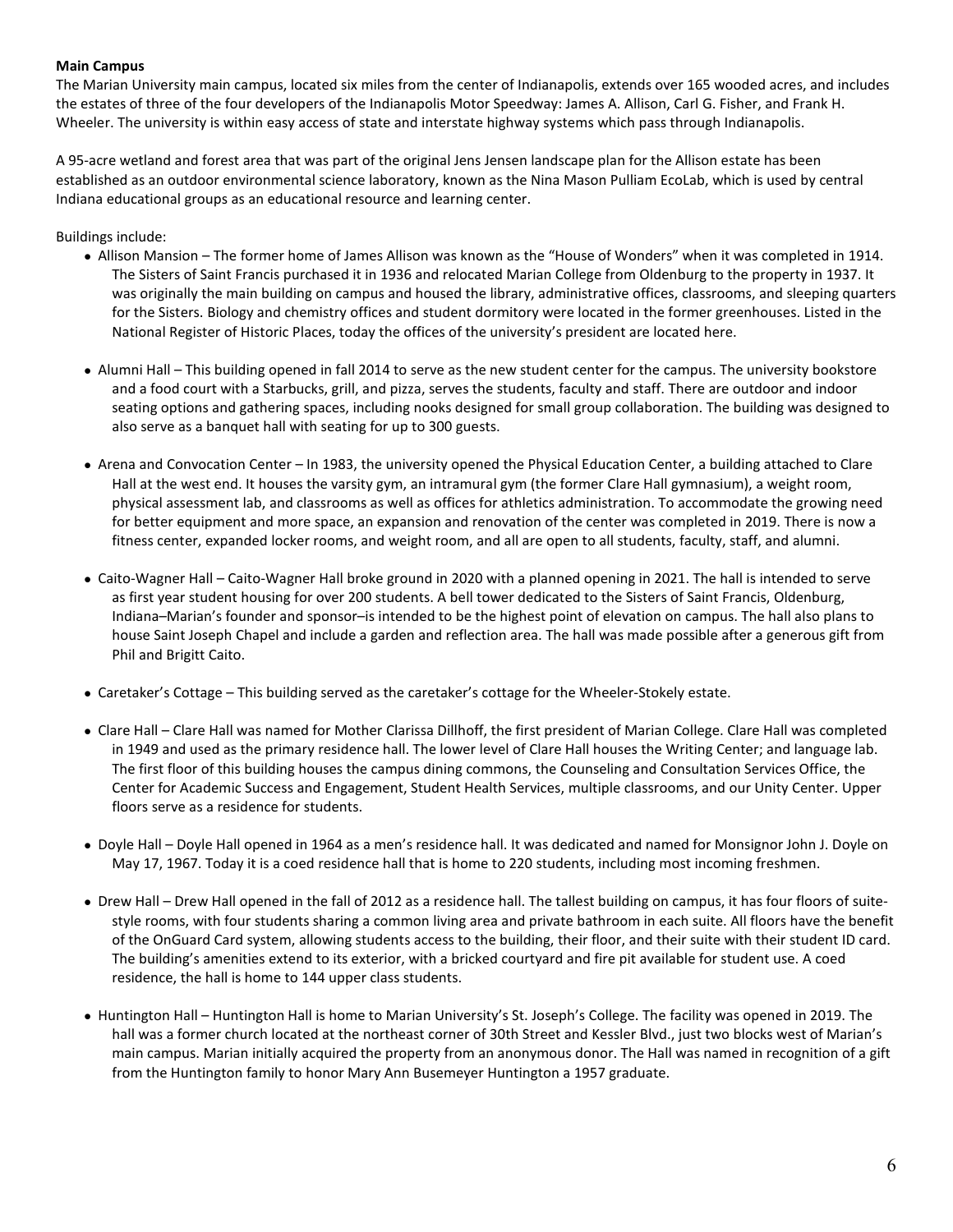**Main Campus**

The Marian University main campus, located six miles from the center of Indianapolis, extends over 165 wooded acres, and includes the estates of three of the four developers of the Indianapolis Motor Speedway: James A. Allison, Carl G. Fisher, and Frank H. Wheeler. The university is within easy access of state and interstate highway systems which pass through Indianapolis.

A 95-acre wetland and forest area that was part of the original Jens Jensen landscape plan for the Allison estate has been established as an outdoor environmental science laboratory, known as the Nina Mason Pulliam EcoLab, which is used by central Indiana educational groups as an educational resource and learning center.

Buildings include:

- Allison Mansion – The former home of James Allison was known as the "House of Wonders" when it was completed in 1914. The Sisters of Saint Francis purchased it in 1936 and relocated Marian College from Oldenburg to the property in 1937. It was originally the main building on campus and housed the library, administrative offices, classrooms, and sleeping quarters for the Sisters. Biology and chemistry offices and student dormitory were located in the former greenhouses. Listed in the National Register of Historic Places, today the offices of the university's president are located here.

- Alumni Hall – This building opened in fall 2014 to serve as the new student center for the campus. The university bookstore and a food court with a Starbucks, grill, and pizza, serves the students, faculty and staff. There are outdoor and indoor seating options and gathering spaces, including nooks designed for small group collaboration. The building was designed to also serve as a banquet hall with seating for up to 300 guests.

- Arena and Convocation Center – In 1983, the university opened the Physical Education Center, a building attached to Clare Hall at the west end. It houses the varsity gym, an intramural gym (the former Clare Hall gymnasium), a weight room, physical assessment lab, and classrooms as well as offices for athletics administration. To accommodate the growing need for better equipment and more space, an expansion and renovation of the center was completed in 2019. There is now a fitness center, expanded locker rooms, and weight room, and all are open to all students, faculty, staff, and alumni.

- Caito-Wagner Hall – Caito-Wagner Hall broke ground in 2020 with a planned opening in 2021. The hall is intended to serve as first year student housing for over 200 students. A bell tower dedicated to the Sisters of Saint Francis, Oldenburg, Indiana–Marian's founder and sponsor–is intended to be the highest point of elevation on campus. The hall also plans to house Saint Joseph Chapel and include a garden and reflection area. The hall was made possible after a generous gift from Phil and Brigitt Caito.

- Caretaker's Cottage – This building served as the caretaker's cottage for the Wheeler-Stokely estate.

- Clare Hall – Clare Hall was named for Mother Clarissa Dillhoff, the first president of Marian College. Clare Hall was completed in 1949 and used as the primary residence hall. The lower level of Clare Hall houses the Writing Center; and language lab. The first floor of this building houses the campus dining commons, the Counseling and Consultation Services Office, the Center for Academic Success and Engagement, Student Health Services, multiple classrooms, and our Unity Center. Upper floors serve as a residence for students.

- Doyle Hall – Doyle Hall opened in 1964 as a men's residence hall. It was dedicated and named for Monsignor John J. Doyle on May 17, 1967. Today it is a coed residence hall that is home to 220 students, including most incoming freshmen.

- Drew Hall – Drew Hall opened in the fall of 2012 as a residence hall. The tallest building on campus, it has four floors of suite-style rooms, with four students sharing a common living area and private bathroom in each suite. All floors have the benefit of the OnGuard Card system, allowing students access to the building, their floor, and their suite with their student ID card. The building's amenities extend to its exterior, with a bricked courtyard and fire pit available for student use. A coed residence, the hall is home to 144 upper class students.

- Huntington Hall – Huntington Hall is home to Marian University's St. Joseph's College. The facility was opened in 2019. The hall was a former church located at the northeast corner of 30th Street and Kessler Blvd., just two blocks west of Marian's main campus. Marian initially acquired the property from an anonymous donor. The Hall was named in recognition of a gift from the Huntington family to honor Mary Ann Busemeyer Huntington a 1957 graduate.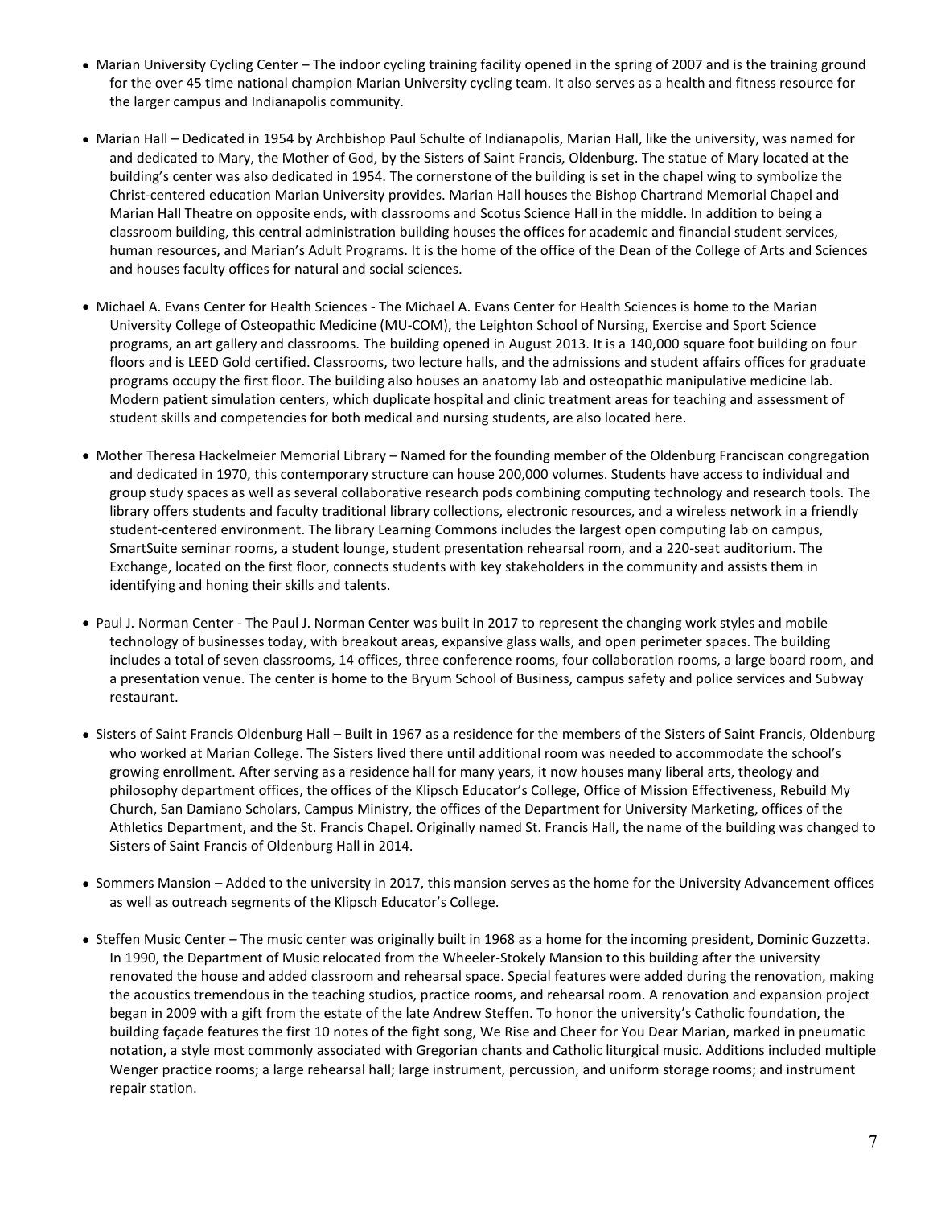- Marian University Cycling Center – The indoor cycling training facility opened in the spring of 2007 and is the training ground for the over 45 time national champion Marian University cycling team. It also serves as a health and fitness resource for the larger campus and Indianapolis community.

- Marian Hall – Dedicated in 1954 by Archbishop Paul Schulte of Indianapolis, Marian Hall, like the university, was named for and dedicated to Mary, the Mother of God, by the Sisters of Saint Francis, Oldenburg. The statue of Mary located at the building's center was also dedicated in 1954. The cornerstone of the building is set in the chapel wing to symbolize the Christ-centered education Marian University provides. Marian Hall houses the Bishop Chartrand Memorial Chapel and Marian Hall Theatre on opposite ends, with classrooms and Scotus Science Hall in the middle. In addition to being a classroom building, this central administration building houses the offices for academic and financial student services, human resources, and Marian's Adult Programs. It is the home of the office of the Dean of the College of Arts and Sciences and houses faculty offices for natural and social sciences.

- Michael A. Evans Center for Health Sciences - The Michael A. Evans Center for Health Sciences is home to the Marian University College of Osteopathic Medicine (MU-COM), the Leighton School of Nursing, Exercise and Sport Science programs, an art gallery and classrooms. The building opened in August 2013. It is a 140,000 square foot building on four floors and is LEED Gold certified. Classrooms, two lecture halls, and the admissions and student affairs offices for graduate programs occupy the first floor. The building also houses an anatomy lab and osteopathic manipulative medicine lab. Modern patient simulation centers, which duplicate hospital and clinic treatment areas for teaching and assessment of student skills and competencies for both medical and nursing students, are also located here.

- Mother Theresa Hackelmeier Memorial Library – Named for the founding member of the Oldenburg Franciscan congregation and dedicated in 1970, this contemporary structure can house 200,000 volumes. Students have access to individual and group study spaces as well as several collaborative research pods combining computing technology and research tools. The library offers students and faculty traditional library collections, electronic resources, and a wireless network in a friendly student-centered environment. The library Learning Commons includes the largest open computing lab on campus, SmartSuite seminar rooms, a student lounge, student presentation rehearsal room, and a 220-seat auditorium. The Exchange, located on the first floor, connects students with key stakeholders in the community and assists them in identifying and honing their skills and talents.

- Paul J. Norman Center - The Paul J. Norman Center was built in 2017 to represent the changing work styles and mobile technology of businesses today, with breakout areas, expansive glass walls, and open perimeter spaces. The building includes a total of seven classrooms, 14 offices, three conference rooms, four collaboration rooms, a large board room, and a presentation venue. The center is home to the Bryum School of Business, campus safety and police services and Subway restaurant.

- Sisters of Saint Francis Oldenburg Hall – Built in 1967 as a residence for the members of the Sisters of Saint Francis, Oldenburg who worked at Marian College. The Sisters lived there until additional room was needed to accommodate the school's growing enrollment. After serving as a residence hall for many years, it now houses many liberal arts, theology and philosophy department offices, the offices of the Klipsch Educator's College, Office of Mission Effectiveness, Rebuild My Church, San Damiano Scholars, Campus Ministry, the offices of the Department for University Marketing, offices of the Athletics Department, and the St. Francis Chapel. Originally named St. Francis Hall, the name of the building was changed to Sisters of Saint Francis of Oldenburg Hall in 2014.

- Sommers Mansion – Added to the university in 2017, this mansion serves as the home for the University Advancement offices as well as outreach segments of the Klipsch Educator's College.

- Steffen Music Center – The music center was originally built in 1968 as a home for the incoming president, Dominic Guzzetta. In 1990, the Department of Music relocated from the Wheeler-Stokely Mansion to this building after the university renovated the house and added classroom and rehearsal space. Special features were added during the renovation, making the acoustics tremendous in the teaching studios, practice rooms, and rehearsal room. A renovation and expansion project began in 2009 with a gift from the estate of the late Andrew Steffen. To honor the university's Catholic foundation, the building façade features the first 10 notes of the fight song, We Rise and Cheer for You Dear Marian, marked in pneumatic notation, a style most commonly associated with Gregorian chants and Catholic liturgical music. Additions included multiple Wenger practice rooms; a large rehearsal hall; large instrument, percussion, and uniform storage rooms; and instrument repair station.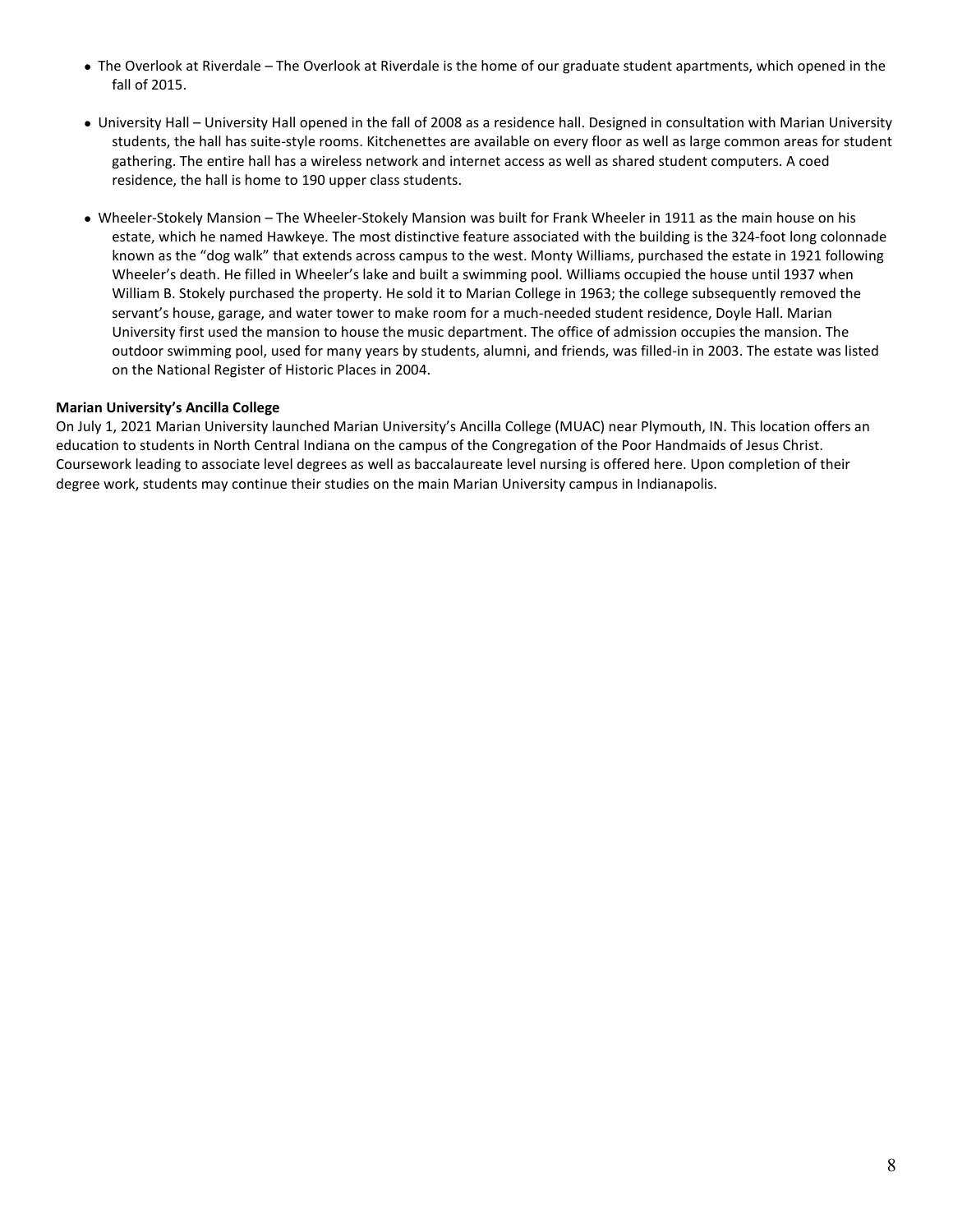- The Overlook at Riverdale – The Overlook at Riverdale is the home of our graduate student apartments, which opened in the fall of 2015.

- University Hall – University Hall opened in the fall of 2008 as a residence hall. Designed in consultation with Marian University students, the hall has suite-style rooms. Kitchenettes are available on every floor as well as large common areas for student gathering. The entire hall has a wireless network and internet access as well as shared student computers. A coed residence, the hall is home to 190 upper class students.

- Wheeler-Stokely Mansion – The Wheeler-Stokely Mansion was built for Frank Wheeler in 1911 as the main house on his estate, which he named Hawkeye. The most distinctive feature associated with the building is the 324-foot long colonnade known as the "dog walk" that extends across campus to the west. Monty Williams, purchased the estate in 1921 following Wheeler's death. He filled in Wheeler's lake and built a swimming pool. Williams occupied the house until 1937 when William B. Stokely purchased the property. He sold it to Marian College in 1963; the college subsequently removed the servant's house, garage, and water tower to make room for a much-needed student residence, Doyle Hall. Marian University first used the mansion to house the music department. The office of admission occupies the mansion. The outdoor swimming pool, used for many years by students, alumni, and friends, was filled-in in 2003. The estate was listed on the National Register of Historic Places in 2004.

**Marian University's Ancilla College**

On July 1, 2021 Marian University launched Marian University's Ancilla College (MUAC) near Plymouth, IN. This location offers an education to students in North Central Indiana on the campus of the Congregation of the Poor Handmaids of Jesus Christ. Coursework leading to associate level degrees as well as baccalaureate level nursing is offered here. Upon completion of their degree work, students may continue their studies on the main Marian University campus in Indianapolis.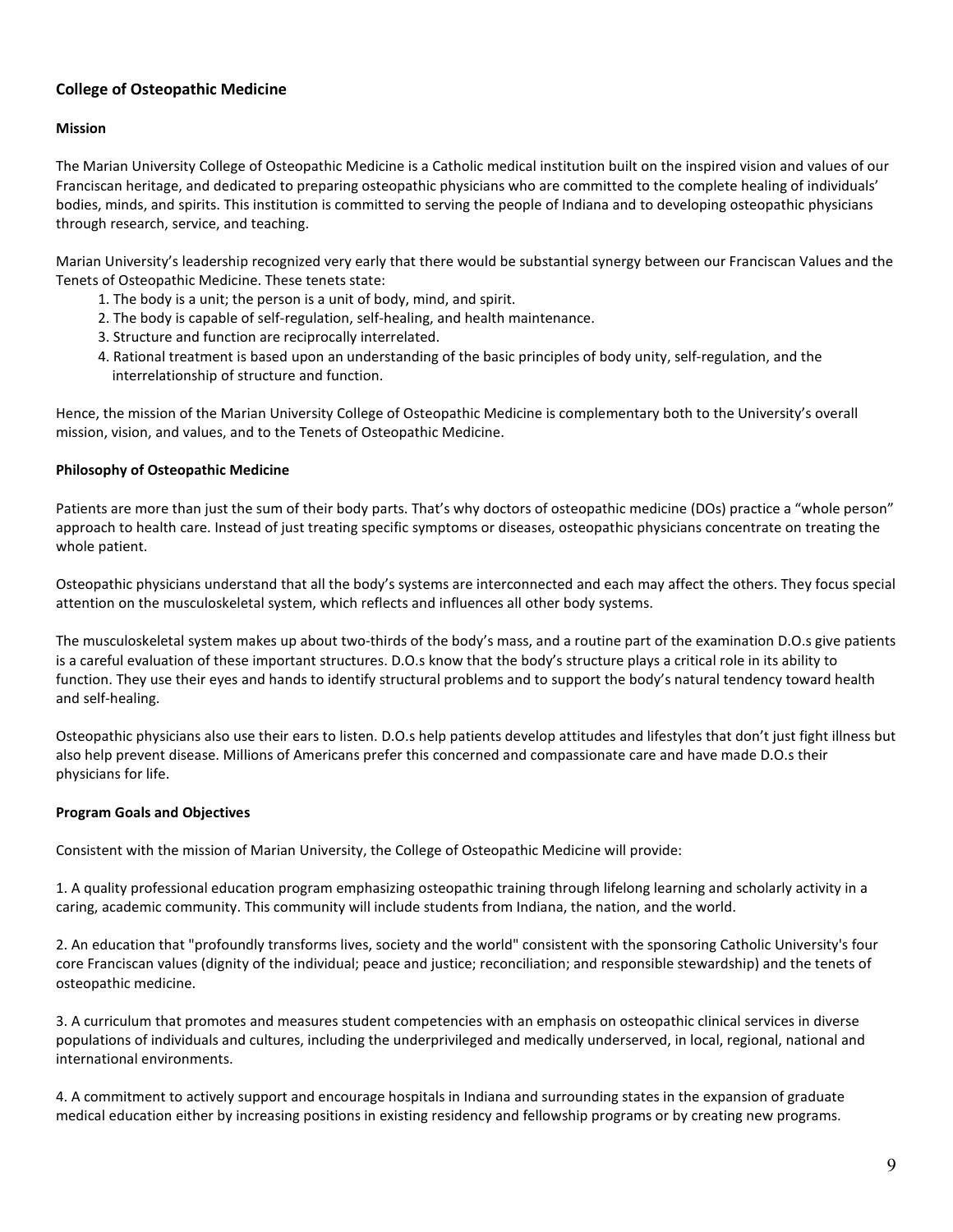## College of Osteopathic Medicine

### Mission

The Marian University College of Osteopathic Medicine is a Catholic medical institution built on the inspired vision and values of our Franciscan heritage, and dedicated to preparing osteopathic physicians who are committed to the complete healing of individuals' bodies, minds, and spirits. This institution is committed to serving the people of Indiana and to developing osteopathic physicians through research, service, and teaching.

Marian University's leadership recognized very early that there would be substantial synergy between our Franciscan Values and the Tenets of Osteopathic Medicine. These tenets state:

1. The body is a unit; the person is a unit of body, mind, and spirit.
2. The body is capable of self-regulation, self-healing, and health maintenance.
3. Structure and function are reciprocally interrelated.
4. Rational treatment is based upon an understanding of the basic principles of body unity, self-regulation, and the interrelationship of structure and function.

Hence, the mission of the Marian University College of Osteopathic Medicine is complementary both to the University's overall mission, vision, and values, and to the Tenets of Osteopathic Medicine.

### Philosophy of Osteopathic Medicine

Patients are more than just the sum of their body parts. That's why doctors of osteopathic medicine (DOs) practice a "whole person" approach to health care. Instead of just treating specific symptoms or diseases, osteopathic physicians concentrate on treating the whole patient.

Osteopathic physicians understand that all the body's systems are interconnected and each may affect the others. They focus special attention on the musculoskeletal system, which reflects and influences all other body systems.

The musculoskeletal system makes up about two-thirds of the body's mass, and a routine part of the examination D.O.s give patients is a careful evaluation of these important structures. D.O.s know that the body's structure plays a critical role in its ability to function. They use their eyes and hands to identify structural problems and to support the body's natural tendency toward health and self-healing.

Osteopathic physicians also use their ears to listen. D.O.s help patients develop attitudes and lifestyles that don't just fight illness but also help prevent disease. Millions of Americans prefer this concerned and compassionate care and have made D.O.s their physicians for life.

### Program Goals and Objectives

Consistent with the mission of Marian University, the College of Osteopathic Medicine will provide:

1. A quality professional education program emphasizing osteopathic training through lifelong learning and scholarly activity in a caring, academic community. This community will include students from Indiana, the nation, and the world.

2. An education that "profoundly transforms lives, society and the world" consistent with the sponsoring Catholic University's four core Franciscan values (dignity of the individual; peace and justice; reconciliation; and responsible stewardship) and the tenets of osteopathic medicine.

3. A curriculum that promotes and measures student competencies with an emphasis on osteopathic clinical services in diverse populations of individuals and cultures, including the underprivileged and medically underserved, in local, regional, national and international environments.

4. A commitment to actively support and encourage hospitals in Indiana and surrounding states in the expansion of graduate medical education either by increasing positions in existing residency and fellowship programs or by creating new programs.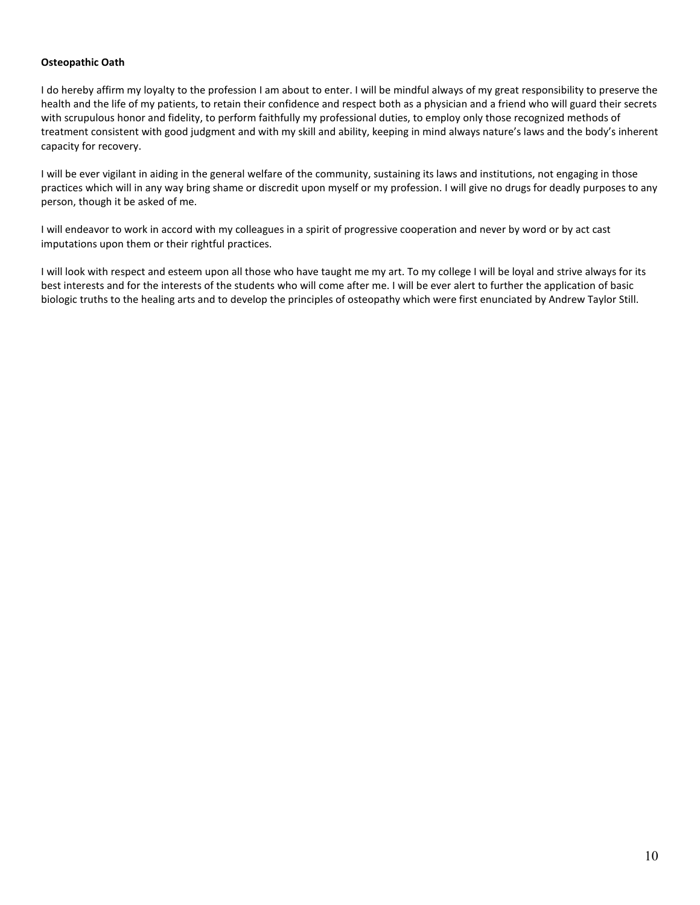**Osteopathic Oath**

I do hereby affirm my loyalty to the profession I am about to enter. I will be mindful always of my great responsibility to preserve the health and the life of my patients, to retain their confidence and respect both as a physician and a friend who will guard their secrets with scrupulous honor and fidelity, to perform faithfully my professional duties, to employ only those recognized methods of treatment consistent with good judgment and with my skill and ability, keeping in mind always nature's laws and the body's inherent capacity for recovery.

I will be ever vigilant in aiding in the general welfare of the community, sustaining its laws and institutions, not engaging in those practices which will in any way bring shame or discredit upon myself or my profession. I will give no drugs for deadly purposes to any person, though it be asked of me.

I will endeavor to work in accord with my colleagues in a spirit of progressive cooperation and never by word or by act cast imputations upon them or their rightful practices.

I will look with respect and esteem upon all those who have taught me my art. To my college I will be loyal and strive always for its best interests and for the interests of the students who will come after me. I will be ever alert to further the application of basic biologic truths to the healing arts and to develop the principles of osteopathy which were first enunciated by Andrew Taylor Still.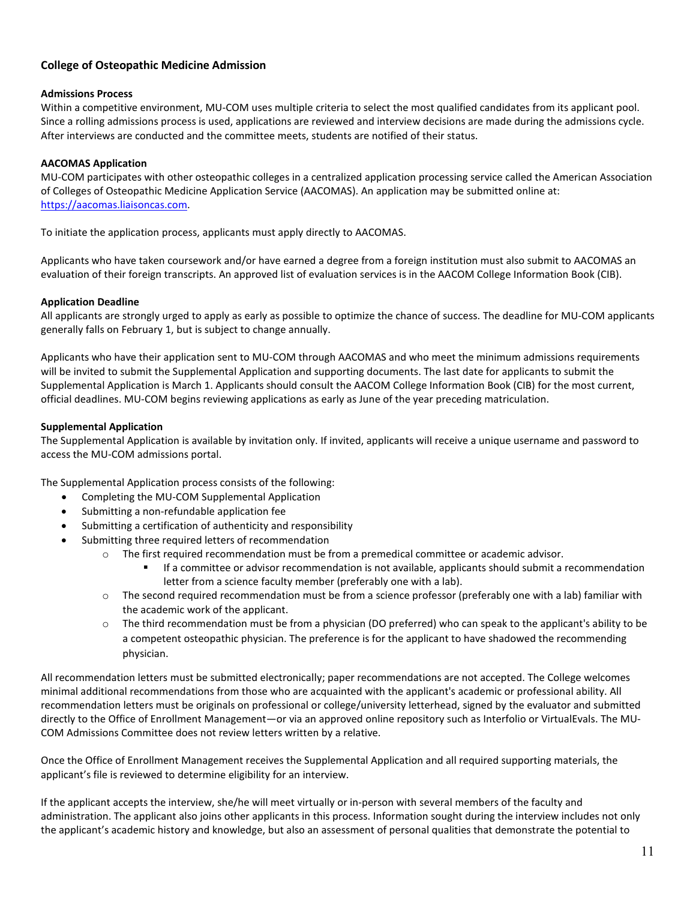## College of Osteopathic Medicine Admission

### Admissions Process

Within a competitive environment, MU-COM uses multiple criteria to select the most qualified candidates from its applicant pool. Since a rolling admissions process is used, applications are reviewed and interview decisions are made during the admissions cycle. After interviews are conducted and the committee meets, students are notified of their status.

### AACOMAS Application

MU-COM participates with other osteopathic colleges in a centralized application processing service called the American Association of Colleges of Osteopathic Medicine Application Service (AACOMAS). An application may be submitted online at: [https://aacomas.liaisoncas.com](https://aacomas.liaisoncas.com).

To initiate the application process, applicants must apply directly to AACOMAS.

Applicants who have taken coursework and/or have earned a degree from a foreign institution must also submit to AACOMAS an evaluation of their foreign transcripts. An approved list of evaluation services is in the AACOM College Information Book (CIB).

### Application Deadline

All applicants are strongly urged to apply as early as possible to optimize the chance of success. The deadline for MU-COM applicants generally falls on February 1, but is subject to change annually.

Applicants who have their application sent to MU-COM through AACOMAS and who meet the minimum admissions requirements will be invited to submit the Supplemental Application and supporting documents. The last date for applicants to submit the Supplemental Application is March 1. Applicants should consult the AACOM College Information Book (CIB) for the most current, official deadlines. MU-COM begins reviewing applications as early as June of the year preceding matriculation.

### Supplemental Application

The Supplemental Application is available by invitation only. If invited, applicants will receive a unique username and password to access the MU-COM admissions portal.

The Supplemental Application process consists of the following:

- Completing the MU-COM Supplemental Application
- Submitting a non-refundable application fee
- Submitting a certification of authenticity and responsibility
- Submitting three required letters of recommendation
  - The first required recommendation must be from a premedical committee or academic advisor.
    - If a committee or advisor recommendation is not available, applicants should submit a recommendation letter from a science faculty member (preferably one with a lab).
  - The second required recommendation must be from a science professor (preferably one with a lab) familiar with the academic work of the applicant.
  - The third recommendation must be from a physician (DO preferred) who can speak to the applicant's ability to be a competent osteopathic physician. The preference is for the applicant to have shadowed the recommending physician.

All recommendation letters must be submitted electronically; paper recommendations are not accepted. The College welcomes minimal additional recommendations from those who are acquainted with the applicant's academic or professional ability. All recommendation letters must be originals on professional or college/university letterhead, signed by the evaluator and submitted directly to the Office of Enrollment Management—or via an approved online repository such as Interfolio or VirtualEvals. The MU-COM Admissions Committee does not review letters written by a relative.

Once the Office of Enrollment Management receives the Supplemental Application and all required supporting materials, the applicant's file is reviewed to determine eligibility for an interview.

If the applicant accepts the interview, she/he will meet virtually or in-person with several members of the faculty and administration. The applicant also joins other applicants in this process. Information sought during the interview includes not only the applicant's academic history and knowledge, but also an assessment of personal qualities that demonstrate the potential to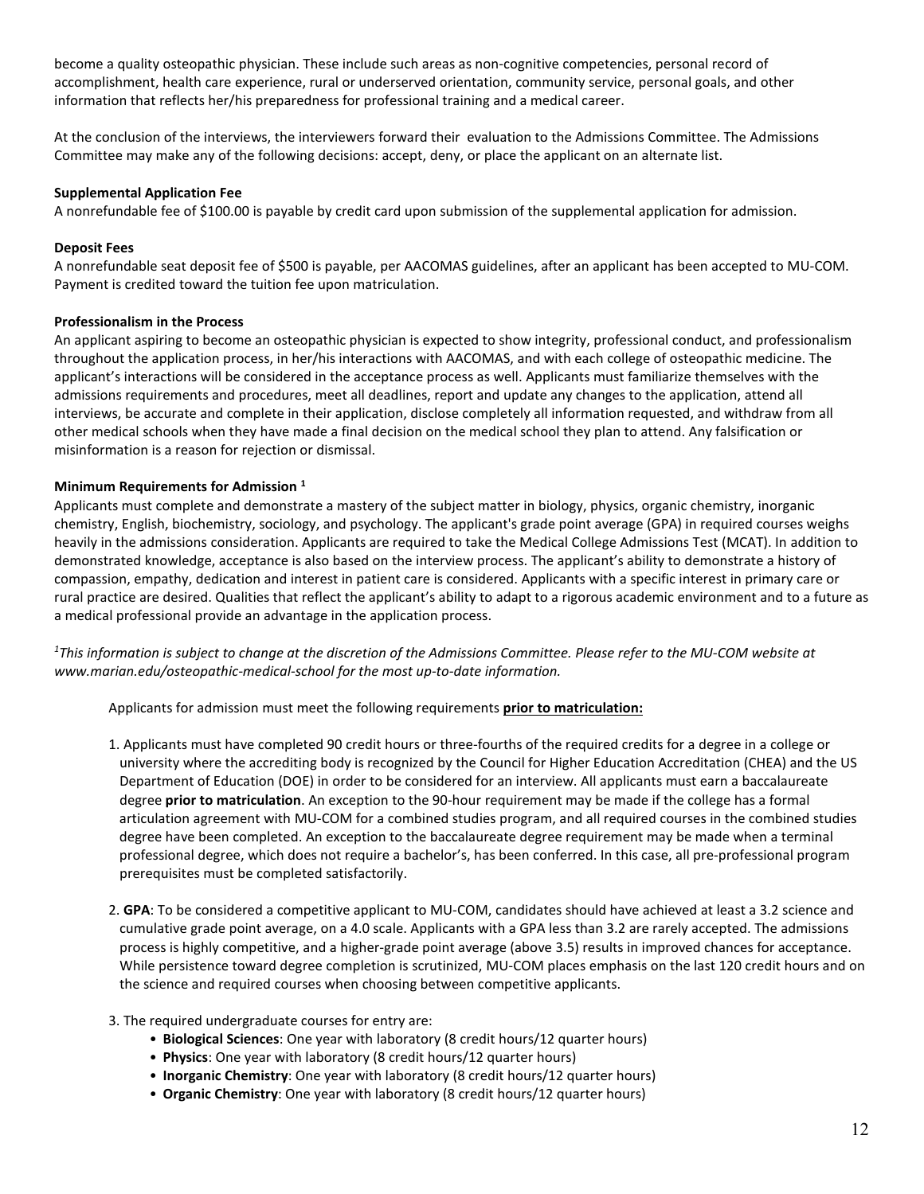become a quality osteopathic physician. These include such areas as non-cognitive competencies, personal record of accomplishment, health care experience, rural or underserved orientation, community service, personal goals, and other information that reflects her/his preparedness for professional training and a medical career.

At the conclusion of the interviews, the interviewers forward their evaluation to the Admissions Committee. The Admissions Committee may make any of the following decisions: accept, deny, or place the applicant on an alternate list.

**Supplemental Application Fee**

A nonrefundable fee of $100.00 is payable by credit card upon submission of the supplemental application for admission.

**Deposit Fees**

A nonrefundable seat deposit fee of $500 is payable, per AACOMAS guidelines, after an applicant has been accepted to MU-COM. Payment is credited toward the tuition fee upon matriculation.

**Professionalism in the Process**

An applicant aspiring to become an osteopathic physician is expected to show integrity, professional conduct, and professionalism throughout the application process, in her/his interactions with AACOMAS, and with each college of osteopathic medicine. The applicant's interactions will be considered in the acceptance process as well. Applicants must familiarize themselves with the admissions requirements and procedures, meet all deadlines, report and update any changes to the application, attend all interviews, be accurate and complete in their application, disclose completely all information requested, and withdraw from all other medical schools when they have made a final decision on the medical school they plan to attend. Any falsification or misinformation is a reason for rejection or dismissal.

**Minimum Requirements for Admission [1]**

Applicants must complete and demonstrate a mastery of the subject matter in biology, physics, organic chemistry, inorganic chemistry, English, biochemistry, sociology, and psychology. The applicant's grade point average (GPA) in required courses weighs heavily in the admissions consideration. Applicants are required to take the Medical College Admissions Test (MCAT). In addition to demonstrated knowledge, acceptance is also based on the interview process. The applicant's ability to demonstrate a history of compassion, empathy, dedication and interest in patient care is considered. Applicants with a specific interest in primary care or rural practice are desired. Qualities that reflect the applicant's ability to adapt to a rigorous academic environment and to a future as a medical professional provide an advantage in the application process.

*[1]This information is subject to change at the discretion of the Admissions Committee. Please refer to the MU-COM website at www.marian.edu/osteopathic-medical-school for the most up-to-date information.*

Applicants for admission must meet the following requirements **prior to matriculation:**

1. Applicants must have completed 90 credit hours or three-fourths of the required credits for a degree in a college or university where the accrediting body is recognized by the Council for Higher Education Accreditation (CHEA) and the US Department of Education (DOE) in order to be considered for an interview. All applicants must earn a baccalaureate degree **prior to matriculation**. An exception to the 90-hour requirement may be made if the college has a formal articulation agreement with MU-COM for a combined studies program, and all required courses in the combined studies degree have been completed. An exception to the baccalaureate degree requirement may be made when a terminal professional degree, which does not require a bachelor's, has been conferred. In this case, all pre-professional program prerequisites must be completed satisfactorily.

2. **GPA**: To be considered a competitive applicant to MU-COM, candidates should have achieved at least a 3.2 science and cumulative grade point average, on a 4.0 scale. Applicants with a GPA less than 3.2 are rarely accepted. The admissions process is highly competitive, and a higher-grade point average (above 3.5) results in improved chances for acceptance. While persistence toward degree completion is scrutinized, MU-COM places emphasis on the last 120 credit hours and on the science and required courses when choosing between competitive applicants.

3. The required undergraduate courses for entry are:
   - **Biological Sciences**: One year with laboratory (8 credit hours/12 quarter hours)
   - **Physics**: One year with laboratory (8 credit hours/12 quarter hours)
   - **Inorganic Chemistry**: One year with laboratory (8 credit hours/12 quarter hours)
   - **Organic Chemistry**: One year with laboratory (8 credit hours/12 quarter hours)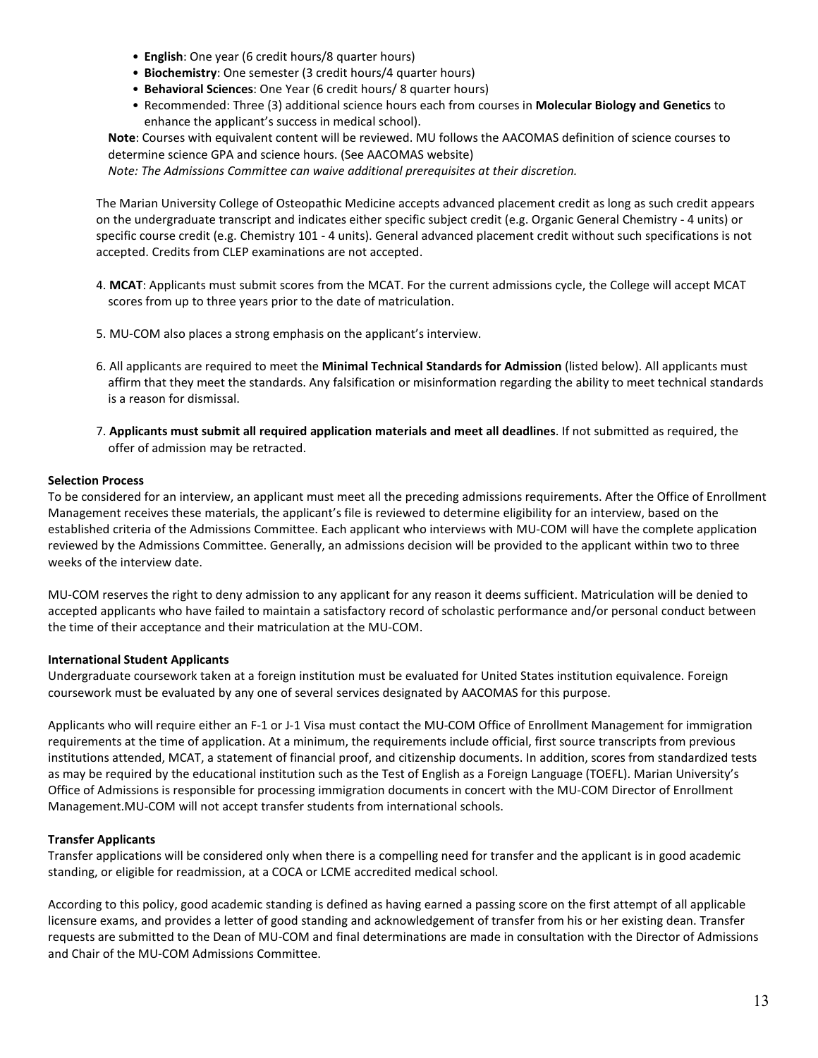- **English**: One year (6 credit hours/8 quarter hours)
- **Biochemistry**: One semester (3 credit hours/4 quarter hours)
- **Behavioral Sciences**: One Year (6 credit hours/ 8 quarter hours)
- Recommended: Three (3) additional science hours each from courses in **Molecular Biology and Genetics** to enhance the applicant's success in medical school).

**Note**: Courses with equivalent content will be reviewed. MU follows the AACOMAS definition of science courses to determine science GPA and science hours. (See AACOMAS website)

*Note: The Admissions Committee can waive additional prerequisites at their discretion.*

The Marian University College of Osteopathic Medicine accepts advanced placement credit as long as such credit appears on the undergraduate transcript and indicates either specific subject credit (e.g. Organic General Chemistry - 4 units) or specific course credit (e.g. Chemistry 101 - 4 units). General advanced placement credit without such specifications is not accepted. Credits from CLEP examinations are not accepted.

4. **MCAT**: Applicants must submit scores from the MCAT. For the current admissions cycle, the College will accept MCAT scores from up to three years prior to the date of matriculation.

5. MU-COM also places a strong emphasis on the applicant's interview.

6. All applicants are required to meet the **Minimal Technical Standards for Admission** (listed below). All applicants must affirm that they meet the standards. Any falsification or misinformation regarding the ability to meet technical standards is a reason for dismissal.

7. **Applicants must submit all required application materials and meet all deadlines**. If not submitted as required, the offer of admission may be retracted.

**Selection Process**

To be considered for an interview, an applicant must meet all the preceding admissions requirements. After the Office of Enrollment Management receives these materials, the applicant's file is reviewed to determine eligibility for an interview, based on the established criteria of the Admissions Committee. Each applicant who interviews with MU-COM will have the complete application reviewed by the Admissions Committee. Generally, an admissions decision will be provided to the applicant within two to three weeks of the interview date.

MU-COM reserves the right to deny admission to any applicant for any reason it deems sufficient. Matriculation will be denied to accepted applicants who have failed to maintain a satisfactory record of scholastic performance and/or personal conduct between the time of their acceptance and their matriculation at the MU-COM.

**International Student Applicants**

Undergraduate coursework taken at a foreign institution must be evaluated for United States institution equivalence. Foreign coursework must be evaluated by any one of several services designated by AACOMAS for this purpose.

Applicants who will require either an F-1 or J-1 Visa must contact the MU-COM Office of Enrollment Management for immigration requirements at the time of application. At a minimum, the requirements include official, first source transcripts from previous institutions attended, MCAT, a statement of financial proof, and citizenship documents. In addition, scores from standardized tests as may be required by the educational institution such as the Test of English as a Foreign Language (TOEFL). Marian University's Office of Admissions is responsible for processing immigration documents in concert with the MU-COM Director of Enrollment Management.MU-COM will not accept transfer students from international schools.

**Transfer Applicants**

Transfer applications will be considered only when there is a compelling need for transfer and the applicant is in good academic standing, or eligible for readmission, at a COCA or LCME accredited medical school.

According to this policy, good academic standing is defined as having earned a passing score on the first attempt of all applicable licensure exams, and provides a letter of good standing and acknowledgement of transfer from his or her existing dean. Transfer requests are submitted to the Dean of MU-COM and final determinations are made in consultation with the Director of Admissions and Chair of the MU-COM Admissions Committee.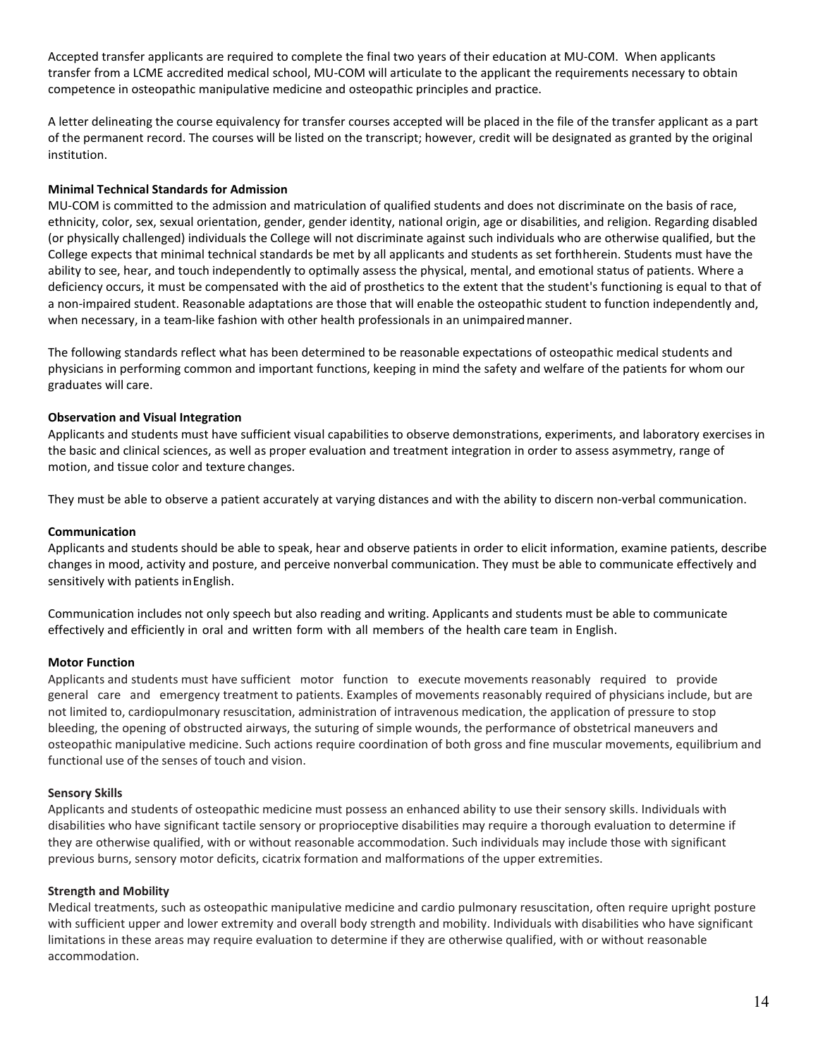Accepted transfer applicants are required to complete the final two years of their education at MU-COM. When applicants transfer from a LCME accredited medical school, MU-COM will articulate to the applicant the requirements necessary to obtain competence in osteopathic manipulative medicine and osteopathic principles and practice.

A letter delineating the course equivalency for transfer courses accepted will be placed in the file of the transfer applicant as a part of the permanent record. The courses will be listed on the transcript; however, credit will be designated as granted by the original institution.

**Minimal Technical Standards for Admission**

MU-COM is committed to the admission and matriculation of qualified students and does not discriminate on the basis of race, ethnicity, color, sex, sexual orientation, gender, gender identity, national origin, age or disabilities, and religion. Regarding disabled (or physically challenged) individuals the College will not discriminate against such individuals who are otherwise qualified, but the College expects that minimal technical standards be met by all applicants and students as set forthherein. Students must have the ability to see, hear, and touch independently to optimally assess the physical, mental, and emotional status of patients. Where a deficiency occurs, it must be compensated with the aid of prosthetics to the extent that the student's functioning is equal to that of a non-impaired student. Reasonable adaptations are those that will enable the osteopathic student to function independently and, when necessary, in a team-like fashion with other health professionals in an unimpaired manner.

The following standards reflect what has been determined to be reasonable expectations of osteopathic medical students and physicians in performing common and important functions, keeping in mind the safety and welfare of the patients for whom our graduates will care.

**Observation and Visual Integration**

Applicants and students must have sufficient visual capabilities to observe demonstrations, experiments, and laboratory exercises in the basic and clinical sciences, as well as proper evaluation and treatment integration in order to assess asymmetry, range of motion, and tissue color and texture changes.

They must be able to observe a patient accurately at varying distances and with the ability to discern non-verbal communication.

**Communication**

Applicants and students should be able to speak, hear and observe patients in order to elicit information, examine patients, describe changes in mood, activity and posture, and perceive nonverbal communication. They must be able to communicate effectively and sensitively with patients in English.

Communication includes not only speech but also reading and writing. Applicants and students must be able to communicate effectively and efficiently in oral and written form with all members of the health care team in English.

**Motor Function**

Applicants and students must have sufficient motor function to execute movements reasonably required to provide general care and emergency treatment to patients. Examples of movements reasonably required of physicians include, but are not limited to, cardiopulmonary resuscitation, administration of intravenous medication, the application of pressure to stop bleeding, the opening of obstructed airways, the suturing of simple wounds, the performance of obstetrical maneuvers and osteopathic manipulative medicine. Such actions require coordination of both gross and fine muscular movements, equilibrium and functional use of the senses of touch and vision.

**Sensory Skills**

Applicants and students of osteopathic medicine must possess an enhanced ability to use their sensory skills. Individuals with disabilities who have significant tactile sensory or proprioceptive disabilities may require a thorough evaluation to determine if they are otherwise qualified, with or without reasonable accommodation. Such individuals may include those with significant previous burns, sensory motor deficits, cicatrix formation and malformations of the upper extremities.

**Strength and Mobility**

Medical treatments, such as osteopathic manipulative medicine and cardio pulmonary resuscitation, often require upright posture with sufficient upper and lower extremity and overall body strength and mobility. Individuals with disabilities who have significant limitations in these areas may require evaluation to determine if they are otherwise qualified, with or without reasonable accommodation.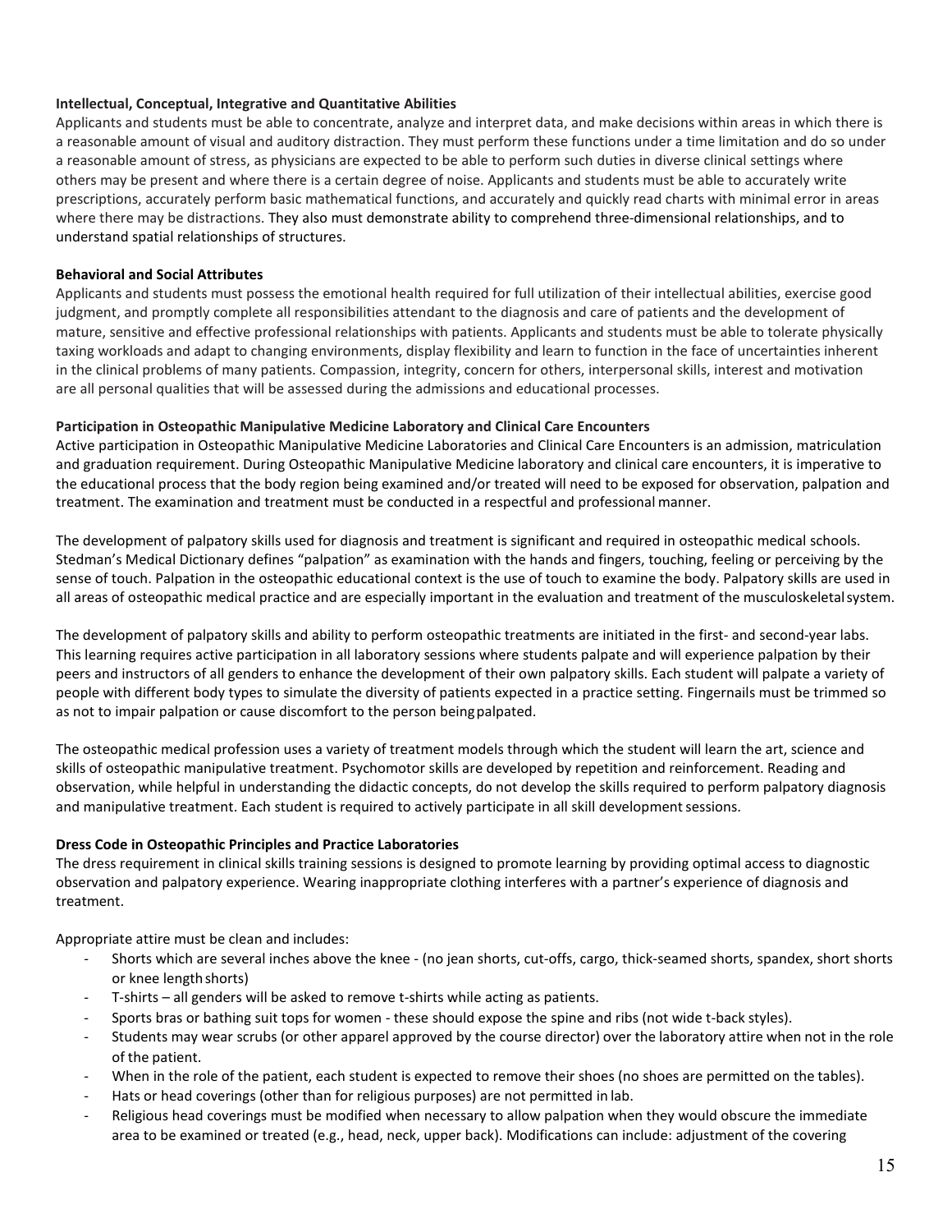**Intellectual, Conceptual, Integrative and Quantitative Abilities**

Applicants and students must be able to concentrate, analyze and interpret data, and make decisions within areas in which there is a reasonable amount of visual and auditory distraction. They must perform these functions under a time limitation and do so under a reasonable amount of stress, as physicians are expected to be able to perform such duties in diverse clinical settings where others may be present and where there is a certain degree of noise. Applicants and students must be able to accurately write prescriptions, accurately perform basic mathematical functions, and accurately and quickly read charts with minimal error in areas where there may be distractions. They also must demonstrate ability to comprehend three-dimensional relationships, and to understand spatial relationships of structures.

**Behavioral and Social Attributes**

Applicants and students must possess the emotional health required for full utilization of their intellectual abilities, exercise good judgment, and promptly complete all responsibilities attendant to the diagnosis and care of patients and the development of mature, sensitive and effective professional relationships with patients. Applicants and students must be able to tolerate physically taxing workloads and adapt to changing environments, display flexibility and learn to function in the face of uncertainties inherent in the clinical problems of many patients. Compassion, integrity, concern for others, interpersonal skills, interest and motivation are all personal qualities that will be assessed during the admissions and educational processes.

**Participation in Osteopathic Manipulative Medicine Laboratory and Clinical Care Encounters**

Active participation in Osteopathic Manipulative Medicine Laboratories and Clinical Care Encounters is an admission, matriculation and graduation requirement. During Osteopathic Manipulative Medicine laboratory and clinical care encounters, it is imperative to the educational process that the body region being examined and/or treated will need to be exposed for observation, palpation and treatment. The examination and treatment must be conducted in a respectful and professional manner.

The development of palpatory skills used for diagnosis and treatment is significant and required in osteopathic medical schools. Stedman's Medical Dictionary defines "palpation" as examination with the hands and fingers, touching, feeling or perceiving by the sense of touch. Palpation in the osteopathic educational context is the use of touch to examine the body. Palpatory skills are used in all areas of osteopathic medical practice and are especially important in the evaluation and treatment of the musculoskeletal system.

The development of palpatory skills and ability to perform osteopathic treatments are initiated in the first- and second-year labs. This learning requires active participation in all laboratory sessions where students palpate and will experience palpation by their peers and instructors of all genders to enhance the development of their own palpatory skills. Each student will palpate a variety of people with different body types to simulate the diversity of patients expected in a practice setting. Fingernails must be trimmed so as not to impair palpation or cause discomfort to the person being palpated.

The osteopathic medical profession uses a variety of treatment models through which the student will learn the art, science and skills of osteopathic manipulative treatment. Psychomotor skills are developed by repetition and reinforcement. Reading and observation, while helpful in understanding the didactic concepts, do not develop the skills required to perform palpatory diagnosis and manipulative treatment. Each student is required to actively participate in all skill development sessions.

**Dress Code in Osteopathic Principles and Practice Laboratories**

The dress requirement in clinical skills training sessions is designed to promote learning by providing optimal access to diagnostic observation and palpatory experience. Wearing inappropriate clothing interferes with a partner's experience of diagnosis and treatment.

Appropriate attire must be clean and includes:

- Shorts which are several inches above the knee - (no jean shorts, cut-offs, cargo, thick-seamed shorts, spandex, short shorts or knee length shorts)
- T-shirts – all genders will be asked to remove t-shirts while acting as patients.
- Sports bras or bathing suit tops for women - these should expose the spine and ribs (not wide t-back styles).
- Students may wear scrubs (or other apparel approved by the course director) over the laboratory attire when not in the role of the patient.
- When in the role of the patient, each student is expected to remove their shoes (no shoes are permitted on the tables).
- Hats or head coverings (other than for religious purposes) are not permitted in lab.
- Religious head coverings must be modified when necessary to allow palpation when they would obscure the immediate area to be examined or treated (e.g., head, neck, upper back). Modifications can include: adjustment of the covering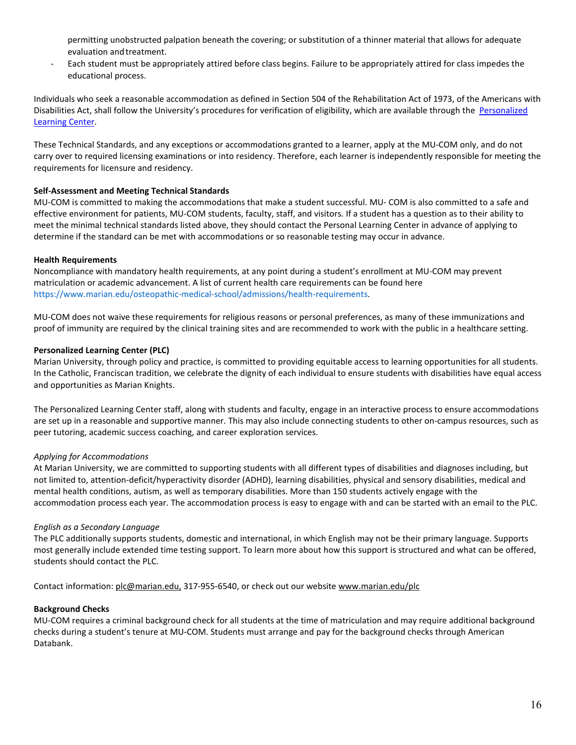permitting unobstructed palpation beneath the covering; or substitution of a thinner material that allows for adequate evaluation and treatment.

- Each student must be appropriately attired before class begins. Failure to be appropriately attired for class impedes the educational process.

Individuals who seek a reasonable accommodation as defined in Section 504 of the Rehabilitation Act of 1973, of the Americans with Disabilities Act, shall follow the University's procedures for verification of eligibility, which are available through the [Personalized Learning Center](#).

These Technical Standards, and any exceptions or accommodations granted to a learner, apply at the MU-COM only, and do not carry over to required licensing examinations or into residency. Therefore, each learner is independently responsible for meeting the requirements for licensure and residency.

**Self-Assessment and Meeting Technical Standards**

MU-COM is committed to making the accommodations that make a student successful. MU- COM is also committed to a safe and effective environment for patients, MU-COM students, faculty, staff, and visitors. If a student has a question as to their ability to meet the minimal technical standards listed above, they should contact the Personal Learning Center in advance of applying to determine if the standard can be met with accommodations or so reasonable testing may occur in advance.

**Health Requirements**

Noncompliance with mandatory health requirements, at any point during a student's enrollment at MU-COM may prevent matriculation or academic advancement. A list of current health care requirements can be found here https://www.marian.edu/osteopathic-medical-school/admissions/health-requirements.

MU-COM does not waive these requirements for religious reasons or personal preferences, as many of these immunizations and proof of immunity are required by the clinical training sites and are recommended to work with the public in a healthcare setting.

**Personalized Learning Center (PLC)**

Marian University, through policy and practice, is committed to providing equitable access to learning opportunities for all students. In the Catholic, Franciscan tradition, we celebrate the dignity of each individual to ensure students with disabilities have equal access and opportunities as Marian Knights.

The Personalized Learning Center staff, along with students and faculty, engage in an interactive process to ensure accommodations are set up in a reasonable and supportive manner. This may also include connecting students to other on-campus resources, such as peer tutoring, academic success coaching, and career exploration services.

*Applying for Accommodations*

At Marian University, we are committed to supporting students with all different types of disabilities and diagnoses including, but not limited to, attention-deficit/hyperactivity disorder (ADHD), learning disabilities, physical and sensory disabilities, medical and mental health conditions, autism, as well as temporary disabilities. More than 150 students actively engage with the accommodation process each year. The accommodation process is easy to engage with and can be started with an email to the PLC.

*English as a Secondary Language*

The PLC additionally supports students, domestic and international, in which English may not be their primary language. Supports most generally include extended time testing support. To learn more about how this support is structured and what can be offered, students should contact the PLC.

Contact information: plc@marian.edu, 317-955-6540, or check out our website www.marian.edu/plc

**Background Checks**

MU-COM requires a criminal background check for all students at the time of matriculation and may require additional background checks during a student's tenure at MU-COM. Students must arrange and pay for the background checks through American Databank.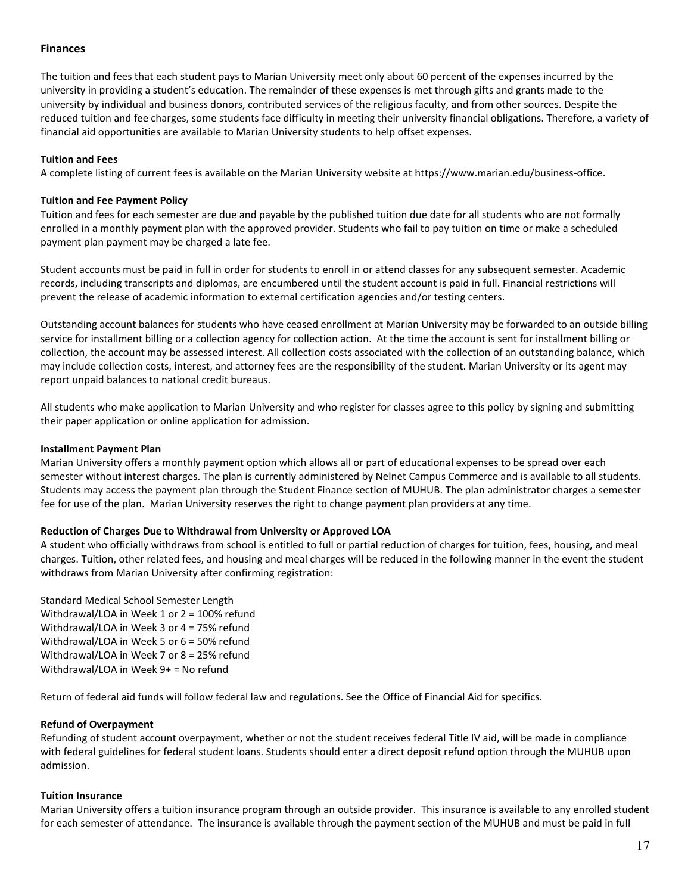## Finances

The tuition and fees that each student pays to Marian University meet only about 60 percent of the expenses incurred by the university in providing a student's education. The remainder of these expenses is met through gifts and grants made to the university by individual and business donors, contributed services of the religious faculty, and from other sources. Despite the reduced tuition and fee charges, some students face difficulty in meeting their university financial obligations. Therefore, a variety of financial aid opportunities are available to Marian University students to help offset expenses.

### Tuition and Fees

A complete listing of current fees is available on the Marian University website at https://www.marian.edu/business-office.

### Tuition and Fee Payment Policy

Tuition and fees for each semester are due and payable by the published tuition due date for all students who are not formally enrolled in a monthly payment plan with the approved provider. Students who fail to pay tuition on time or make a scheduled payment plan payment may be charged a late fee.

Student accounts must be paid in full in order for students to enroll in or attend classes for any subsequent semester. Academic records, including transcripts and diplomas, are encumbered until the student account is paid in full. Financial restrictions will prevent the release of academic information to external certification agencies and/or testing centers.

Outstanding account balances for students who have ceased enrollment at Marian University may be forwarded to an outside billing service for installment billing or a collection agency for collection action. At the time the account is sent for installment billing or collection, the account may be assessed interest. All collection costs associated with the collection of an outstanding balance, which may include collection costs, interest, and attorney fees are the responsibility of the student. Marian University or its agent may report unpaid balances to national credit bureaus.

All students who make application to Marian University and who register for classes agree to this policy by signing and submitting their paper application or online application for admission.

### Installment Payment Plan

Marian University offers a monthly payment option which allows all or part of educational expenses to be spread over each semester without interest charges. The plan is currently administered by Nelnet Campus Commerce and is available to all students. Students may access the payment plan through the Student Finance section of MUHUB. The plan administrator charges a semester fee for use of the plan. Marian University reserves the right to change payment plan providers at any time.

### Reduction of Charges Due to Withdrawal from University or Approved LOA

A student who officially withdraws from school is entitled to full or partial reduction of charges for tuition, fees, housing, and meal charges. Tuition, other related fees, and housing and meal charges will be reduced in the following manner in the event the student withdraws from Marian University after confirming registration:

Standard Medical School Semester Length
Withdrawal/LOA in Week 1 or 2 = 100% refund
Withdrawal/LOA in Week 3 or 4 = 75% refund
Withdrawal/LOA in Week 5 or 6 = 50% refund
Withdrawal/LOA in Week 7 or 8 = 25% refund
Withdrawal/LOA in Week 9+ = No refund

Return of federal aid funds will follow federal law and regulations. See the Office of Financial Aid for specifics.

### Refund of Overpayment

Refunding of student account overpayment, whether or not the student receives federal Title IV aid, will be made in compliance with federal guidelines for federal student loans. Students should enter a direct deposit refund option through the MUHUB upon admission.

### Tuition Insurance

Marian University offers a tuition insurance program through an outside provider. This insurance is available to any enrolled student for each semester of attendance. The insurance is available through the payment section of the MUHUB and must be paid in full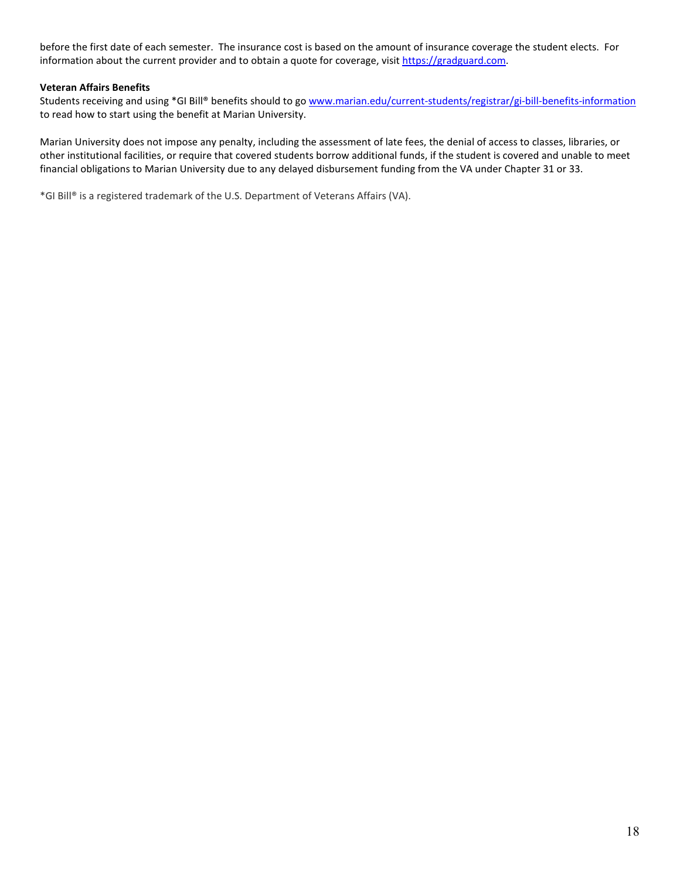before the first date of each semester. The insurance cost is based on the amount of insurance coverage the student elects. For information about the current provider and to obtain a quote for coverage, visit https://gradguard.com.

**Veteran Affairs Benefits**

Students receiving and using *GI Bill® benefits should to go www.marian.edu/current-students/registrar/gi-bill-benefits-information to read how to start using the benefit at Marian University.

Marian University does not impose any penalty, including the assessment of late fees, the denial of access to classes, libraries, or other institutional facilities, or require that covered students borrow additional funds, if the student is covered and unable to meet financial obligations to Marian University due to any delayed disbursement funding from the VA under Chapter 31 or 33.

*GI Bill® is a registered trademark of the U.S. Department of Veterans Affairs (VA).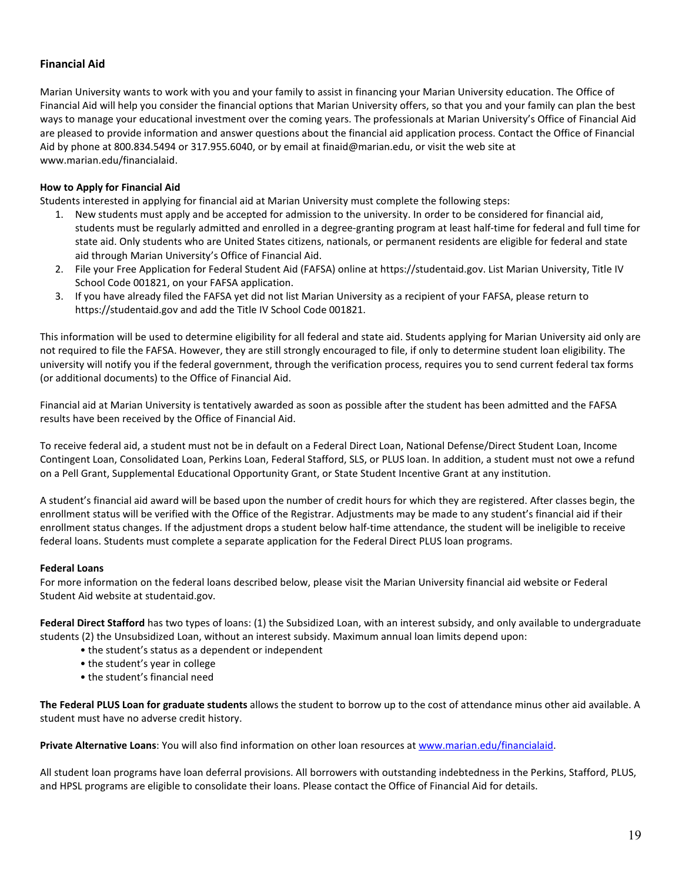## Financial Aid

Marian University wants to work with you and your family to assist in financing your Marian University education. The Office of Financial Aid will help you consider the financial options that Marian University offers, so that you and your family can plan the best ways to manage your educational investment over the coming years. The professionals at Marian University's Office of Financial Aid are pleased to provide information and answer questions about the financial aid application process. Contact the Office of Financial Aid by phone at 800.834.5494 or 317.955.6040, or by email at finaid@marian.edu, or visit the web site at www.marian.edu/financialaid.

### How to Apply for Financial Aid

Students interested in applying for financial aid at Marian University must complete the following steps:

1. New students must apply and be accepted for admission to the university. In order to be considered for financial aid, students must be regularly admitted and enrolled in a degree-granting program at least half-time for federal and full time for state aid. Only students who are United States citizens, nationals, or permanent residents are eligible for federal and state aid through Marian University's Office of Financial Aid.
2. File your Free Application for Federal Student Aid (FAFSA) online at https://studentaid.gov. List Marian University, Title IV School Code 001821, on your FAFSA application.
3. If you have already filed the FAFSA yet did not list Marian University as a recipient of your FAFSA, please return to https://studentaid.gov and add the Title IV School Code 001821.

This information will be used to determine eligibility for all federal and state aid. Students applying for Marian University aid only are not required to file the FAFSA. However, they are still strongly encouraged to file, if only to determine student loan eligibility. The university will notify you if the federal government, through the verification process, requires you to send current federal tax forms (or additional documents) to the Office of Financial Aid.

Financial aid at Marian University is tentatively awarded as soon as possible after the student has been admitted and the FAFSA results have been received by the Office of Financial Aid.

To receive federal aid, a student must not be in default on a Federal Direct Loan, National Defense/Direct Student Loan, Income Contingent Loan, Consolidated Loan, Perkins Loan, Federal Stafford, SLS, or PLUS loan. In addition, a student must not owe a refund on a Pell Grant, Supplemental Educational Opportunity Grant, or State Student Incentive Grant at any institution.

A student's financial aid award will be based upon the number of credit hours for which they are registered. After classes begin, the enrollment status will be verified with the Office of the Registrar. Adjustments may be made to any student's financial aid if their enrollment status changes. If the adjustment drops a student below half-time attendance, the student will be ineligible to receive federal loans. Students must complete a separate application for the Federal Direct PLUS loan programs.

### Federal Loans

For more information on the federal loans described below, please visit the Marian University financial aid website or Federal Student Aid website at studentaid.gov.

**Federal Direct Stafford** has two types of loans: (1) the Subsidized Loan, with an interest subsidy, and only available to undergraduate students (2) the Unsubsidized Loan, without an interest subsidy. Maximum annual loan limits depend upon:

- the student's status as a dependent or independent
- the student's year in college
- the student's financial need

**The Federal PLUS Loan for graduate students** allows the student to borrow up to the cost of attendance minus other aid available. A student must have no adverse credit history.

**Private Alternative Loans**: You will also find information on other loan resources at [www.marian.edu/financialaid](www.marian.edu/financialaid).

All student loan programs have loan deferral provisions. All borrowers with outstanding indebtedness in the Perkins, Stafford, PLUS, and HPSL programs are eligible to consolidate their loans. Please contact the Office of Financial Aid for details.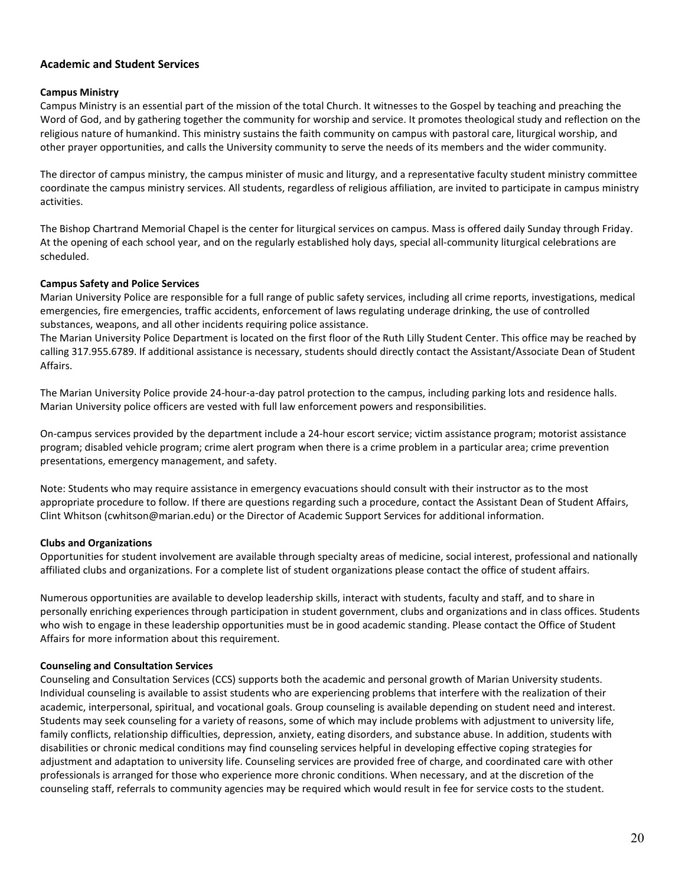## Academic and Student Services

### Campus Ministry

Campus Ministry is an essential part of the mission of the total Church. It witnesses to the Gospel by teaching and preaching the Word of God, and by gathering together the community for worship and service. It promotes theological study and reflection on the religious nature of humankind. This ministry sustains the faith community on campus with pastoral care, liturgical worship, and other prayer opportunities, and calls the University community to serve the needs of its members and the wider community.

The director of campus ministry, the campus minister of music and liturgy, and a representative faculty student ministry committee coordinate the campus ministry services. All students, regardless of religious affiliation, are invited to participate in campus ministry activities.

The Bishop Chartrand Memorial Chapel is the center for liturgical services on campus. Mass is offered daily Sunday through Friday. At the opening of each school year, and on the regularly established holy days, special all-community liturgical celebrations are scheduled.

### Campus Safety and Police Services

Marian University Police are responsible for a full range of public safety services, including all crime reports, investigations, medical emergencies, fire emergencies, traffic accidents, enforcement of laws regulating underage drinking, the use of controlled substances, weapons, and all other incidents requiring police assistance.

The Marian University Police Department is located on the first floor of the Ruth Lilly Student Center. This office may be reached by calling 317.955.6789. If additional assistance is necessary, students should directly contact the Assistant/Associate Dean of Student Affairs.

The Marian University Police provide 24-hour-a-day patrol protection to the campus, including parking lots and residence halls. Marian University police officers are vested with full law enforcement powers and responsibilities.

On-campus services provided by the department include a 24-hour escort service; victim assistance program; motorist assistance program; disabled vehicle program; crime alert program when there is a crime problem in a particular area; crime prevention presentations, emergency management, and safety.

Note: Students who may require assistance in emergency evacuations should consult with their instructor as to the most appropriate procedure to follow. If there are questions regarding such a procedure, contact the Assistant Dean of Student Affairs, Clint Whitson (cwhitson@marian.edu) or the Director of Academic Support Services for additional information.

### Clubs and Organizations

Opportunities for student involvement are available through specialty areas of medicine, social interest, professional and nationally affiliated clubs and organizations. For a complete list of student organizations please contact the office of student affairs.

Numerous opportunities are available to develop leadership skills, interact with students, faculty and staff, and to share in personally enriching experiences through participation in student government, clubs and organizations and in class offices. Students who wish to engage in these leadership opportunities must be in good academic standing. Please contact the Office of Student Affairs for more information about this requirement.

### Counseling and Consultation Services

Counseling and Consultation Services (CCS) supports both the academic and personal growth of Marian University students. Individual counseling is available to assist students who are experiencing problems that interfere with the realization of their academic, interpersonal, spiritual, and vocational goals. Group counseling is available depending on student need and interest. Students may seek counseling for a variety of reasons, some of which may include problems with adjustment to university life, family conflicts, relationship difficulties, depression, anxiety, eating disorders, and substance abuse. In addition, students with disabilities or chronic medical conditions may find counseling services helpful in developing effective coping strategies for adjustment and adaptation to university life. Counseling services are provided free of charge, and coordinated care with other professionals is arranged for those who experience more chronic conditions. When necessary, and at the discretion of the counseling staff, referrals to community agencies may be required which would result in fee for service costs to the student.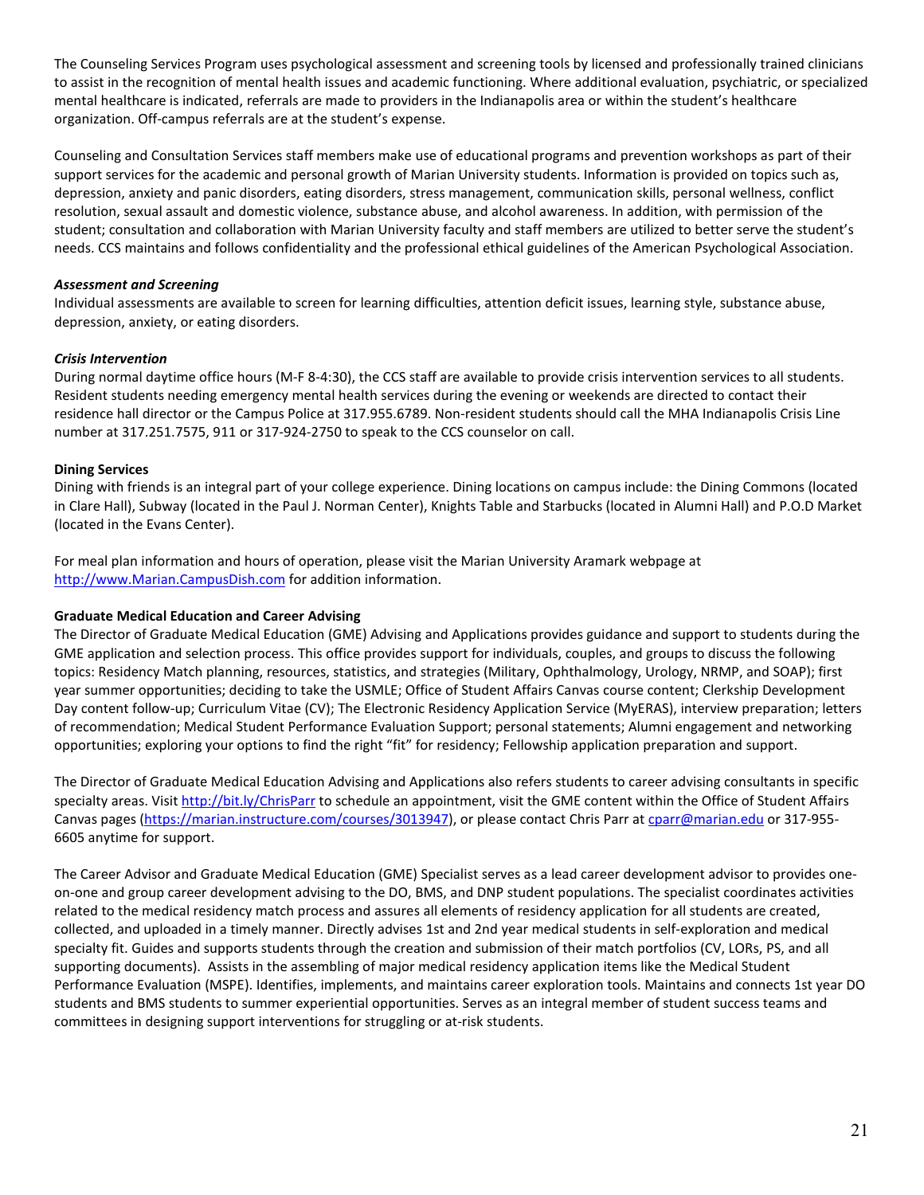The Counseling Services Program uses psychological assessment and screening tools by licensed and professionally trained clinicians to assist in the recognition of mental health issues and academic functioning. Where additional evaluation, psychiatric, or specialized mental healthcare is indicated, referrals are made to providers in the Indianapolis area or within the student's healthcare organization. Off-campus referrals are at the student's expense.

Counseling and Consultation Services staff members make use of educational programs and prevention workshops as part of their support services for the academic and personal growth of Marian University students. Information is provided on topics such as, depression, anxiety and panic disorders, eating disorders, stress management, communication skills, personal wellness, conflict resolution, sexual assault and domestic violence, substance abuse, and alcohol awareness. In addition, with permission of the student; consultation and collaboration with Marian University faculty and staff members are utilized to better serve the student's needs. CCS maintains and follows confidentiality and the professional ethical guidelines of the American Psychological Association.

***Assessment and Screening***

Individual assessments are available to screen for learning difficulties, attention deficit issues, learning style, substance abuse, depression, anxiety, or eating disorders.

***Crisis Intervention***

During normal daytime office hours (M-F 8-4:30), the CCS staff are available to provide crisis intervention services to all students. Resident students needing emergency mental health services during the evening or weekends are directed to contact their residence hall director or the Campus Police at 317.955.6789. Non-resident students should call the MHA Indianapolis Crisis Line number at 317.251.7575, 911 or 317-924-2750 to speak to the CCS counselor on call.

**Dining Services**

Dining with friends is an integral part of your college experience. Dining locations on campus include: the Dining Commons (located in Clare Hall), Subway (located in the Paul J. Norman Center), Knights Table and Starbucks (located in Alumni Hall) and P.O.D Market (located in the Evans Center).

For meal plan information and hours of operation, please visit the Marian University Aramark webpage at http://www.Marian.CampusDish.com for addition information.

**Graduate Medical Education and Career Advising**

The Director of Graduate Medical Education (GME) Advising and Applications provides guidance and support to students during the GME application and selection process. This office provides support for individuals, couples, and groups to discuss the following topics: Residency Match planning, resources, statistics, and strategies (Military, Ophthalmology, Urology, NRMP, and SOAP); first year summer opportunities; deciding to take the USMLE; Office of Student Affairs Canvas course content; Clerkship Development Day content follow-up; Curriculum Vitae (CV); The Electronic Residency Application Service (MyERAS), interview preparation; letters of recommendation; Medical Student Performance Evaluation Support; personal statements; Alumni engagement and networking opportunities; exploring your options to find the right "fit" for residency; Fellowship application preparation and support.

The Director of Graduate Medical Education Advising and Applications also refers students to career advising consultants in specific specialty areas. Visit http://bit.ly/ChrisParr to schedule an appointment, visit the GME content within the Office of Student Affairs Canvas pages (https://marian.instructure.com/courses/3013947), or please contact Chris Parr at cparr@marian.edu or 317-955-6605 anytime for support.

The Career Advisor and Graduate Medical Education (GME) Specialist serves as a lead career development advisor to provides one-on-one and group career development advising to the DO, BMS, and DNP student populations. The specialist coordinates activities related to the medical residency match process and assures all elements of residency application for all students are created, collected, and uploaded in a timely manner. Directly advises 1st and 2nd year medical students in self-exploration and medical specialty fit. Guides and supports students through the creation and submission of their match portfolios (CV, LORs, PS, and all supporting documents). Assists in the assembling of major medical residency application items like the Medical Student Performance Evaluation (MSPE). Identifies, implements, and maintains career exploration tools. Maintains and connects 1st year DO students and BMS students to summer experiential opportunities. Serves as an integral member of student success teams and committees in designing support interventions for struggling or at-risk students.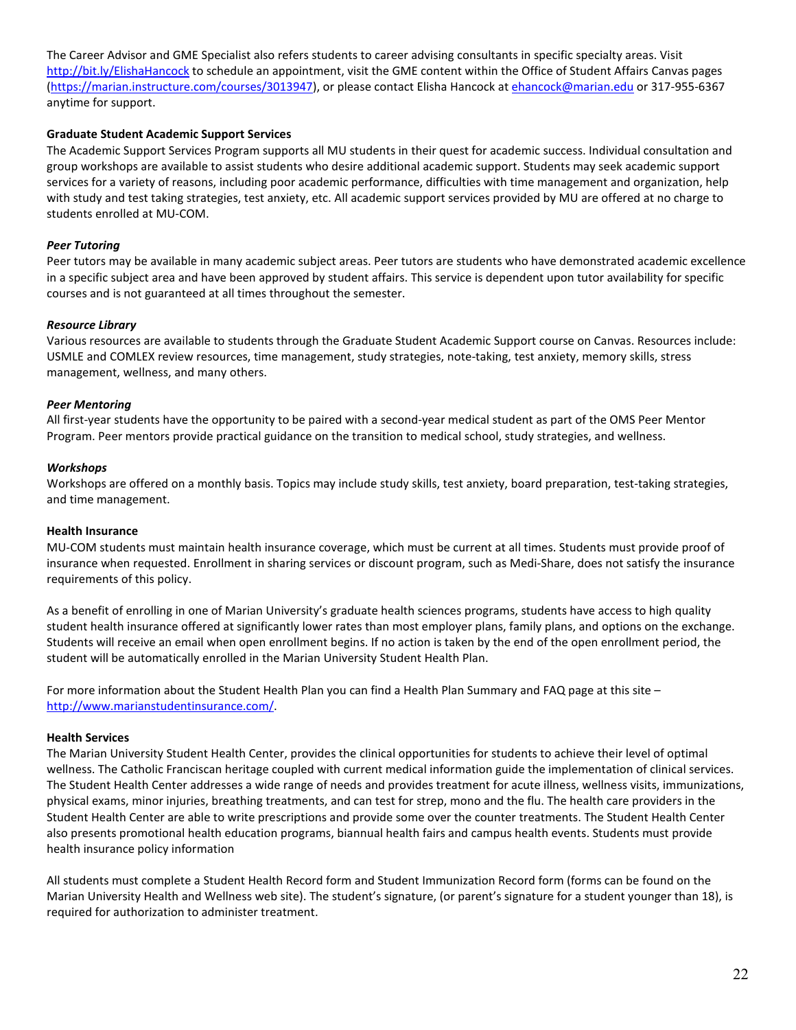The Career Advisor and GME Specialist also refers students to career advising consultants in specific specialty areas. Visit http://bit.ly/ElishaHancock to schedule an appointment, visit the GME content within the Office of Student Affairs Canvas pages (https://marian.instructure.com/courses/3013947), or please contact Elisha Hancock at ehancock@marian.edu or 317-955-6367 anytime for support.

**Graduate Student Academic Support Services**

The Academic Support Services Program supports all MU students in their quest for academic success. Individual consultation and group workshops are available to assist students who desire additional academic support. Students may seek academic support services for a variety of reasons, including poor academic performance, difficulties with time management and organization, help with study and test taking strategies, test anxiety, etc. All academic support services provided by MU are offered at no charge to students enrolled at MU-COM.

***Peer Tutoring***

Peer tutors may be available in many academic subject areas. Peer tutors are students who have demonstrated academic excellence in a specific subject area and have been approved by student affairs. This service is dependent upon tutor availability for specific courses and is not guaranteed at all times throughout the semester.

***Resource Library***

Various resources are available to students through the Graduate Student Academic Support course on Canvas. Resources include: USMLE and COMLEX review resources, time management, study strategies, note-taking, test anxiety, memory skills, stress management, wellness, and many others.

***Peer Mentoring***

All first-year students have the opportunity to be paired with a second-year medical student as part of the OMS Peer Mentor Program. Peer mentors provide practical guidance on the transition to medical school, study strategies, and wellness.

***Workshops***

Workshops are offered on a monthly basis. Topics may include study skills, test anxiety, board preparation, test-taking strategies, and time management.

**Health Insurance**

MU-COM students must maintain health insurance coverage, which must be current at all times. Students must provide proof of insurance when requested. Enrollment in sharing services or discount program, such as Medi-Share, does not satisfy the insurance requirements of this policy.

As a benefit of enrolling in one of Marian University's graduate health sciences programs, students have access to high quality student health insurance offered at significantly lower rates than most employer plans, family plans, and options on the exchange. Students will receive an email when open enrollment begins. If no action is taken by the end of the open enrollment period, the student will be automatically enrolled in the Marian University Student Health Plan.

For more information about the Student Health Plan you can find a Health Plan Summary and FAQ page at this site – http://www.marianstudentinsurance.com/.

**Health Services**

The Marian University Student Health Center, provides the clinical opportunities for students to achieve their level of optimal wellness. The Catholic Franciscan heritage coupled with current medical information guide the implementation of clinical services. The Student Health Center addresses a wide range of needs and provides treatment for acute illness, wellness visits, immunizations, physical exams, minor injuries, breathing treatments, and can test for strep, mono and the flu. The health care providers in the Student Health Center are able to write prescriptions and provide some over the counter treatments. The Student Health Center also presents promotional health education programs, biannual health fairs and campus health events. Students must provide health insurance policy information

All students must complete a Student Health Record form and Student Immunization Record form (forms can be found on the Marian University Health and Wellness web site). The student's signature, (or parent's signature for a student younger than 18), is required for authorization to administer treatment.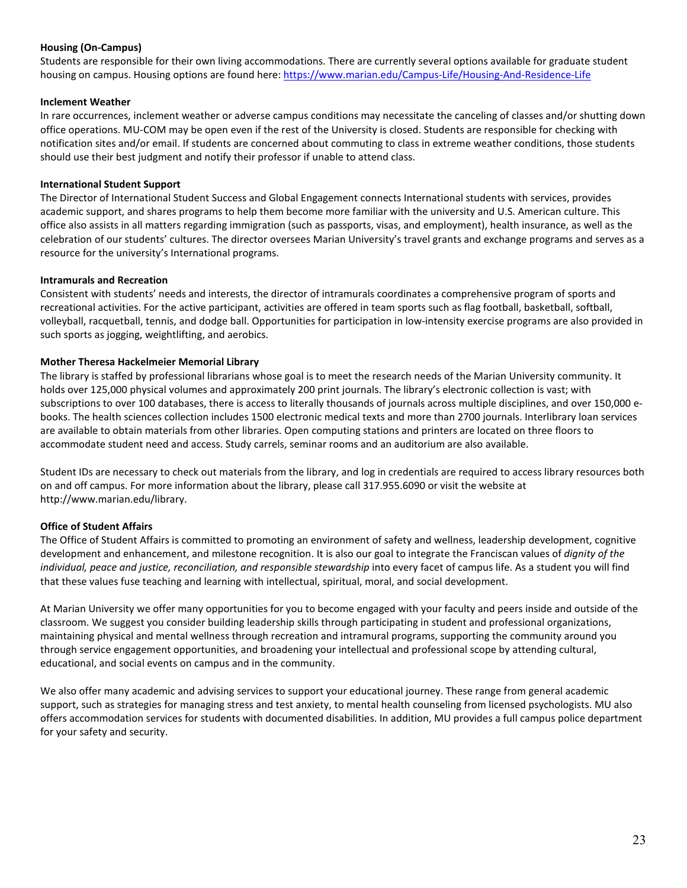**Housing (On-Campus)**

Students are responsible for their own living accommodations. There are currently several options available for graduate student housing on campus. Housing options are found here: [https://www.marian.edu/Campus-Life/Housing-And-Residence-Life](https://www.marian.edu/Campus-Life/Housing-And-Residence-Life)

**Inclement Weather**

In rare occurrences, inclement weather or adverse campus conditions may necessitate the canceling of classes and/or shutting down office operations. MU-COM may be open even if the rest of the University is closed. Students are responsible for checking with notification sites and/or email. If students are concerned about commuting to class in extreme weather conditions, those students should use their best judgment and notify their professor if unable to attend class.

**International Student Support**

The Director of International Student Success and Global Engagement connects International students with services, provides academic support, and shares programs to help them become more familiar with the university and U.S. American culture. This office also assists in all matters regarding immigration (such as passports, visas, and employment), health insurance, as well as the celebration of our students' cultures. The director oversees Marian University's travel grants and exchange programs and serves as a resource for the university's International programs.

**Intramurals and Recreation**

Consistent with students' needs and interests, the director of intramurals coordinates a comprehensive program of sports and recreational activities. For the active participant, activities are offered in team sports such as flag football, basketball, softball, volleyball, racquetball, tennis, and dodge ball. Opportunities for participation in low-intensity exercise programs are also provided in such sports as jogging, weightlifting, and aerobics.

**Mother Theresa Hackelmeier Memorial Library**

The library is staffed by professional librarians whose goal is to meet the research needs of the Marian University community. It holds over 125,000 physical volumes and approximately 200 print journals. The library's electronic collection is vast; with subscriptions to over 100 databases, there is access to literally thousands of journals across multiple disciplines, and over 150,000 e-books. The health sciences collection includes 1500 electronic medical texts and more than 2700 journals. Interlibrary loan services are available to obtain materials from other libraries. Open computing stations and printers are located on three floors to accommodate student need and access. Study carrels, seminar rooms and an auditorium are also available.

Student IDs are necessary to check out materials from the library, and log in credentials are required to access library resources both on and off campus. For more information about the library, please call 317.955.6090 or visit the website at http://www.marian.edu/library.

**Office of Student Affairs**

The Office of Student Affairs is committed to promoting an environment of safety and wellness, leadership development, cognitive development and enhancement, and milestone recognition. It is also our goal to integrate the Franciscan values of *dignity of the individual, peace and justice, reconciliation, and responsible stewardship* into every facet of campus life. As a student you will find that these values fuse teaching and learning with intellectual, spiritual, moral, and social development.

At Marian University we offer many opportunities for you to become engaged with your faculty and peers inside and outside of the classroom. We suggest you consider building leadership skills through participating in student and professional organizations, maintaining physical and mental wellness through recreation and intramural programs, supporting the community around you through service engagement opportunities, and broadening your intellectual and professional scope by attending cultural, educational, and social events on campus and in the community.

We also offer many academic and advising services to support your educational journey. These range from general academic support, such as strategies for managing stress and test anxiety, to mental health counseling from licensed psychologists. MU also offers accommodation services for students with documented disabilities. In addition, MU provides a full campus police department for your safety and security.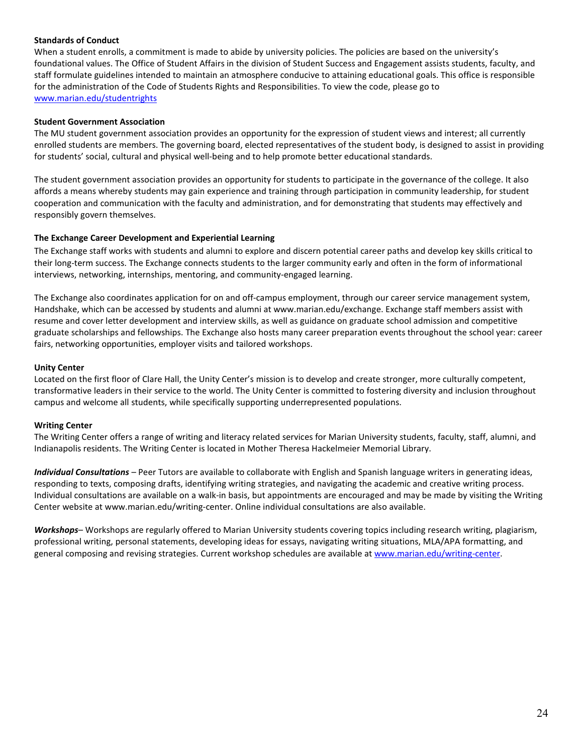### Standards of Conduct

When a student enrolls, a commitment is made to abide by university policies. The policies are based on the university's foundational values. The Office of Student Affairs in the division of Student Success and Engagement assists students, faculty, and staff formulate guidelines intended to maintain an atmosphere conducive to attaining educational goals. This office is responsible for the administration of the Code of Students Rights and Responsibilities. To view the code, please go to www.marian.edu/studentrights

### Student Government Association

The MU student government association provides an opportunity for the expression of student views and interest; all currently enrolled students are members. The governing board, elected representatives of the student body, is designed to assist in providing for students' social, cultural and physical well-being and to help promote better educational standards.

The student government association provides an opportunity for students to participate in the governance of the college. It also affords a means whereby students may gain experience and training through participation in community leadership, for student cooperation and communication with the faculty and administration, and for demonstrating that students may effectively and responsibly govern themselves.

### The Exchange Career Development and Experiential Learning

The Exchange staff works with students and alumni to explore and discern potential career paths and develop key skills critical to their long-term success. The Exchange connects students to the larger community early and often in the form of informational interviews, networking, internships, mentoring, and community-engaged learning.

The Exchange also coordinates application for on and off-campus employment, through our career service management system, Handshake, which can be accessed by students and alumni at www.marian.edu/exchange. Exchange staff members assist with resume and cover letter development and interview skills, as well as guidance on graduate school admission and competitive graduate scholarships and fellowships. The Exchange also hosts many career preparation events throughout the school year: career fairs, networking opportunities, employer visits and tailored workshops.

### Unity Center

Located on the first floor of Clare Hall, the Unity Center's mission is to develop and create stronger, more culturally competent, transformative leaders in their service to the world. The Unity Center is committed to fostering diversity and inclusion throughout campus and welcome all students, while specifically supporting underrepresented populations.

### Writing Center

The Writing Center offers a range of writing and literacy related services for Marian University students, faculty, staff, alumni, and Indianapolis residents. The Writing Center is located in Mother Theresa Hackelmeier Memorial Library.

***Individual Consultations*** – Peer Tutors are available to collaborate with English and Spanish language writers in generating ideas, responding to texts, composing drafts, identifying writing strategies, and navigating the academic and creative writing process. Individual consultations are available on a walk-in basis, but appointments are encouraged and may be made by visiting the Writing Center website at www.marian.edu/writing-center. Online individual consultations are also available.

***Workshops***– Workshops are regularly offered to Marian University students covering topics including research writing, plagiarism, professional writing, personal statements, developing ideas for essays, navigating writing situations, MLA/APA formatting, and general composing and revising strategies. Current workshop schedules are available at www.marian.edu/writing-center.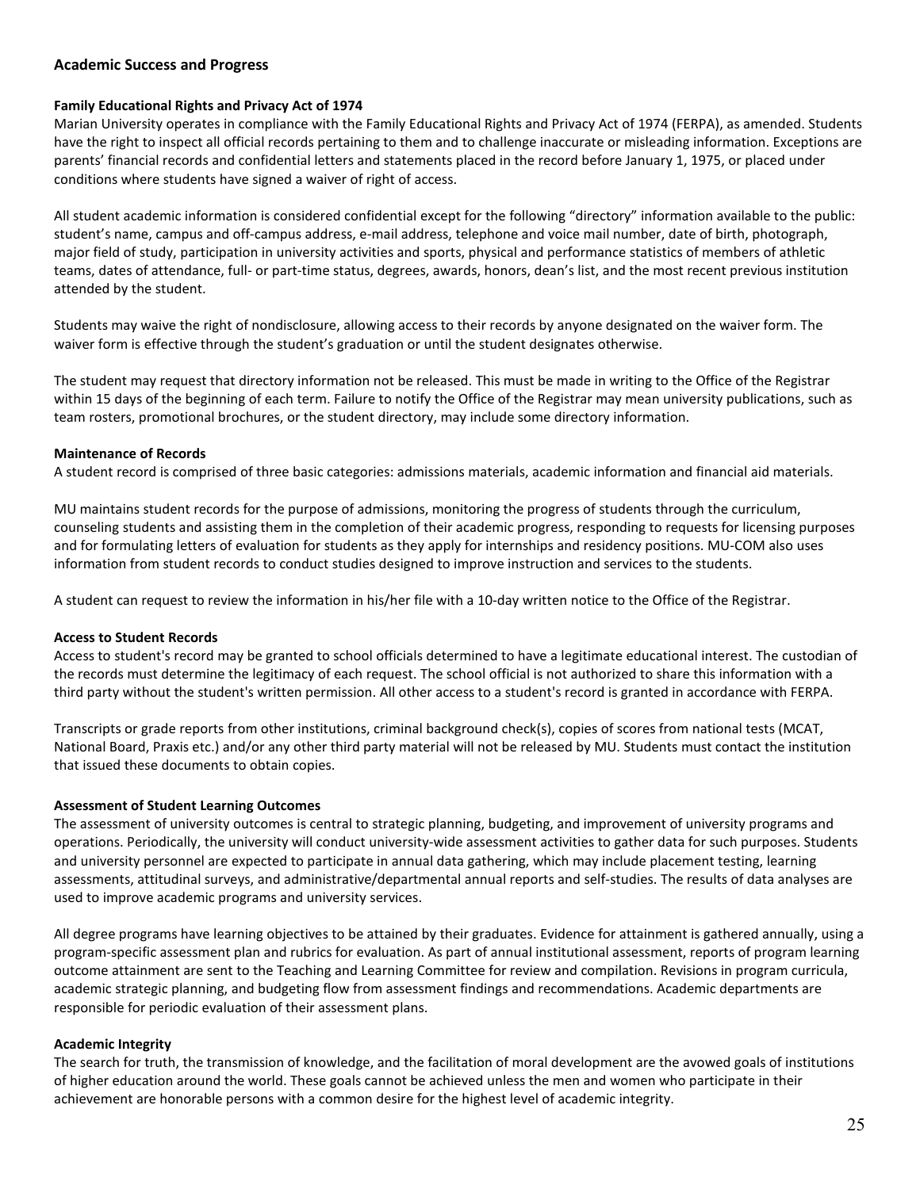## Academic Success and Progress

### Family Educational Rights and Privacy Act of 1974

Marian University operates in compliance with the Family Educational Rights and Privacy Act of 1974 (FERPA), as amended. Students have the right to inspect all official records pertaining to them and to challenge inaccurate or misleading information. Exceptions are parents' financial records and confidential letters and statements placed in the record before January 1, 1975, or placed under conditions where students have signed a waiver of right of access.

All student academic information is considered confidential except for the following "directory" information available to the public: student's name, campus and off-campus address, e-mail address, telephone and voice mail number, date of birth, photograph, major field of study, participation in university activities and sports, physical and performance statistics of members of athletic teams, dates of attendance, full- or part-time status, degrees, awards, honors, dean's list, and the most recent previous institution attended by the student.

Students may waive the right of nondisclosure, allowing access to their records by anyone designated on the waiver form. The waiver form is effective through the student's graduation or until the student designates otherwise.

The student may request that directory information not be released. This must be made in writing to the Office of the Registrar within 15 days of the beginning of each term. Failure to notify the Office of the Registrar may mean university publications, such as team rosters, promotional brochures, or the student directory, may include some directory information.

### Maintenance of Records

A student record is comprised of three basic categories: admissions materials, academic information and financial aid materials.

MU maintains student records for the purpose of admissions, monitoring the progress of students through the curriculum, counseling students and assisting them in the completion of their academic progress, responding to requests for licensing purposes and for formulating letters of evaluation for students as they apply for internships and residency positions. MU-COM also uses information from student records to conduct studies designed to improve instruction and services to the students.

A student can request to review the information in his/her file with a 10-day written notice to the Office of the Registrar.

### Access to Student Records

Access to student's record may be granted to school officials determined to have a legitimate educational interest. The custodian of the records must determine the legitimacy of each request. The school official is not authorized to share this information with a third party without the student's written permission. All other access to a student's record is granted in accordance with FERPA.

Transcripts or grade reports from other institutions, criminal background check(s), copies of scores from national tests (MCAT, National Board, Praxis etc.) and/or any other third party material will not be released by MU. Students must contact the institution that issued these documents to obtain copies.

### Assessment of Student Learning Outcomes

The assessment of university outcomes is central to strategic planning, budgeting, and improvement of university programs and operations. Periodically, the university will conduct university-wide assessment activities to gather data for such purposes. Students and university personnel are expected to participate in annual data gathering, which may include placement testing, learning assessments, attitudinal surveys, and administrative/departmental annual reports and self-studies. The results of data analyses are used to improve academic programs and university services.

All degree programs have learning objectives to be attained by their graduates. Evidence for attainment is gathered annually, using a program-specific assessment plan and rubrics for evaluation. As part of annual institutional assessment, reports of program learning outcome attainment are sent to the Teaching and Learning Committee for review and compilation. Revisions in program curricula, academic strategic planning, and budgeting flow from assessment findings and recommendations. Academic departments are responsible for periodic evaluation of their assessment plans.

### Academic Integrity

The search for truth, the transmission of knowledge, and the facilitation of moral development are the avowed goals of institutions of higher education around the world. These goals cannot be achieved unless the men and women who participate in their achievement are honorable persons with a common desire for the highest level of academic integrity.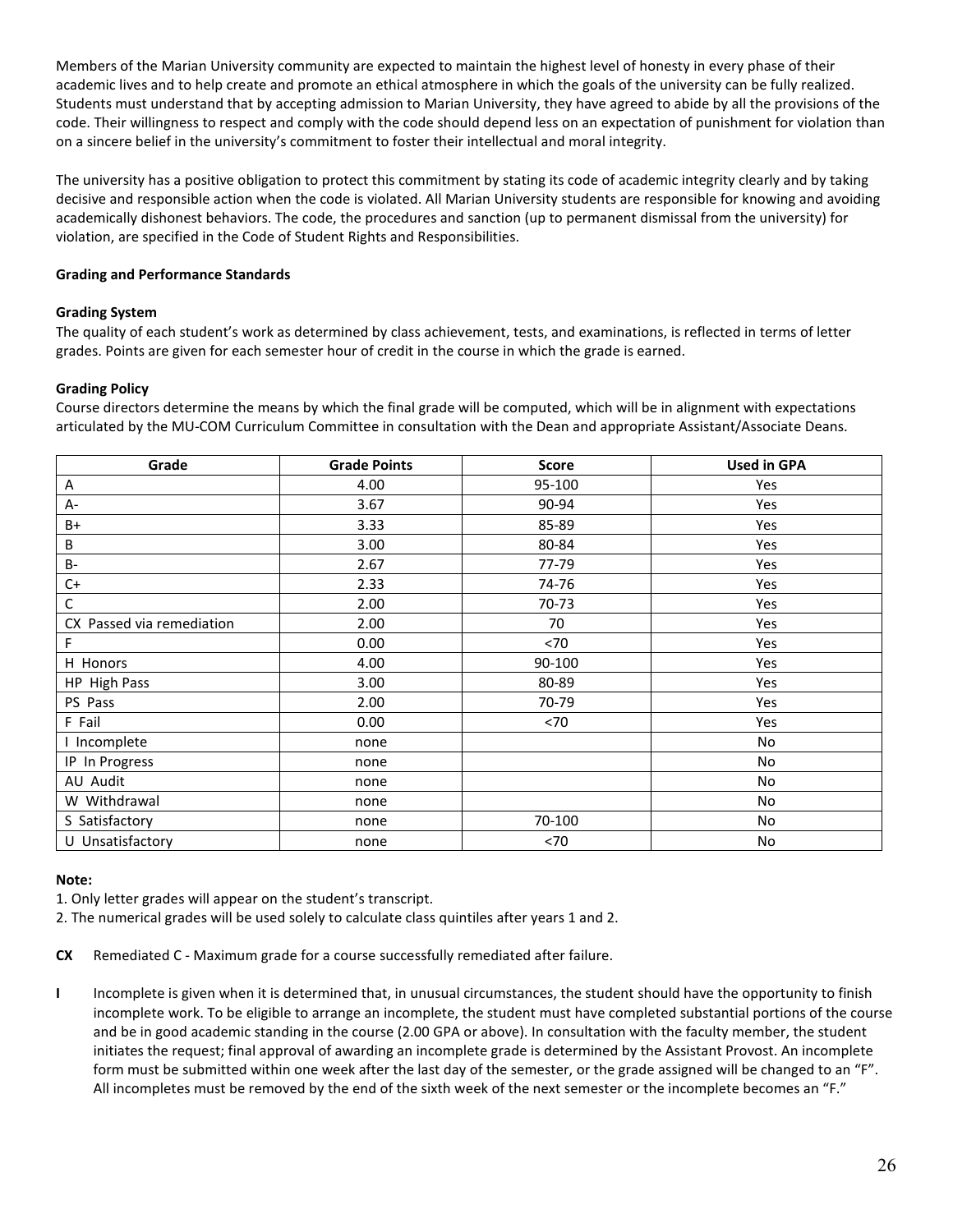Members of the Marian University community are expected to maintain the highest level of honesty in every phase of their academic lives and to help create and promote an ethical atmosphere in which the goals of the university can be fully realized. Students must understand that by accepting admission to Marian University, they have agreed to abide by all the provisions of the code. Their willingness to respect and comply with the code should depend less on an expectation of punishment for violation than on a sincere belief in the university's commitment to foster their intellectual and moral integrity.

The university has a positive obligation to protect this commitment by stating its code of academic integrity clearly and by taking decisive and responsible action when the code is violated. All Marian University students are responsible for knowing and avoiding academically dishonest behaviors. The code, the procedures and sanction (up to permanent dismissal from the university) for violation, are specified in the Code of Student Rights and Responsibilities.

**Grading and Performance Standards**

**Grading System**

The quality of each student's work as determined by class achievement, tests, and examinations, is reflected in terms of letter grades. Points are given for each semester hour of credit in the course in which the grade is earned.

**Grading Policy**

Course directors determine the means by which the final grade will be computed, which will be in alignment with expectations articulated by the MU-COM Curriculum Committee in consultation with the Dean and appropriate Assistant/Associate Deans.

| Grade | Grade Points | Score | Used in GPA |
|---|---|---|---|
| A | 4.00 | 95-100 | Yes |
| A- | 3.67 | 90-94 | Yes |
| B+ | 3.33 | 85-89 | Yes |
| B | 3.00 | 80-84 | Yes |
| B- | 2.67 | 77-79 | Yes |
| C+ | 2.33 | 74-76 | Yes |
| C | 2.00 | 70-73 | Yes |
| CX Passed via remediation | 2.00 | 70 | Yes |
| F | 0.00 | <70 | Yes |
| H Honors | 4.00 | 90-100 | Yes |
| HP High Pass | 3.00 | 80-89 | Yes |
| PS Pass | 2.00 | 70-79 | Yes |
| F Fail | 0.00 | <70 | Yes |
| I Incomplete | none | | No |
| IP In Progress | none | | No |
| AU Audit | none | | No |
| W Withdrawal | none | | No |
| S Satisfactory | none | 70-100 | No |
| U Unsatisfactory | none | <70 | No |

**Note:**

1. Only letter grades will appear on the student's transcript.
2. The numerical grades will be used solely to calculate class quintiles after years 1 and 2.

**CX** Remediated C - Maximum grade for a course successfully remediated after failure.

**I** Incomplete is given when it is determined that, in unusual circumstances, the student should have the opportunity to finish incomplete work. To be eligible to arrange an incomplete, the student must have completed substantial portions of the course and be in good academic standing in the course (2.00 GPA or above). In consultation with the faculty member, the student initiates the request; final approval of awarding an incomplete grade is determined by the Assistant Provost. An incomplete form must be submitted within one week after the last day of the semester, or the grade assigned will be changed to an "F". All incompletes must be removed by the end of the sixth week of the next semester or the incomplete becomes an "F."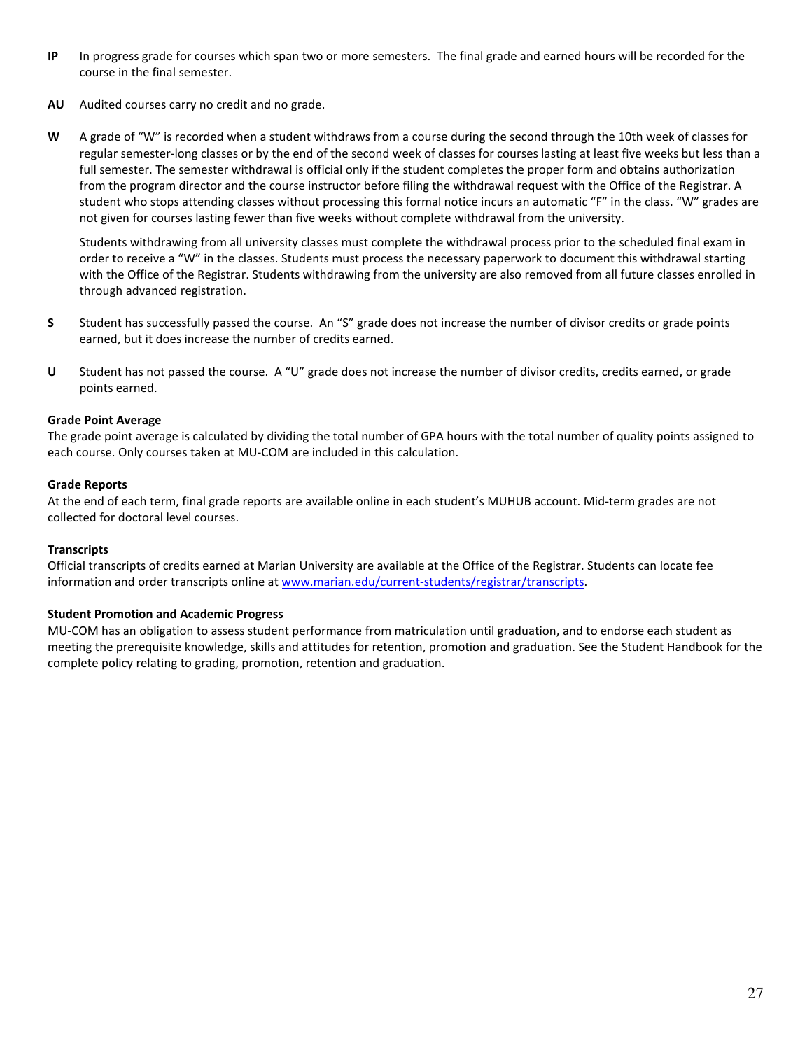**IP** In progress grade for courses which span two or more semesters. The final grade and earned hours will be recorded for the course in the final semester.

**AU** Audited courses carry no credit and no grade.

**W** A grade of "W" is recorded when a student withdraws from a course during the second through the 10th week of classes for regular semester-long classes or by the end of the second week of classes for courses lasting at least five weeks but less than a full semester. The semester withdrawal is official only if the student completes the proper form and obtains authorization from the program director and the course instructor before filing the withdrawal request with the Office of the Registrar. A student who stops attending classes without processing this formal notice incurs an automatic "F" in the class. "W" grades are not given for courses lasting fewer than five weeks without complete withdrawal from the university.

Students withdrawing from all university classes must complete the withdrawal process prior to the scheduled final exam in order to receive a "W" in the classes. Students must process the necessary paperwork to document this withdrawal starting with the Office of the Registrar. Students withdrawing from the university are also removed from all future classes enrolled in through advanced registration.

**S** Student has successfully passed the course. An "S" grade does not increase the number of divisor credits or grade points earned, but it does increase the number of credits earned.

**U** Student has not passed the course. A "U" grade does not increase the number of divisor credits, credits earned, or grade points earned.

**Grade Point Average**

The grade point average is calculated by dividing the total number of GPA hours with the total number of quality points assigned to each course. Only courses taken at MU-COM are included in this calculation.

**Grade Reports**

At the end of each term, final grade reports are available online in each student's MUHUB account. Mid-term grades are not collected for doctoral level courses.

**Transcripts**

Official transcripts of credits earned at Marian University are available at the Office of the Registrar. Students can locate fee information and order transcripts online at www.marian.edu/current-students/registrar/transcripts.

**Student Promotion and Academic Progress**

MU-COM has an obligation to assess student performance from matriculation until graduation, and to endorse each student as meeting the prerequisite knowledge, skills and attitudes for retention, promotion and graduation. See the Student Handbook for the complete policy relating to grading, promotion, retention and graduation.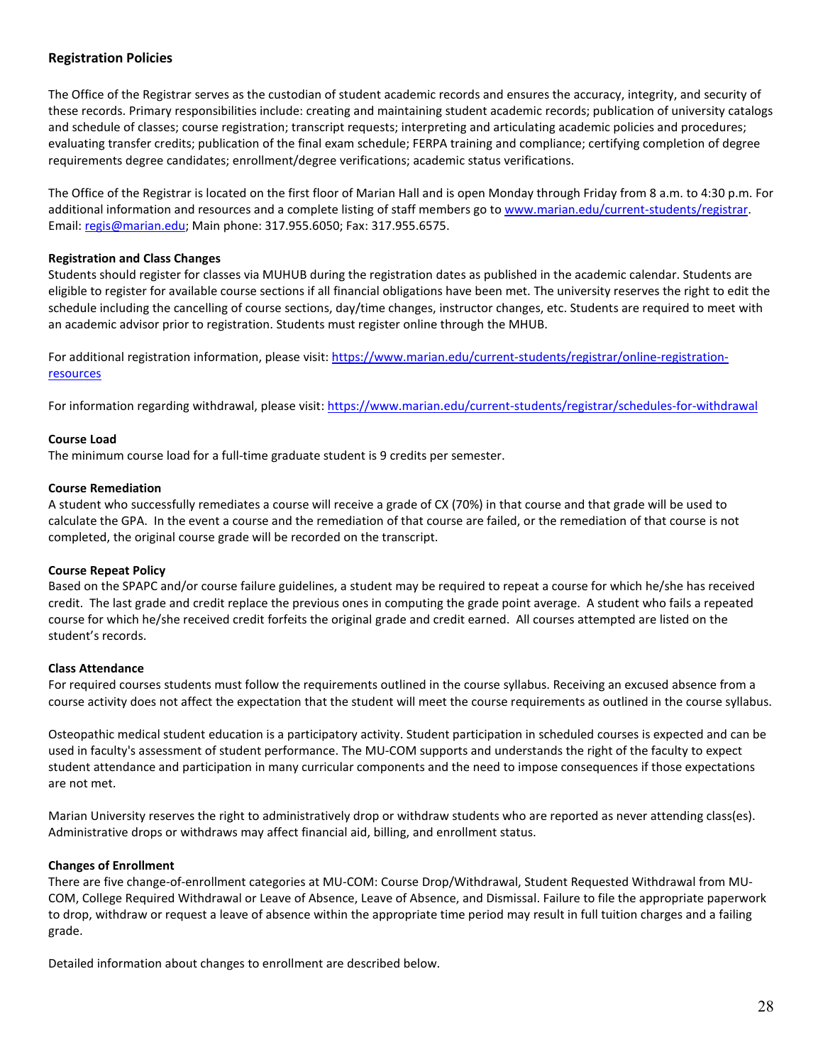## Registration Policies

The Office of the Registrar serves as the custodian of student academic records and ensures the accuracy, integrity, and security of these records. Primary responsibilities include: creating and maintaining student academic records; publication of university catalogs and schedule of classes; course registration; transcript requests; interpreting and articulating academic policies and procedures; evaluating transfer credits; publication of the final exam schedule; FERPA training and compliance; certifying completion of degree requirements degree candidates; enrollment/degree verifications; academic status verifications.

The Office of the Registrar is located on the first floor of Marian Hall and is open Monday through Friday from 8 a.m. to 4:30 p.m. For additional information and resources and a complete listing of staff members go to [www.marian.edu/current-students/registrar](http://www.marian.edu/current-students/registrar). Email: [regis@marian.edu](mailto:regis@marian.edu); Main phone: 317.955.6050; Fax: 317.955.6575.

### Registration and Class Changes

Students should register for classes via MUHUB during the registration dates as published in the academic calendar. Students are eligible to register for available course sections if all financial obligations have been met. The university reserves the right to edit the schedule including the cancelling of course sections, day/time changes, instructor changes, etc. Students are required to meet with an academic advisor prior to registration. Students must register online through the MHUB.

For additional registration information, please visit: [https://www.marian.edu/current-students/registrar/online-registration-resources](https://www.marian.edu/current-students/registrar/online-registration-resources)

For information regarding withdrawal, please visit: [https://www.marian.edu/current-students/registrar/schedules-for-withdrawal](https://www.marian.edu/current-students/registrar/schedules-for-withdrawal)

### Course Load

The minimum course load for a full-time graduate student is 9 credits per semester.

### Course Remediation

A student who successfully remediates a course will receive a grade of CX (70%) in that course and that grade will be used to calculate the GPA. In the event a course and the remediation of that course are failed, or the remediation of that course is not completed, the original course grade will be recorded on the transcript.

### Course Repeat Policy

Based on the SPAPC and/or course failure guidelines, a student may be required to repeat a course for which he/she has received credit. The last grade and credit replace the previous ones in computing the grade point average. A student who fails a repeated course for which he/she received credit forfeits the original grade and credit earned. All courses attempted are listed on the student's records.

### Class Attendance

For required courses students must follow the requirements outlined in the course syllabus. Receiving an excused absence from a course activity does not affect the expectation that the student will meet the course requirements as outlined in the course syllabus.

Osteopathic medical student education is a participatory activity. Student participation in scheduled courses is expected and can be used in faculty's assessment of student performance. The MU-COM supports and understands the right of the faculty to expect student attendance and participation in many curricular components and the need to impose consequences if those expectations are not met.

Marian University reserves the right to administratively drop or withdraw students who are reported as never attending class(es). Administrative drops or withdraws may affect financial aid, billing, and enrollment status.

### Changes of Enrollment

There are five change-of-enrollment categories at MU-COM: Course Drop/Withdrawal, Student Requested Withdrawal from MU-COM, College Required Withdrawal or Leave of Absence, Leave of Absence, and Dismissal. Failure to file the appropriate paperwork to drop, withdraw or request a leave of absence within the appropriate time period may result in full tuition charges and a failing grade.

Detailed information about changes to enrollment are described below.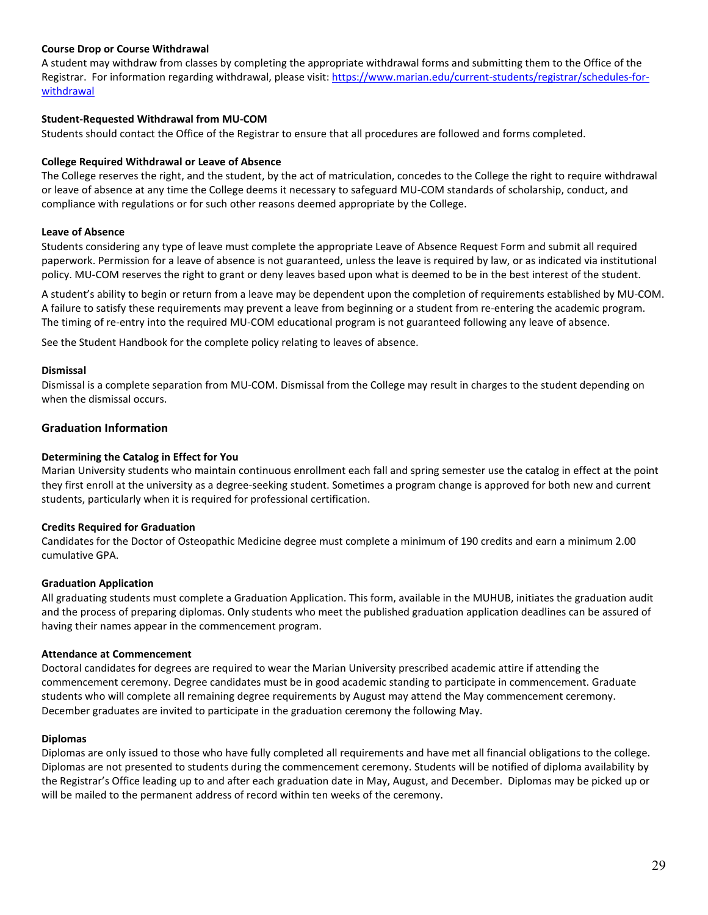**Course Drop or Course Withdrawal**

A student may withdraw from classes by completing the appropriate withdrawal forms and submitting them to the Office of the Registrar. For information regarding withdrawal, please visit: [https://www.marian.edu/current-students/registrar/schedules-for-withdrawal](https://www.marian.edu/current-students/registrar/schedules-for-withdrawal)

**Student-Requested Withdrawal from MU-COM**

Students should contact the Office of the Registrar to ensure that all procedures are followed and forms completed.

**College Required Withdrawal or Leave of Absence**

The College reserves the right, and the student, by the act of matriculation, concedes to the College the right to require withdrawal or leave of absence at any time the College deems it necessary to safeguard MU-COM standards of scholarship, conduct, and compliance with regulations or for such other reasons deemed appropriate by the College.

**Leave of Absence**

Students considering any type of leave must complete the appropriate Leave of Absence Request Form and submit all required paperwork. Permission for a leave of absence is not guaranteed, unless the leave is required by law, or as indicated via institutional policy. MU-COM reserves the right to grant or deny leaves based upon what is deemed to be in the best interest of the student.

A student's ability to begin or return from a leave may be dependent upon the completion of requirements established by MU-COM. A failure to satisfy these requirements may prevent a leave from beginning or a student from re-entering the academic program. The timing of re-entry into the required MU-COM educational program is not guaranteed following any leave of absence.

See the Student Handbook for the complete policy relating to leaves of absence.

**Dismissal**

Dismissal is a complete separation from MU-COM. Dismissal from the College may result in charges to the student depending on when the dismissal occurs.

## Graduation Information

**Determining the Catalog in Effect for You**

Marian University students who maintain continuous enrollment each fall and spring semester use the catalog in effect at the point they first enroll at the university as a degree-seeking student. Sometimes a program change is approved for both new and current students, particularly when it is required for professional certification.

**Credits Required for Graduation**

Candidates for the Doctor of Osteopathic Medicine degree must complete a minimum of 190 credits and earn a minimum 2.00 cumulative GPA.

**Graduation Application**

All graduating students must complete a Graduation Application. This form, available in the MUHUB, initiates the graduation audit and the process of preparing diplomas. Only students who meet the published graduation application deadlines can be assured of having their names appear in the commencement program.

**Attendance at Commencement**

Doctoral candidates for degrees are required to wear the Marian University prescribed academic attire if attending the commencement ceremony. Degree candidates must be in good academic standing to participate in commencement. Graduate students who will complete all remaining degree requirements by August may attend the May commencement ceremony. December graduates are invited to participate in the graduation ceremony the following May.

**Diplomas**

Diplomas are only issued to those who have fully completed all requirements and have met all financial obligations to the college. Diplomas are not presented to students during the commencement ceremony. Students will be notified of diploma availability by the Registrar's Office leading up to and after each graduation date in May, August, and December. Diplomas may be picked up or will be mailed to the permanent address of record within ten weeks of the ceremony.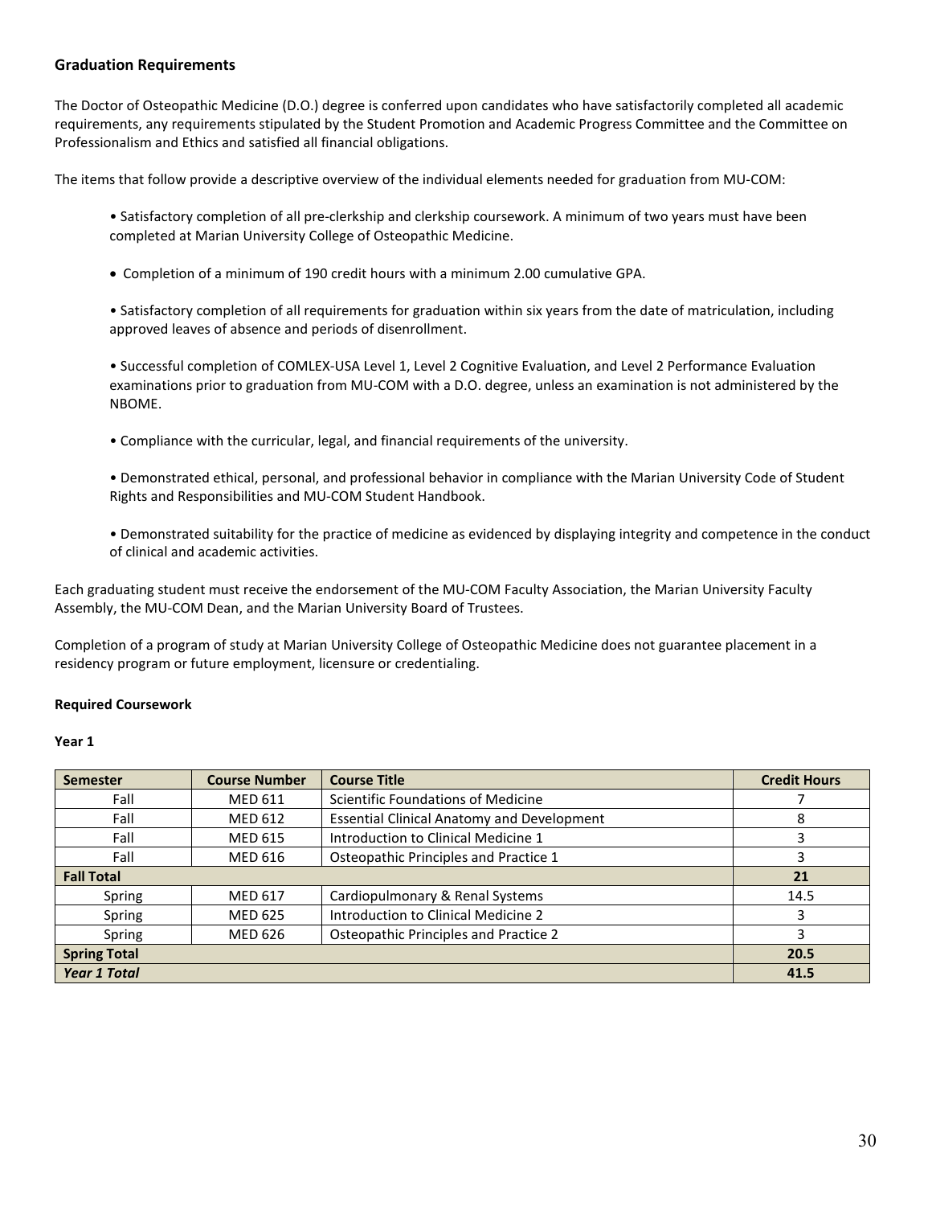## Graduation Requirements

The Doctor of Osteopathic Medicine (D.O.) degree is conferred upon candidates who have satisfactorily completed all academic requirements, any requirements stipulated by the Student Promotion and Academic Progress Committee and the Committee on Professionalism and Ethics and satisfied all financial obligations.

The items that follow provide a descriptive overview of the individual elements needed for graduation from MU-COM:

- Satisfactory completion of all pre-clerkship and clerkship coursework. A minimum of two years must have been completed at Marian University College of Osteopathic Medicine.
- Completion of a minimum of 190 credit hours with a minimum 2.00 cumulative GPA.
- Satisfactory completion of all requirements for graduation within six years from the date of matriculation, including approved leaves of absence and periods of disenrollment.
- Successful completion of COMLEX-USA Level 1, Level 2 Cognitive Evaluation, and Level 2 Performance Evaluation examinations prior to graduation from MU-COM with a D.O. degree, unless an examination is not administered by the NBOME.
- Compliance with the curricular, legal, and financial requirements of the university.
- Demonstrated ethical, personal, and professional behavior in compliance with the Marian University Code of Student Rights and Responsibilities and MU-COM Student Handbook.
- Demonstrated suitability for the practice of medicine as evidenced by displaying integrity and competence in the conduct of clinical and academic activities.

Each graduating student must receive the endorsement of the MU-COM Faculty Association, the Marian University Faculty Assembly, the MU-COM Dean, and the Marian University Board of Trustees.

Completion of a program of study at Marian University College of Osteopathic Medicine does not guarantee placement in a residency program or future employment, licensure or credentialing.

### Required Coursework

**Year 1**

| Semester | Course Number | Course Title | Credit Hours |
|---|---|---|---|
| Fall | MED 611 | Scientific Foundations of Medicine | 7 |
| Fall | MED 612 | Essential Clinical Anatomy and Development | 8 |
| Fall | MED 615 | Introduction to Clinical Medicine 1 | 3 |
| Fall | MED 616 | Osteopathic Principles and Practice 1 | 3 |
| **Fall Total** | | | **21** |
| Spring | MED 617 | Cardiopulmonary & Renal Systems | 14.5 |
| Spring | MED 625 | Introduction to Clinical Medicine 2 | 3 |
| Spring | MED 626 | Osteopathic Principles and Practice 2 | 3 |
| **Spring Total** | | | **20.5** |
| ***Year 1 Total*** | | | **41.5** |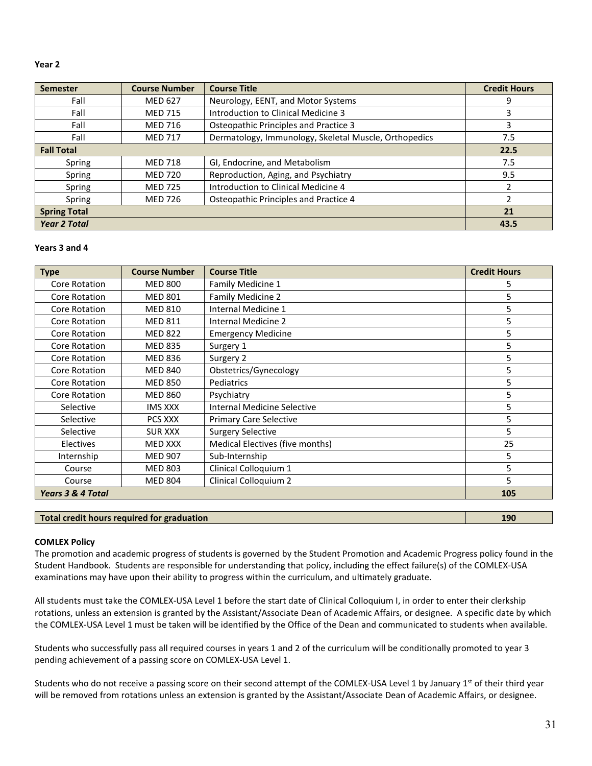**Year 2**

| Semester | Course Number | Course Title | Credit Hours |
|---|---|---|---|
| Fall | MED 627 | Neurology, EENT, and Motor Systems | 9 |
| Fall | MED 715 | Introduction to Clinical Medicine 3 | 3 |
| Fall | MED 716 | Osteopathic Principles and Practice 3 | 3 |
| Fall | MED 717 | Dermatology, Immunology, Skeletal Muscle, Orthopedics | 7.5 |
| **Fall Total** | | | **22.5** |
| Spring | MED 718 | GI, Endocrine, and Metabolism | 7.5 |
| Spring | MED 720 | Reproduction, Aging, and Psychiatry | 9.5 |
| Spring | MED 725 | Introduction to Clinical Medicine 4 | 2 |
| Spring | MED 726 | Osteopathic Principles and Practice 4 | 2 |
| **Spring Total** | | | **21** |
| ***Year 2 Total*** | | | **43.5** |

**Years 3 and 4**

| Type | Course Number | Course Title | Credit Hours |
|---|---|---|---|
| Core Rotation | MED 800 | Family Medicine 1 | 5 |
| Core Rotation | MED 801 | Family Medicine 2 | 5 |
| Core Rotation | MED 810 | Internal Medicine 1 | 5 |
| Core Rotation | MED 811 | Internal Medicine 2 | 5 |
| Core Rotation | MED 822 | Emergency Medicine | 5 |
| Core Rotation | MED 835 | Surgery 1 | 5 |
| Core Rotation | MED 836 | Surgery 2 | 5 |
| Core Rotation | MED 840 | Obstetrics/Gynecology | 5 |
| Core Rotation | MED 850 | Pediatrics | 5 |
| Core Rotation | MED 860 | Psychiatry | 5 |
| Selective | IMS XXX | Internal Medicine Selective | 5 |
| Selective | PCS XXX | Primary Care Selective | 5 |
| Selective | SUR XXX | Surgery Selective | 5 |
| Electives | MED XXX | Medical Electives (five months) | 25 |
| Internship | MED 907 | Sub-Internship | 5 |
| Course | MED 803 | Clinical Colloquium 1 | 5 |
| Course | MED 804 | Clinical Colloquium 2 | 5 |
| ***Years 3 & 4 Total*** | | | **105** |

| **Total credit hours required for graduation** | **190** |
|---|---|

**COMLEX Policy**

The promotion and academic progress of students is governed by the Student Promotion and Academic Progress policy found in the Student Handbook. Students are responsible for understanding that policy, including the effect failure(s) of the COMLEX-USA examinations may have upon their ability to progress within the curriculum, and ultimately graduate.

All students must take the COMLEX-USA Level 1 before the start date of Clinical Colloquium I, in order to enter their clerkship rotations, unless an extension is granted by the Assistant/Associate Dean of Academic Affairs, or designee. A specific date by which the COMLEX-USA Level 1 must be taken will be identified by the Office of the Dean and communicated to students when available.

Students who successfully pass all required courses in years 1 and 2 of the curriculum will be conditionally promoted to year 3 pending achievement of a passing score on COMLEX-USA Level 1.

Students who do not receive a passing score on their second attempt of the COMLEX-USA Level 1 by January 1st of their third year will be removed from rotations unless an extension is granted by the Assistant/Associate Dean of Academic Affairs, or designee.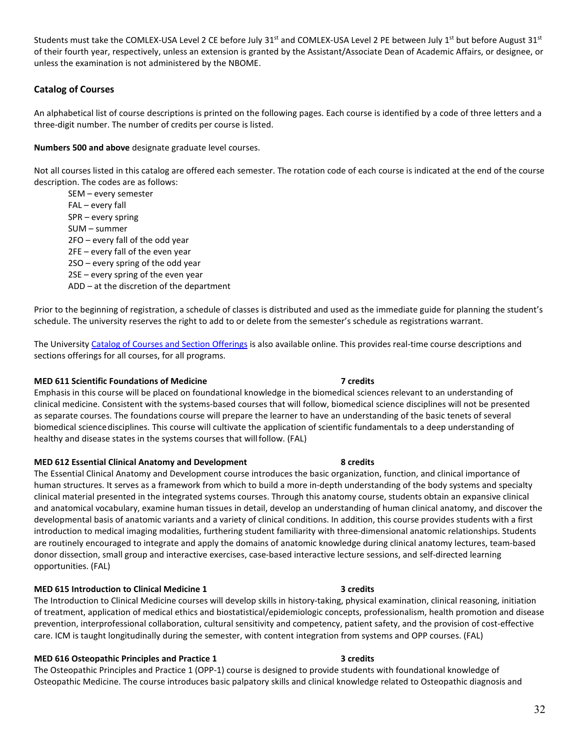Students must take the COMLEX-USA Level 2 CE before July 31st and COMLEX-USA Level 2 PE between July 1st but before August 31st of their fourth year, respectively, unless an extension is granted by the Assistant/Associate Dean of Academic Affairs, or designee, or unless the examination is not administered by the NBOME.

## Catalog of Courses

An alphabetical list of course descriptions is printed on the following pages. Each course is identified by a code of three letters and a three-digit number. The number of credits per course is listed.

**Numbers 500 and above** designate graduate level courses.

Not all courses listed in this catalog are offered each semester. The rotation code of each course is indicated at the end of the course description. The codes are as follows:

- SEM – every semester
- FAL – every fall
- SPR – every spring
- SUM – summer
- 2FO – every fall of the odd year
- 2FE – every fall of the even year
- 2SO – every spring of the odd year
- 2SE – every spring of the even year
- ADD – at the discretion of the department

Prior to the beginning of registration, a schedule of classes is distributed and used as the immediate guide for planning the student's schedule. The university reserves the right to add to or delete from the semester's schedule as registrations warrant.

The University Catalog of Courses and Section Offerings is also available online. This provides real-time course descriptions and sections offerings for all courses, for all programs.

**MED 611 Scientific Foundations of Medicine 7 credits**

Emphasis in this course will be placed on foundational knowledge in the biomedical sciences relevant to an understanding of clinical medicine. Consistent with the systems-based courses that will follow, biomedical science disciplines will not be presented as separate courses. The foundations course will prepare the learner to have an understanding of the basic tenets of several biomedical science disciplines. This course will cultivate the application of scientific fundamentals to a deep understanding of healthy and disease states in the systems courses that will follow. (FAL)

**MED 612 Essential Clinical Anatomy and Development 8 credits**

The Essential Clinical Anatomy and Development course introduces the basic organization, function, and clinical importance of human structures. It serves as a framework from which to build a more in-depth understanding of the body systems and specialty clinical material presented in the integrated systems courses. Through this anatomy course, students obtain an expansive clinical and anatomical vocabulary, examine human tissues in detail, develop an understanding of human clinical anatomy, and discover the developmental basis of anatomic variants and a variety of clinical conditions. In addition, this course provides students with a first introduction to medical imaging modalities, furthering student familiarity with three-dimensional anatomic relationships. Students are routinely encouraged to integrate and apply the domains of anatomic knowledge during clinical anatomy lectures, team-based donor dissection, small group and interactive exercises, case-based interactive lecture sessions, and self-directed learning opportunities. (FAL)

**MED 615 Introduction to Clinical Medicine 1 3 credits**

The Introduction to Clinical Medicine courses will develop skills in history-taking, physical examination, clinical reasoning, initiation of treatment, application of medical ethics and biostatistical/epidemiologic concepts, professionalism, health promotion and disease prevention, interprofessional collaboration, cultural sensitivity and competency, patient safety, and the provision of cost-effective care. ICM is taught longitudinally during the semester, with content integration from systems and OPP courses. (FAL)

**MED 616 Osteopathic Principles and Practice 1 3 credits**

The Osteopathic Principles and Practice 1 (OPP-1) course is designed to provide students with foundational knowledge of Osteopathic Medicine. The course introduces basic palpatory skills and clinical knowledge related to Osteopathic diagnosis and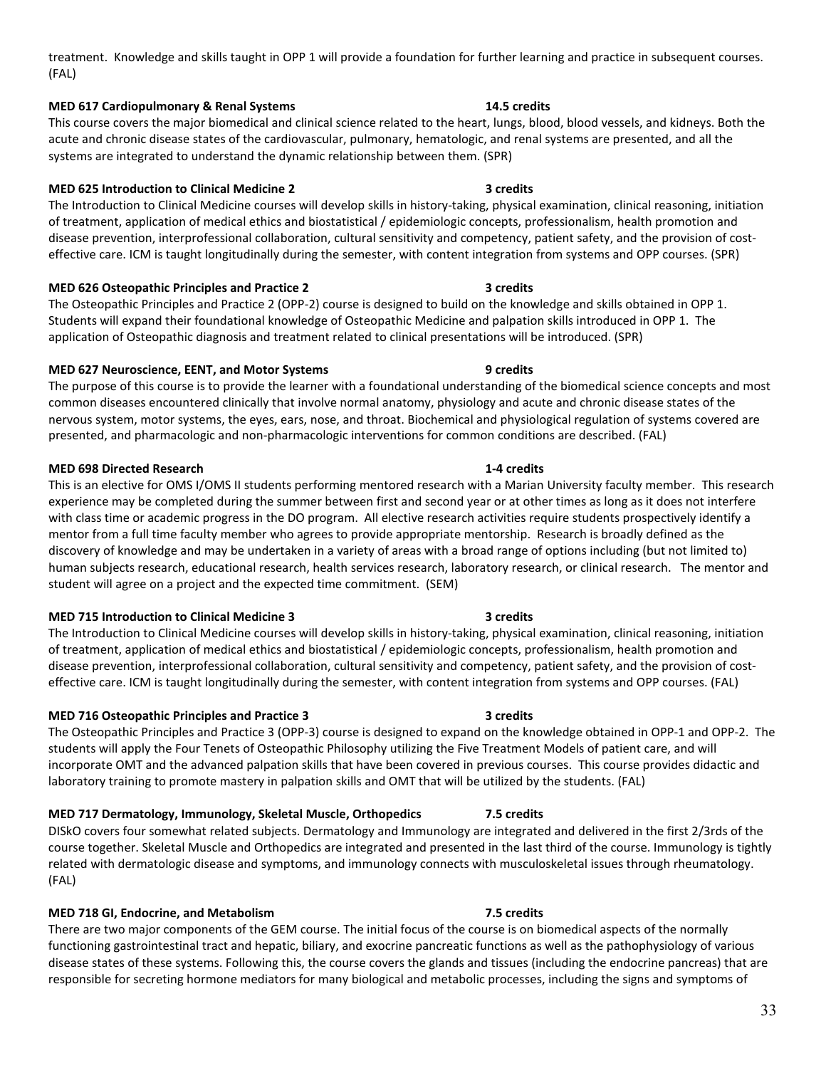treatment. Knowledge and skills taught in OPP 1 will provide a foundation for further learning and practice in subsequent courses. (FAL)

**MED 617 Cardiopulmonary & Renal Systems** **14.5 credits**

This course covers the major biomedical and clinical science related to the heart, lungs, blood, blood vessels, and kidneys. Both the acute and chronic disease states of the cardiovascular, pulmonary, hematologic, and renal systems are presented, and all the systems are integrated to understand the dynamic relationship between them. (SPR)

**MED 625 Introduction to Clinical Medicine 2** **3 credits**

The Introduction to Clinical Medicine courses will develop skills in history-taking, physical examination, clinical reasoning, initiation of treatment, application of medical ethics and biostatistical / epidemiologic concepts, professionalism, health promotion and disease prevention, interprofessional collaboration, cultural sensitivity and competency, patient safety, and the provision of cost-effective care. ICM is taught longitudinally during the semester, with content integration from systems and OPP courses. (SPR)

**MED 626 Osteopathic Principles and Practice 2** **3 credits**

The Osteopathic Principles and Practice 2 (OPP-2) course is designed to build on the knowledge and skills obtained in OPP 1. Students will expand their foundational knowledge of Osteopathic Medicine and palpation skills introduced in OPP 1. The application of Osteopathic diagnosis and treatment related to clinical presentations will be introduced. (SPR)

**MED 627 Neuroscience, EENT, and Motor Systems** **9 credits**

The purpose of this course is to provide the learner with a foundational understanding of the biomedical science concepts and most common diseases encountered clinically that involve normal anatomy, physiology and acute and chronic disease states of the nervous system, motor systems, the eyes, ears, nose, and throat. Biochemical and physiological regulation of systems covered are presented, and pharmacologic and non-pharmacologic interventions for common conditions are described. (FAL)

**MED 698 Directed Research** **1-4 credits**

This is an elective for OMS I/OMS II students performing mentored research with a Marian University faculty member. This research experience may be completed during the summer between first and second year or at other times as long as it does not interfere with class time or academic progress in the DO program. All elective research activities require students prospectively identify a mentor from a full time faculty member who agrees to provide appropriate mentorship. Research is broadly defined as the discovery of knowledge and may be undertaken in a variety of areas with a broad range of options including (but not limited to) human subjects research, educational research, health services research, laboratory research, or clinical research. The mentor and student will agree on a project and the expected time commitment. (SEM)

**MED 715 Introduction to Clinical Medicine 3** **3 credits**

The Introduction to Clinical Medicine courses will develop skills in history-taking, physical examination, clinical reasoning, initiation of treatment, application of medical ethics and biostatistical / epidemiologic concepts, professionalism, health promotion and disease prevention, interprofessional collaboration, cultural sensitivity and competency, patient safety, and the provision of cost-effective care. ICM is taught longitudinally during the semester, with content integration from systems and OPP courses. (FAL)

**MED 716 Osteopathic Principles and Practice 3** **3 credits**

The Osteopathic Principles and Practice 3 (OPP-3) course is designed to expand on the knowledge obtained in OPP-1 and OPP-2. The students will apply the Four Tenets of Osteopathic Philosophy utilizing the Five Treatment Models of patient care, and will incorporate OMT and the advanced palpation skills that have been covered in previous courses. This course provides didactic and laboratory training to promote mastery in palpation skills and OMT that will be utilized by the students. (FAL)

**MED 717 Dermatology, Immunology, Skeletal Muscle, Orthopedics** **7.5 credits**

DISkO covers four somewhat related subjects. Dermatology and Immunology are integrated and delivered in the first 2/3rds of the course together. Skeletal Muscle and Orthopedics are integrated and presented in the last third of the course. Immunology is tightly related with dermatologic disease and symptoms, and immunology connects with musculoskeletal issues through rheumatology. (FAL)

**MED 718 GI, Endocrine, and Metabolism** **7.5 credits**

There are two major components of the GEM course. The initial focus of the course is on biomedical aspects of the normally functioning gastrointestinal tract and hepatic, biliary, and exocrine pancreatic functions as well as the pathophysiology of various disease states of these systems. Following this, the course covers the glands and tissues (including the endocrine pancreas) that are responsible for secreting hormone mediators for many biological and metabolic processes, including the signs and symptoms of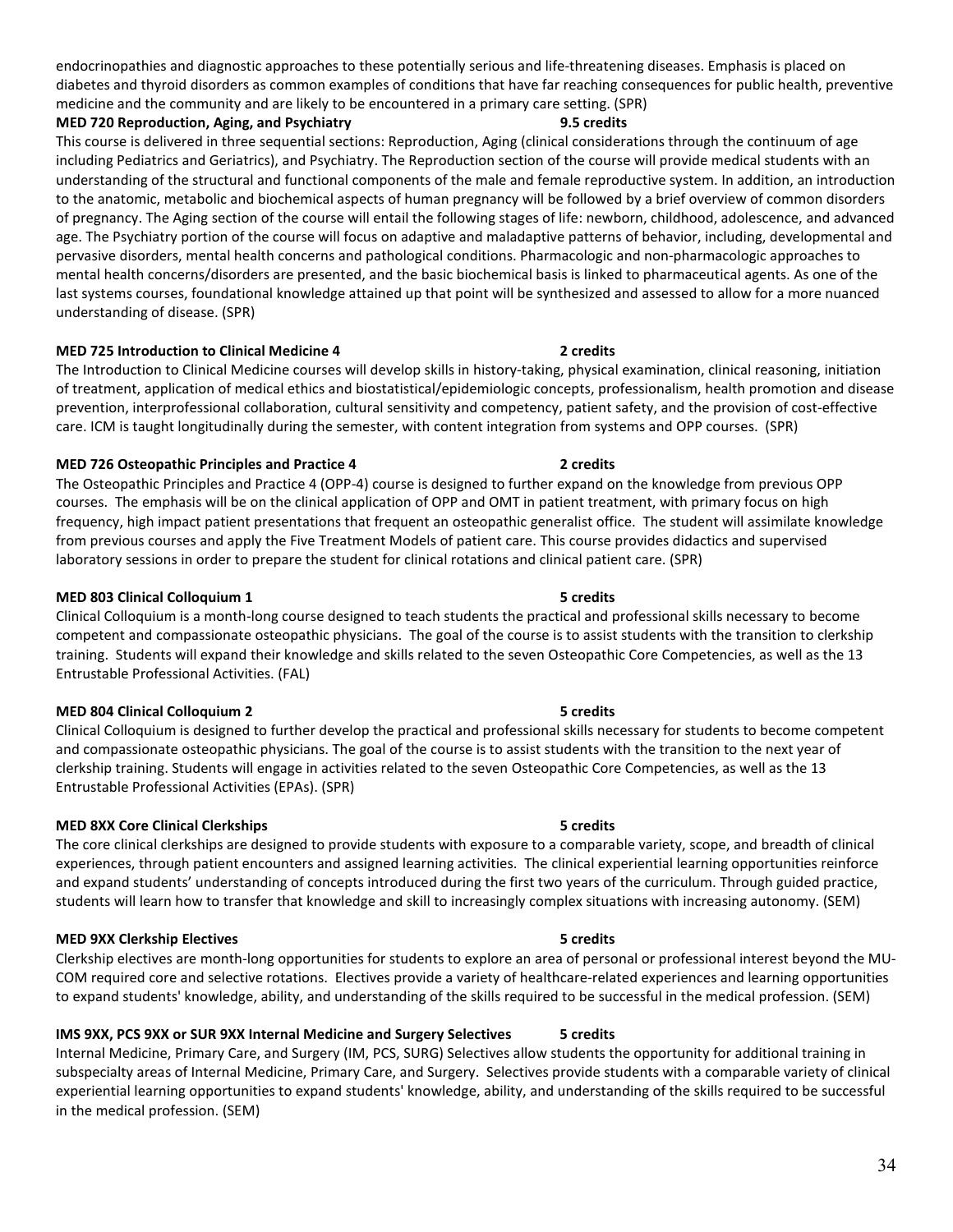endocrinopathies and diagnostic approaches to these potentially serious and life-threatening diseases. Emphasis is placed on diabetes and thyroid disorders as common examples of conditions that have far reaching consequences for public health, preventive medicine and the community and are likely to be encountered in a primary care setting. (SPR)

**MED 720 Reproduction, Aging, and Psychiatry 9.5 credits**

This course is delivered in three sequential sections: Reproduction, Aging (clinical considerations through the continuum of age including Pediatrics and Geriatrics), and Psychiatry. The Reproduction section of the course will provide medical students with an understanding of the structural and functional components of the male and female reproductive system. In addition, an introduction to the anatomic, metabolic and biochemical aspects of human pregnancy will be followed by a brief overview of common disorders of pregnancy. The Aging section of the course will entail the following stages of life: newborn, childhood, adolescence, and advanced age. The Psychiatry portion of the course will focus on adaptive and maladaptive patterns of behavior, including, developmental and pervasive disorders, mental health concerns and pathological conditions. Pharmacologic and non-pharmacologic approaches to mental health concerns/disorders are presented, and the basic biochemical basis is linked to pharmaceutical agents. As one of the last systems courses, foundational knowledge attained up that point will be synthesized and assessed to allow for a more nuanced understanding of disease. (SPR)

**MED 725 Introduction to Clinical Medicine 4 2 credits**

The Introduction to Clinical Medicine courses will develop skills in history-taking, physical examination, clinical reasoning, initiation of treatment, application of medical ethics and biostatistical/epidemiologic concepts, professionalism, health promotion and disease prevention, interprofessional collaboration, cultural sensitivity and competency, patient safety, and the provision of cost-effective care. ICM is taught longitudinally during the semester, with content integration from systems and OPP courses. (SPR)

**MED 726 Osteopathic Principles and Practice 4 2 credits**

The Osteopathic Principles and Practice 4 (OPP-4) course is designed to further expand on the knowledge from previous OPP courses. The emphasis will be on the clinical application of OPP and OMT in patient treatment, with primary focus on high frequency, high impact patient presentations that frequent an osteopathic generalist office. The student will assimilate knowledge from previous courses and apply the Five Treatment Models of patient care. This course provides didactics and supervised laboratory sessions in order to prepare the student for clinical rotations and clinical patient care. (SPR)

**MED 803 Clinical Colloquium 1 5 credits**

Clinical Colloquium is a month-long course designed to teach students the practical and professional skills necessary to become competent and compassionate osteopathic physicians. The goal of the course is to assist students with the transition to clerkship training. Students will expand their knowledge and skills related to the seven Osteopathic Core Competencies, as well as the 13 Entrustable Professional Activities. (FAL)

**MED 804 Clinical Colloquium 2 5 credits**

Clinical Colloquium is designed to further develop the practical and professional skills necessary for students to become competent and compassionate osteopathic physicians. The goal of the course is to assist students with the transition to the next year of clerkship training. Students will engage in activities related to the seven Osteopathic Core Competencies, as well as the 13 Entrustable Professional Activities (EPAs). (SPR)

**MED 8XX Core Clinical Clerkships 5 credits**

The core clinical clerkships are designed to provide students with exposure to a comparable variety, scope, and breadth of clinical experiences, through patient encounters and assigned learning activities. The clinical experiential learning opportunities reinforce and expand students' understanding of concepts introduced during the first two years of the curriculum. Through guided practice, students will learn how to transfer that knowledge and skill to increasingly complex situations with increasing autonomy. (SEM)

**MED 9XX Clerkship Electives 5 credits**

Clerkship electives are month-long opportunities for students to explore an area of personal or professional interest beyond the MU-COM required core and selective rotations. Electives provide a variety of healthcare-related experiences and learning opportunities to expand students' knowledge, ability, and understanding of the skills required to be successful in the medical profession. (SEM)

**IMS 9XX, PCS 9XX or SUR 9XX Internal Medicine and Surgery Selectives 5 credits**

Internal Medicine, Primary Care, and Surgery (IM, PCS, SURG) Selectives allow students the opportunity for additional training in subspecialty areas of Internal Medicine, Primary Care, and Surgery. Selectives provide students with a comparable variety of clinical experiential learning opportunities to expand students' knowledge, ability, and understanding of the skills required to be successful in the medical profession. (SEM)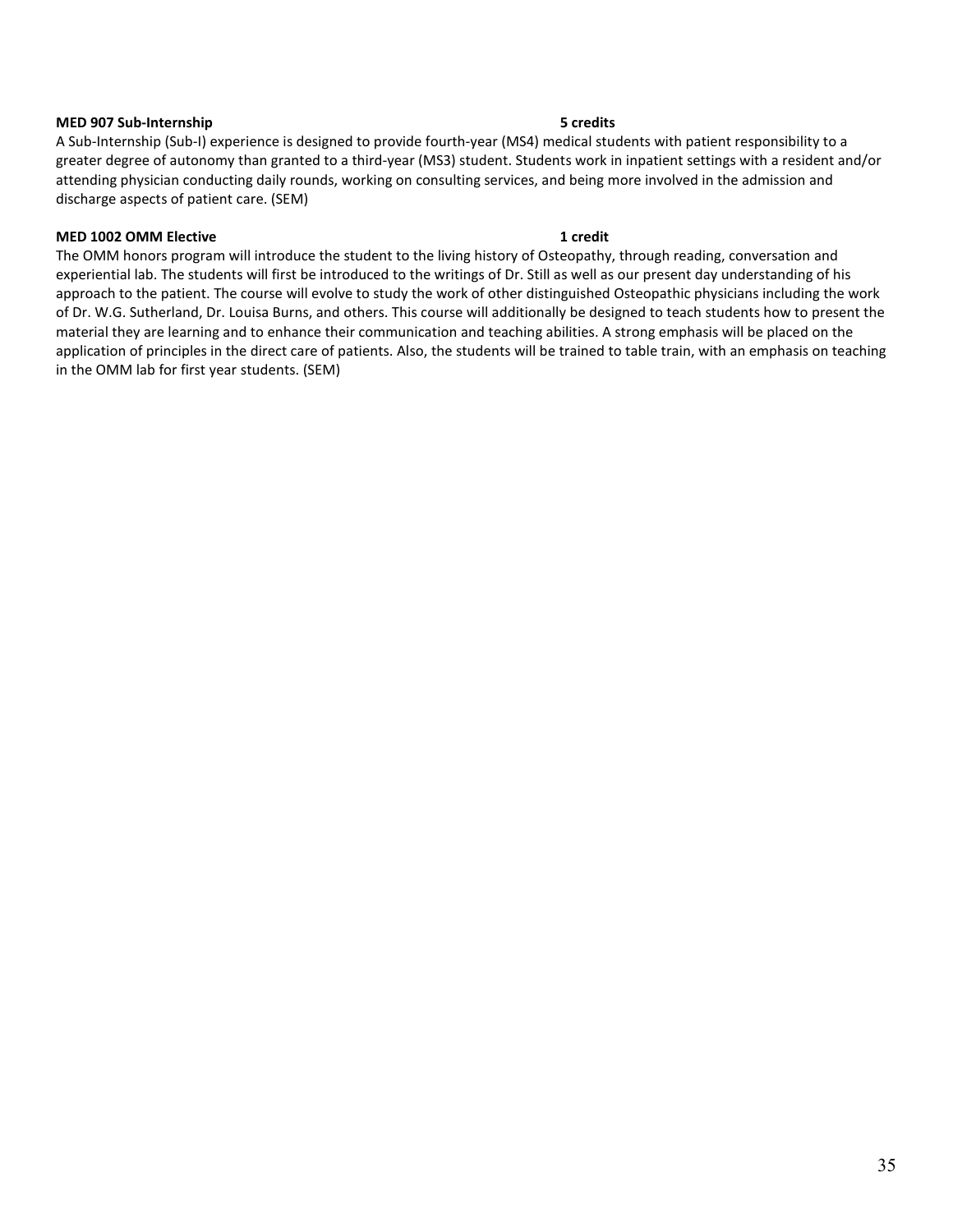**MED 907 Sub-Internship** **5 credits**

A Sub-Internship (Sub-I) experience is designed to provide fourth-year (MS4) medical students with patient responsibility to a greater degree of autonomy than granted to a third-year (MS3) student. Students work in inpatient settings with a resident and/or attending physician conducting daily rounds, working on consulting services, and being more involved in the admission and discharge aspects of patient care. (SEM)

**MED 1002 OMM Elective** **1 credit**

The OMM honors program will introduce the student to the living history of Osteopathy, through reading, conversation and experiential lab. The students will first be introduced to the writings of Dr. Still as well as our present day understanding of his approach to the patient. The course will evolve to study the work of other distinguished Osteopathic physicians including the work of Dr. W.G. Sutherland, Dr. Louisa Burns, and others. This course will additionally be designed to teach students how to present the material they are learning and to enhance their communication and teaching abilities. A strong emphasis will be placed on the application of principles in the direct care of patients. Also, the students will be trained to table train, with an emphasis on teaching in the OMM lab for first year students. (SEM)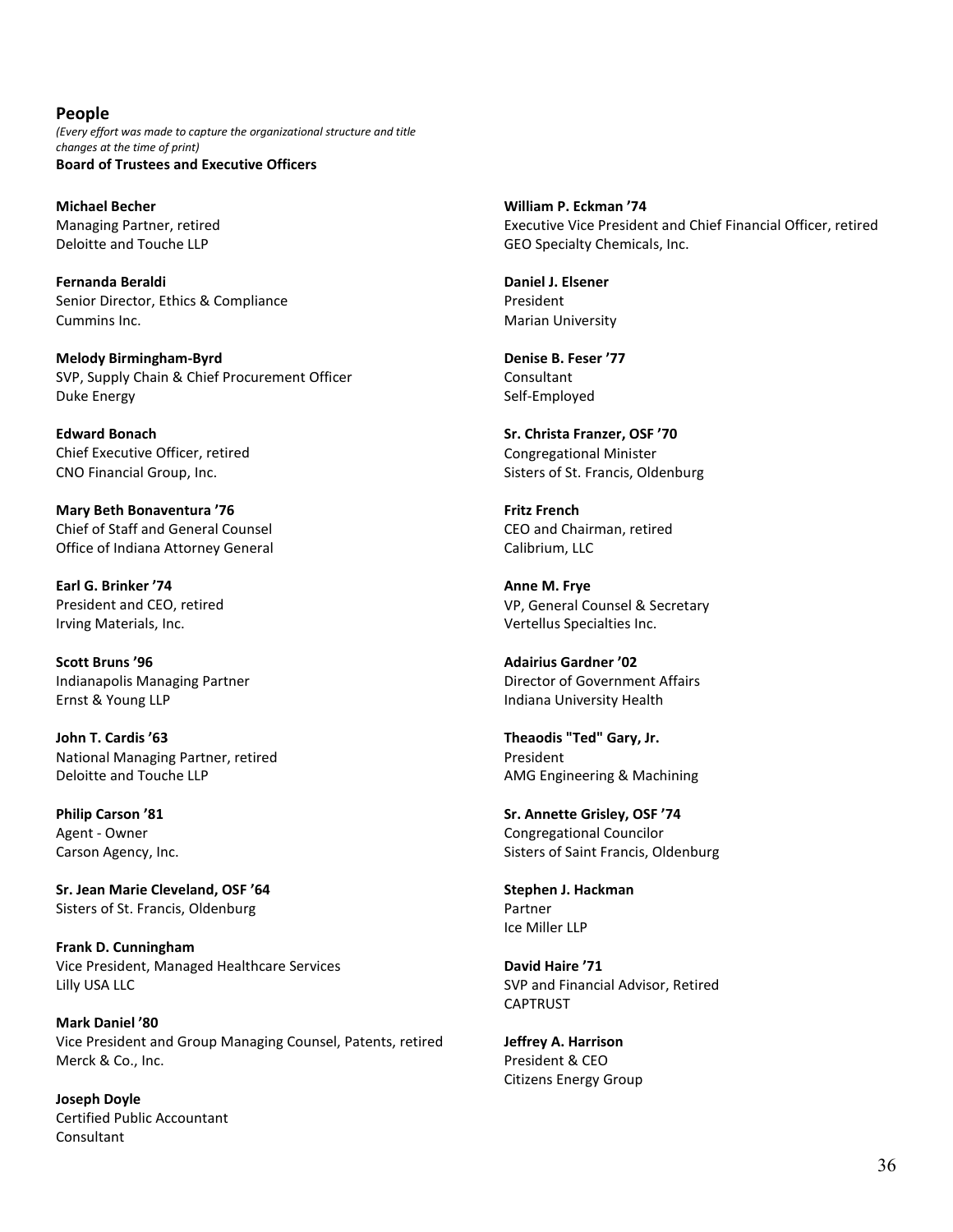## People

*(Every effort was made to capture the organizational structure and title changes at the time of print)*

**Board of Trustees and Executive Officers**

**Michael Becher**
Managing Partner, retired
Deloitte and Touche LLP

**Fernanda Beraldi**
Senior Director, Ethics & Compliance
Cummins Inc.

**Melody Birmingham-Byrd**
SVP, Supply Chain & Chief Procurement Officer
Duke Energy

**Edward Bonach**
Chief Executive Officer, retired
CNO Financial Group, Inc.

**Mary Beth Bonaventura ’76**
Chief of Staff and General Counsel
Office of Indiana Attorney General

**Earl G. Brinker ’74**
President and CEO, retired
Irving Materials, Inc.

**Scott Bruns ’96**
Indianapolis Managing Partner
Ernst & Young LLP

**John T. Cardis ’63**
National Managing Partner, retired
Deloitte and Touche LLP

**Philip Carson ’81**
Agent - Owner
Carson Agency, Inc.

**Sr. Jean Marie Cleveland, OSF ’64**
Sisters of St. Francis, Oldenburg

**Frank D. Cunningham**
Vice President, Managed Healthcare Services
Lilly USA LLC

**Mark Daniel ’80**
Vice President and Group Managing Counsel, Patents, retired
Merck & Co., Inc.

**Joseph Doyle**
Certified Public Accountant
Consultant

**William P. Eckman ’74**
Executive Vice President and Chief Financial Officer, retired
GEO Specialty Chemicals, Inc.

**Daniel J. Elsener**
President
Marian University

**Denise B. Feser ’77**
Consultant
Self-Employed

**Sr. Christa Franzer, OSF ’70**
Congregational Minister
Sisters of St. Francis, Oldenburg

**Fritz French**
CEO and Chairman, retired
Calibrium, LLC

**Anne M. Frye**
VP, General Counsel & Secretary
Vertellus Specialties Inc.

**Adairius Gardner ’02**
Director of Government Affairs
Indiana University Health

**Theaodis "Ted" Gary, Jr.**
President
AMG Engineering & Machining

**Sr. Annette Grisley, OSF ’74**
Congregational Councilor
Sisters of Saint Francis, Oldenburg

**Stephen J. Hackman**
Partner
Ice Miller LLP

**David Haire ’71**
SVP and Financial Advisor, Retired
CAPTRUST

**Jeffrey A. Harrison**
President & CEO
Citizens Energy Group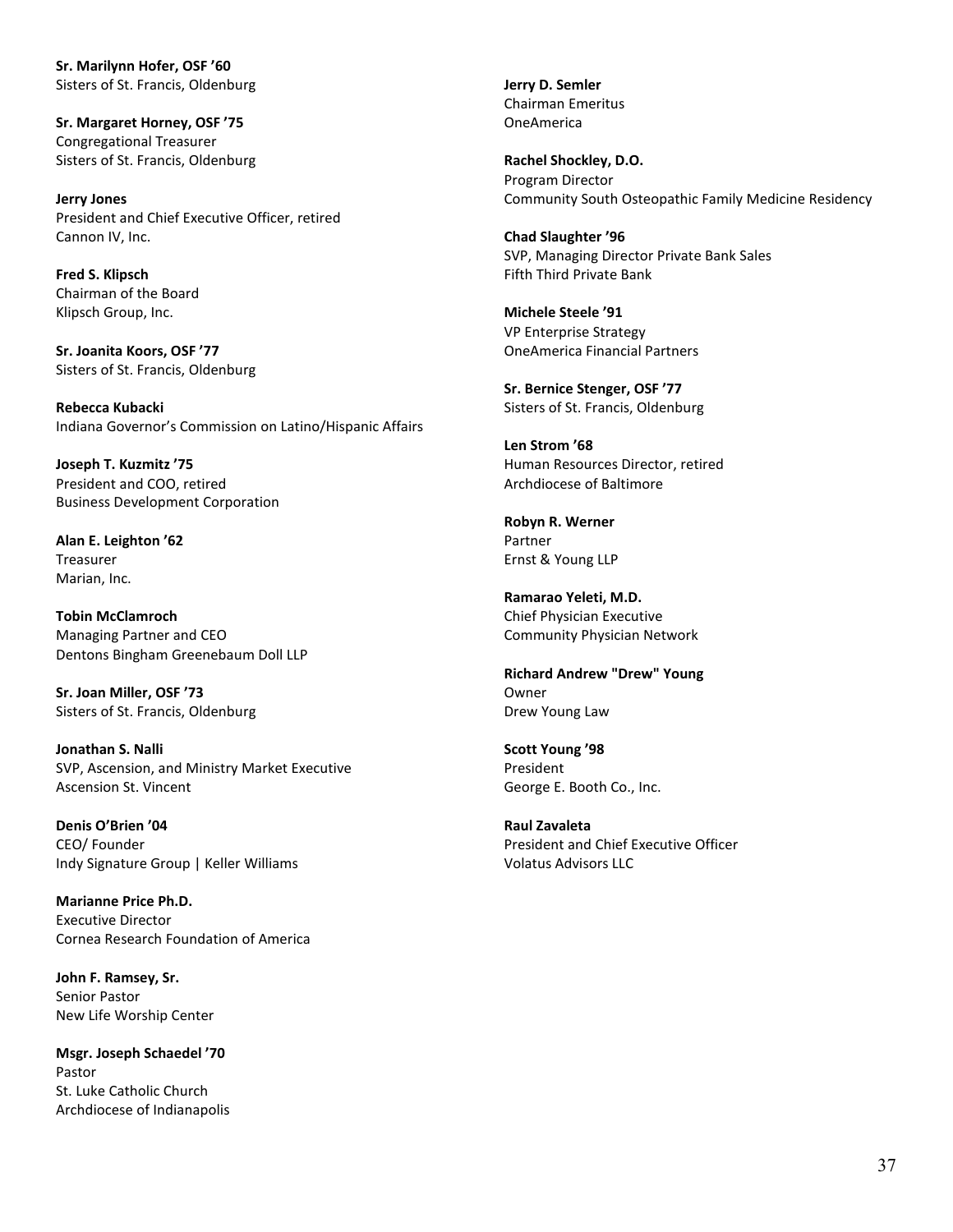**Sr. Marilynn Hofer, OSF '60**
Sisters of St. Francis, Oldenburg

**Sr. Margaret Horney, OSF '75**
Congregational Treasurer
Sisters of St. Francis, Oldenburg

**Jerry Jones**
President and Chief Executive Officer, retired
Cannon IV, Inc.

**Fred S. Klipsch**
Chairman of the Board
Klipsch Group, Inc.

**Sr. Joanita Koors, OSF '77**
Sisters of St. Francis, Oldenburg

**Rebecca Kubacki**
Indiana Governor's Commission on Latino/Hispanic Affairs

**Joseph T. Kuzmitz '75**
President and COO, retired
Business Development Corporation

**Alan E. Leighton '62**
Treasurer
Marian, Inc.

**Tobin McClamroch**
Managing Partner and CEO
Dentons Bingham Greenebaum Doll LLP

**Sr. Joan Miller, OSF '73**
Sisters of St. Francis, Oldenburg

**Jonathan S. Nalli**
SVP, Ascension, and Ministry Market Executive
Ascension St. Vincent

**Denis O'Brien '04**
CEO/ Founder
Indy Signature Group | Keller Williams

**Marianne Price Ph.D.**
Executive Director
Cornea Research Foundation of America

**John F. Ramsey, Sr.**
Senior Pastor
New Life Worship Center

**Msgr. Joseph Schaedel '70**
Pastor
St. Luke Catholic Church
Archdiocese of Indianapolis

**Jerry D. Semler**
Chairman Emeritus
OneAmerica

**Rachel Shockley, D.O.**
Program Director
Community South Osteopathic Family Medicine Residency

**Chad Slaughter '96**
SVP, Managing Director Private Bank Sales
Fifth Third Private Bank

**Michele Steele '91**
VP Enterprise Strategy
OneAmerica Financial Partners

**Sr. Bernice Stenger, OSF '77**
Sisters of St. Francis, Oldenburg

**Len Strom '68**
Human Resources Director, retired
Archdiocese of Baltimore

**Robyn R. Werner**
Partner
Ernst & Young LLP

**Ramarao Yeleti, M.D.**
Chief Physician Executive
Community Physician Network

**Richard Andrew "Drew" Young**
Owner
Drew Young Law

**Scott Young '98**
President
George E. Booth Co., Inc.

**Raul Zavaleta**
President and Chief Executive Officer
Volatus Advisors LLC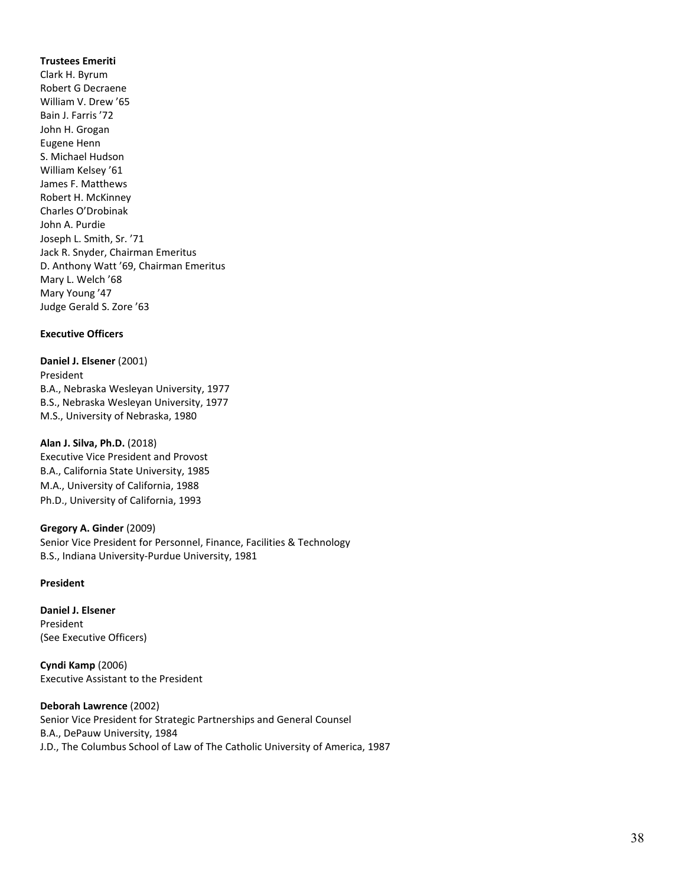**Trustees Emeriti**

Clark H. Byrum
Robert G Decraene
William V. Drew ’65
Bain J. Farris ’72
John H. Grogan
Eugene Henn
S. Michael Hudson
William Kelsey ’61
James F. Matthews
Robert H. McKinney
Charles O’Drobinak
John A. Purdie
Joseph L. Smith, Sr. ’71
Jack R. Snyder, Chairman Emeritus
D. Anthony Watt ’69, Chairman Emeritus
Mary L. Welch ’68
Mary Young ’47
Judge Gerald S. Zore ’63

**Executive Officers**

**Daniel J. Elsener** (2001)
President
B.A., Nebraska Wesleyan University, 1977
B.S., Nebraska Wesleyan University, 1977
M.S., University of Nebraska, 1980

**Alan J. Silva, Ph.D.** (2018)
Executive Vice President and Provost
B.A., California State University, 1985
M.A., University of California, 1988
Ph.D., University of California, 1993

**Gregory A. Ginder** (2009)
Senior Vice President for Personnel, Finance, Facilities & Technology
B.S., Indiana University-Purdue University, 1981

**President**

**Daniel J. Elsener**
President
(See Executive Officers)

**Cyndi Kamp** (2006)
Executive Assistant to the President

**Deborah Lawrence** (2002)
Senior Vice President for Strategic Partnerships and General Counsel
B.A., DePauw University, 1984
J.D., The Columbus School of Law of The Catholic University of America, 1987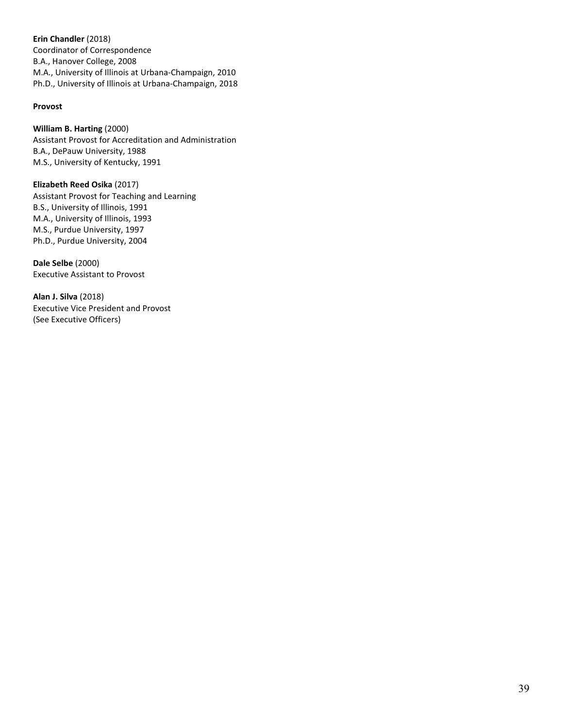**Erin Chandler** (2018)
Coordinator of Correspondence
B.A., Hanover College, 2008
M.A., University of Illinois at Urbana-Champaign, 2010
Ph.D., University of Illinois at Urbana-Champaign, 2018

**Provost**

**William B. Harting** (2000)
Assistant Provost for Accreditation and Administration
B.A., DePauw University, 1988
M.S., University of Kentucky, 1991

**Elizabeth Reed Osika** (2017)
Assistant Provost for Teaching and Learning
B.S., University of Illinois, 1991
M.A., University of Illinois, 1993
M.S., Purdue University, 1997
Ph.D., Purdue University, 2004

**Dale Selbe** (2000)
Executive Assistant to Provost

**Alan J. Silva** (2018)
Executive Vice President and Provost
(See Executive Officers)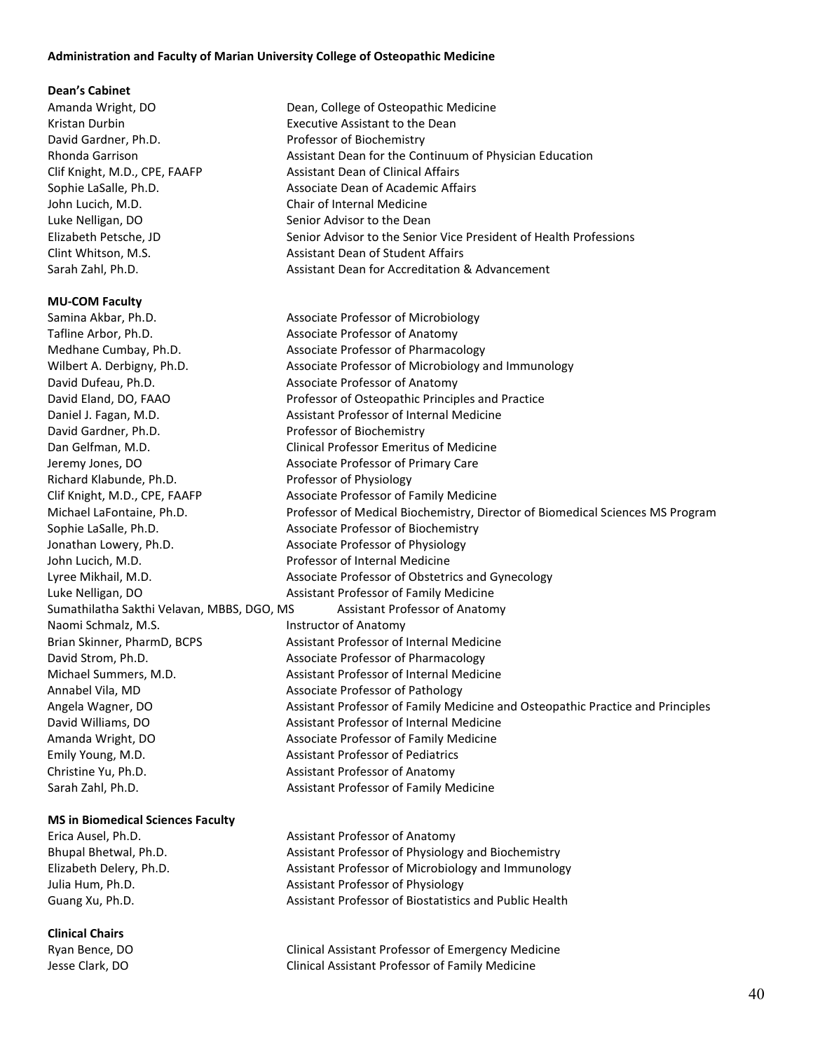**Administration and Faculty of Marian University College of Osteopathic Medicine**

**Dean's Cabinet**

| | |
|---|---|
| Amanda Wright, DO | Dean, College of Osteopathic Medicine |
| Kristan Durbin | Executive Assistant to the Dean |
| David Gardner, Ph.D. | Professor of Biochemistry |
| Rhonda Garrison | Assistant Dean for the Continuum of Physician Education |
| Clif Knight, M.D., CPE, FAAFP | Assistant Dean of Clinical Affairs |
| Sophie LaSalle, Ph.D. | Associate Dean of Academic Affairs |
| John Lucich, M.D. | Chair of Internal Medicine |
| Luke Nelligan, DO | Senior Advisor to the Dean |
| Elizabeth Petsche, JD | Senior Advisor to the Senior Vice President of Health Professions |
| Clint Whitson, M.S. | Assistant Dean of Student Affairs |
| Sarah Zahl, Ph.D. | Assistant Dean for Accreditation & Advancement |

**MU-COM Faculty**

| | |
|---|---|
| Samina Akbar, Ph.D. | Associate Professor of Microbiology |
| Tafline Arbor, Ph.D. | Associate Professor of Anatomy |
| Medhane Cumbay, Ph.D. | Associate Professor of Pharmacology |
| Wilbert A. Derbigny, Ph.D. | Associate Professor of Microbiology and Immunology |
| David Dufeau, Ph.D. | Associate Professor of Anatomy |
| David Eland, DO, FAAO | Professor of Osteopathic Principles and Practice |
| Daniel J. Fagan, M.D. | Assistant Professor of Internal Medicine |
| David Gardner, Ph.D. | Professor of Biochemistry |
| Dan Gelfman, M.D. | Clinical Professor Emeritus of Medicine |
| Jeremy Jones, DO | Associate Professor of Primary Care |
| Richard Klabunde, Ph.D. | Professor of Physiology |
| Clif Knight, M.D., CPE, FAAFP | Associate Professor of Family Medicine |
| Michael LaFontaine, Ph.D. | Professor of Medical Biochemistry, Director of Biomedical Sciences MS Program |
| Sophie LaSalle, Ph.D. | Associate Professor of Biochemistry |
| Jonathan Lowery, Ph.D. | Associate Professor of Physiology |
| John Lucich, M.D. | Professor of Internal Medicine |
| Lyree Mikhail, M.D. | Associate Professor of Obstetrics and Gynecology |
| Luke Nelligan, DO | Assistant Professor of Family Medicine |
| Sumathilatha Sakthi Velavan, MBBS, DGO, MS | Assistant Professor of Anatomy |
| Naomi Schmalz, M.S. | Instructor of Anatomy |
| Brian Skinner, PharmD, BCPS | Assistant Professor of Internal Medicine |
| David Strom, Ph.D. | Associate Professor of Pharmacology |
| Michael Summers, M.D. | Assistant Professor of Internal Medicine |
| Annabel Vila, MD | Associate Professor of Pathology |
| Angela Wagner, DO | Assistant Professor of Family Medicine and Osteopathic Practice and Principles |
| David Williams, DO | Assistant Professor of Internal Medicine |
| Amanda Wright, DO | Associate Professor of Family Medicine |
| Emily Young, M.D. | Assistant Professor of Pediatrics |
| Christine Yu, Ph.D. | Assistant Professor of Anatomy |
| Sarah Zahl, Ph.D. | Assistant Professor of Family Medicine |

**MS in Biomedical Sciences Faculty**

| | |
|---|---|
| Erica Ausel, Ph.D. | Assistant Professor of Anatomy |
| Bhupal Bhetwal, Ph.D. | Assistant Professor of Physiology and Biochemistry |
| Elizabeth Delery, Ph.D. | Assistant Professor of Microbiology and Immunology |
| Julia Hum, Ph.D. | Assistant Professor of Physiology |
| Guang Xu, Ph.D. | Assistant Professor of Biostatistics and Public Health |

**Clinical Chairs**

| | |
|---|---|
| Ryan Bence, DO | Clinical Assistant Professor of Emergency Medicine |
| Jesse Clark, DO | Clinical Assistant Professor of Family Medicine |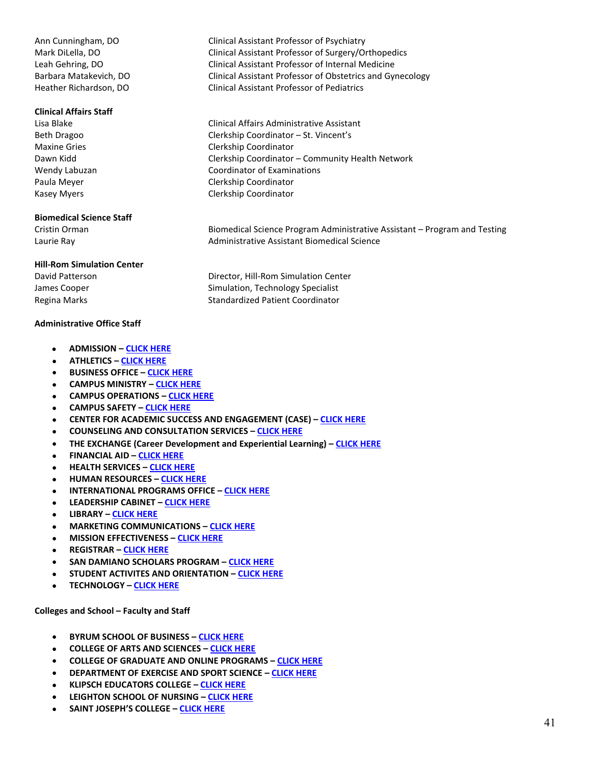| | |
|---|---|
| Ann Cunningham, DO | Clinical Assistant Professor of Psychiatry |
| Mark DiLella, DO | Clinical Assistant Professor of Surgery/Orthopedics |
| Leah Gehring, DO | Clinical Assistant Professor of Internal Medicine |
| Barbara Matakevich, DO | Clinical Assistant Professor of Obstetrics and Gynecology |
| Heather Richardson, DO | Clinical Assistant Professor of Pediatrics |

**Clinical Affairs Staff**

| | |
|---|---|
| Lisa Blake | Clinical Affairs Administrative Assistant |
| Beth Dragoo | Clerkship Coordinator – St. Vincent's |
| Maxine Gries | Clerkship Coordinator |
| Dawn Kidd | Clerkship Coordinator – Community Health Network |
| Wendy Labuzan | Coordinator of Examinations |
| Paula Meyer | Clerkship Coordinator |
| Kasey Myers | Clerkship Coordinator |

**Biomedical Science Staff**

| | |
|---|---|
| Cristin Orman | Biomedical Science Program Administrative Assistant – Program and Testing |
| Laurie Ray | Administrative Assistant Biomedical Science |

**Hill-Rom Simulation Center**

| | |
|---|---|
| David Patterson | Director, Hill-Rom Simulation Center |
| James Cooper | Simulation, Technology Specialist |
| Regina Marks | Standardized Patient Coordinator |

**Administrative Office Staff**

- **ADMISSION – CLICK HERE**
- **ATHLETICS – CLICK HERE**
- **BUSINESS OFFICE – CLICK HERE**
- **CAMPUS MINISTRY – CLICK HERE**
- **CAMPUS OPERATIONS – CLICK HERE**
- **CAMPUS SAFETY – CLICK HERE**
- **CENTER FOR ACADEMIC SUCCESS AND ENGAGEMENT (CASE) – CLICK HERE**
- **COUNSELING AND CONSULTATION SERVICES – CLICK HERE**
- **THE EXCHANGE (Career Development and Experiential Learning) – CLICK HERE**
- **FINANCIAL AID – CLICK HERE**
- **HEALTH SERVICES – CLICK HERE**
- **HUMAN RESOURCES – CLICK HERE**
- **INTERNATIONAL PROGRAMS OFFICE – CLICK HERE**
- **LEADERSHIP CABINET – CLICK HERE**
- **LIBRARY – CLICK HERE**
- **MARKETING COMMUNICATIONS – CLICK HERE**
- **MISSION EFFECTIVENESS – CLICK HERE**
- **REGISTRAR – CLICK HERE**
- **SAN DAMIANO SCHOLARS PROGRAM – CLICK HERE**
- **STUDENT ACTIVITES AND ORIENTATION – CLICK HERE**
- **TECHNOLOGY – CLICK HERE**

**Colleges and School – Faculty and Staff**

- **BYRUM SCHOOL OF BUSINESS – CLICK HERE**
- **COLLEGE OF ARTS AND SCIENCES – CLICK HERE**
- **COLLEGE OF GRADUATE AND ONLINE PROGRAMS – CLICK HERE**
- **DEPARTMENT OF EXERCISE AND SPORT SCIENCE – CLICK HERE**
- **KLIPSCH EDUCATORS COLLEGE – CLICK HERE**
- **LEIGHTON SCHOOL OF NURSING – CLICK HERE**
- **SAINT JOSEPH'S COLLEGE – CLICK HERE**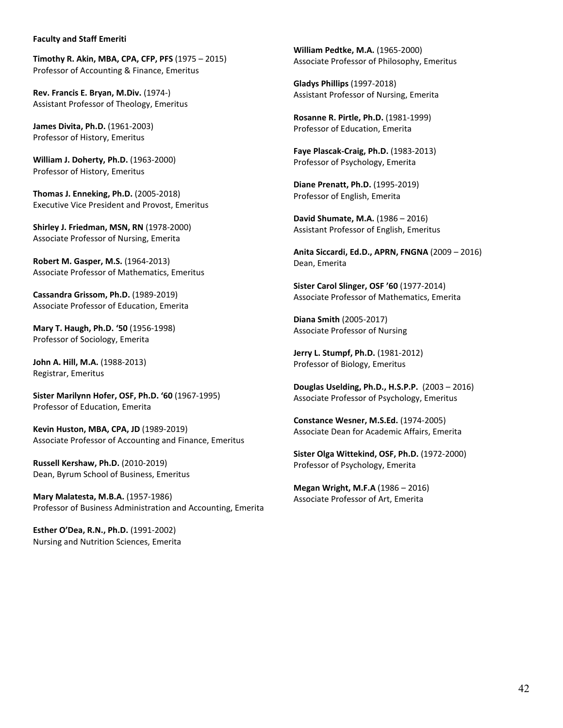**Faculty and Staff Emeriti**

**Timothy R. Akin, MBA, CPA, CFP, PFS** (1975 – 2015)
Professor of Accounting & Finance, Emeritus

**Rev. Francis E. Bryan, M.Div.** (1974-)
Assistant Professor of Theology, Emeritus

**James Divita, Ph.D.** (1961-2003)
Professor of History, Emeritus

**William J. Doherty, Ph.D.** (1963-2000)
Professor of History, Emeritus

**Thomas J. Enneking, Ph.D.** (2005-2018)
Executive Vice President and Provost, Emeritus

**Shirley J. Friedman, MSN, RN** (1978-2000)
Associate Professor of Nursing, Emerita

**Robert M. Gasper, M.S.** (1964-2013)
Associate Professor of Mathematics, Emeritus

**Cassandra Grissom, Ph.D.** (1989-2019)
Associate Professor of Education, Emerita

**Mary T. Haugh, Ph.D. '50** (1956-1998)
Professor of Sociology, Emerita

**John A. Hill, M.A.** (1988-2013)
Registrar, Emeritus

**Sister Marilynn Hofer, OSF, Ph.D. '60** (1967-1995)
Professor of Education, Emerita

**Kevin Huston, MBA, CPA, JD** (1989-2019)
Associate Professor of Accounting and Finance, Emeritus

**Russell Kershaw, Ph.D.** (2010-2019)
Dean, Byrum School of Business, Emeritus

**Mary Malatesta, M.B.A.** (1957-1986)
Professor of Business Administration and Accounting, Emerita

**Esther O'Dea, R.N., Ph.D.** (1991-2002)
Nursing and Nutrition Sciences, Emerita

**William Pedtke, M.A.** (1965-2000)
Associate Professor of Philosophy, Emeritus

**Gladys Phillips** (1997-2018)
Assistant Professor of Nursing, Emerita

**Rosanne R. Pirtle, Ph.D.** (1981-1999)
Professor of Education, Emerita

**Faye Plascak-Craig, Ph.D.** (1983-2013)
Professor of Psychology, Emerita

**Diane Prenatt, Ph.D.** (1995-2019)
Professor of English, Emerita

**David Shumate, M.A.** (1986 – 2016)
Assistant Professor of English, Emeritus

**Anita Siccardi, Ed.D., APRN, FNGNA** (2009 – 2016)
Dean, Emerita

**Sister Carol Slinger, OSF '60** (1977-2014)
Associate Professor of Mathematics, Emerita

**Diana Smith** (2005-2017)
Associate Professor of Nursing

**Jerry L. Stumpf, Ph.D.** (1981-2012)
Professor of Biology, Emeritus

**Douglas Uselding, Ph.D., H.S.P.P.** (2003 – 2016)
Associate Professor of Psychology, Emeritus

**Constance Wesner, M.S.Ed.** (1974-2005)
Associate Dean for Academic Affairs, Emerita

**Sister Olga Wittekind, OSF, Ph.D.** (1972-2000)
Professor of Psychology, Emerita

**Megan Wright, M.F.A** (1986 – 2016)
Associate Professor of Art, Emerita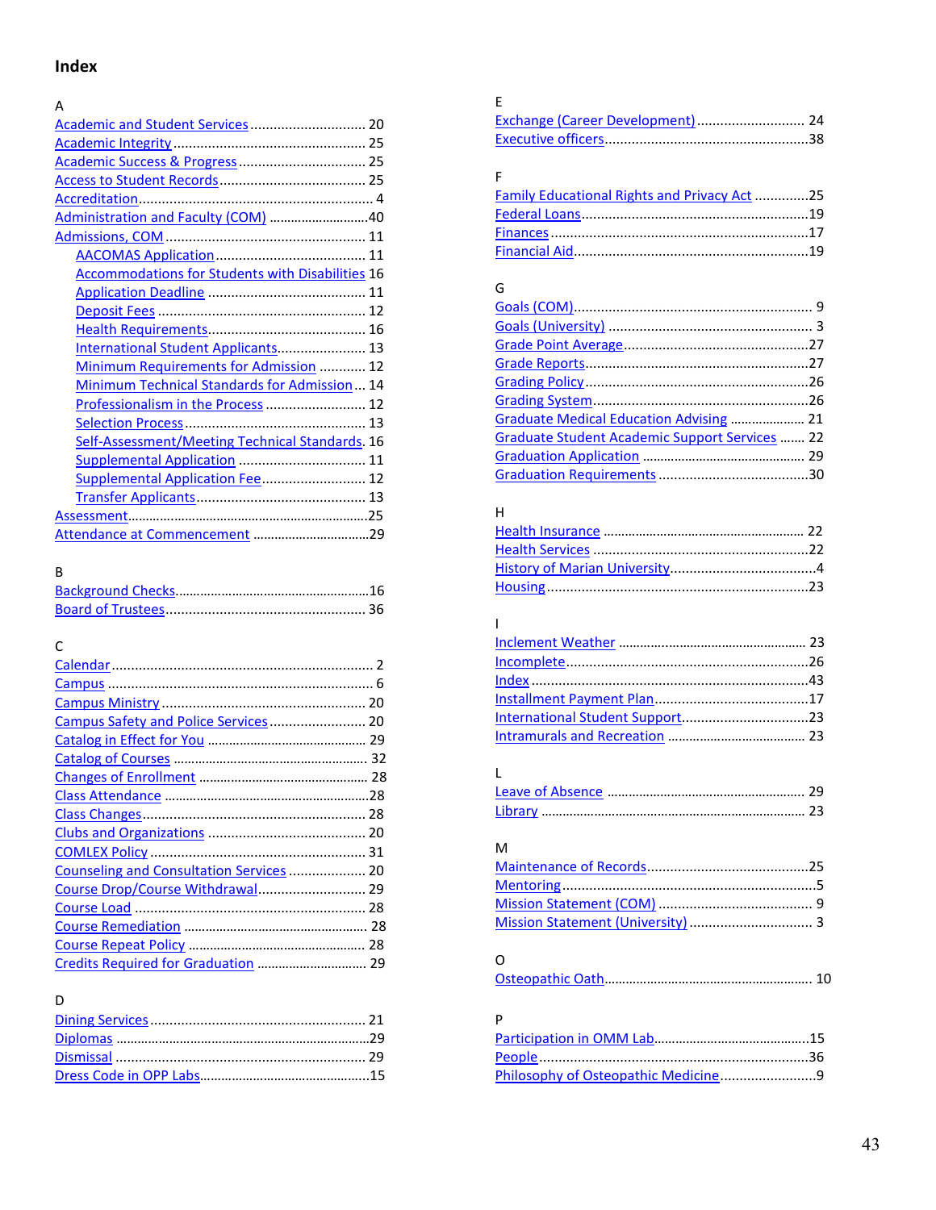# Index

A

- Academic and Student Services .............................. 20
- Academic Integrity .................................................. 25
- Academic Success & Progress ................................. 25
- Access to Student Records ...................................... 25
- Accreditation ............................................................. 4
- Administration and Faculty (COM) ...........................40
- Admissions, COM .................................................... 11
  - AACOMAS Application ....................................... 11
  - Accommodations for Students with Disabilities 16
  - Application Deadline .......................................... 11
  - Deposit Fees ....................................................... 12
  - Health Requirements .......................................... 16
  - International Student Applicants ....................... 13
  - Minimum Requirements for Admission ............ 12
  - Minimum Technical Standards for Admission ... 14
  - Professionalism in the Process .......................... 12
  - Selection Process ................................................ 13
  - Self-Assessment/Meeting Technical Standards. 16
  - Supplemental Application ................................. 11
  - Supplemental Application Fee ........................... 12
  - Transfer Applicants ............................................ 13
- Assessment ..............................................................25
- Attendance at Commencement ................................29

B

- Background Checks ...................................................16
- Board of Trustees ..................................................... 36

C

- Calendar ..................................................................... 2
- Campus ...................................................................... 6
- Campus Ministry ..................................................... 20
- Campus Safety and Police Services ......................... 20
- Catalog in Effect for You ......................................... 29
- Catalog of Courses .................................................. 32
- Changes of Enrollment ............................................ 28
- Class Attendance ......................................................28
- Class Changes .......................................................... 28
- Clubs and Organizations .......................................... 20
- COMLEX Policy ......................................................... 31
- Counseling and Consultation Services .................... 20
- Course Drop/Course Withdrawal ............................. 29
- Course Load ............................................................. 28
- Course Remediation ................................................ 28
- Course Repeat Policy ............................................... 28
- Credits Required for Graduation ............................. 29

D

- Dining Services ........................................................ 21
- Diplomas ..................................................................29
- Dismissal ................................................................. 29
- Dress Code in OPP Labs ............................................15

E

- Exchange (Career Development) ............................. 24
- Executive officers .....................................................38

F

- Family Educational Rights and Privacy Act ..............25
- Federal Loans ...........................................................19
- Finances ...................................................................17
- Financial Aid .............................................................19

G

- Goals (COM) ............................................................... 9
- Goals (University) ...................................................... 3
- Grade Point Average ................................................27
- Grade Reports ..........................................................27
- Grading Policy ..........................................................26
- Grading System ........................................................26
- Graduate Medical Education Advising ..................... 21
- Graduate Student Academic Support Services ....... 22
- Graduation Application ........................................... 29
- Graduation Requirements .......................................30

H

- Health Insurance ..................................................... 22
- Health Services .........................................................22
- History of Marian University ......................................4
- Housing ....................................................................23

I

- Inclement Weather .................................................. 23
- Incomplete ...............................................................26
- Index ........................................................................43
- Installment Payment Plan ........................................17
- International Student Support .................................23
- Intramurals and Recreation ..................................... 23

L

- Leave of Absence .................................................... 29
- Library ..................................................................... 23

M

- Maintenance of Records ..........................................25
- Mentoring ..................................................................5
- Mission Statement (COM) ......................................... 9
- Mission Statement (University) ................................. 3

O

- Osteopathic Oath .................................................... 10

P

- Participation in OMM Lab ........................................15
- People ......................................................................36
- Philosophy of Osteopathic Medicine .........................9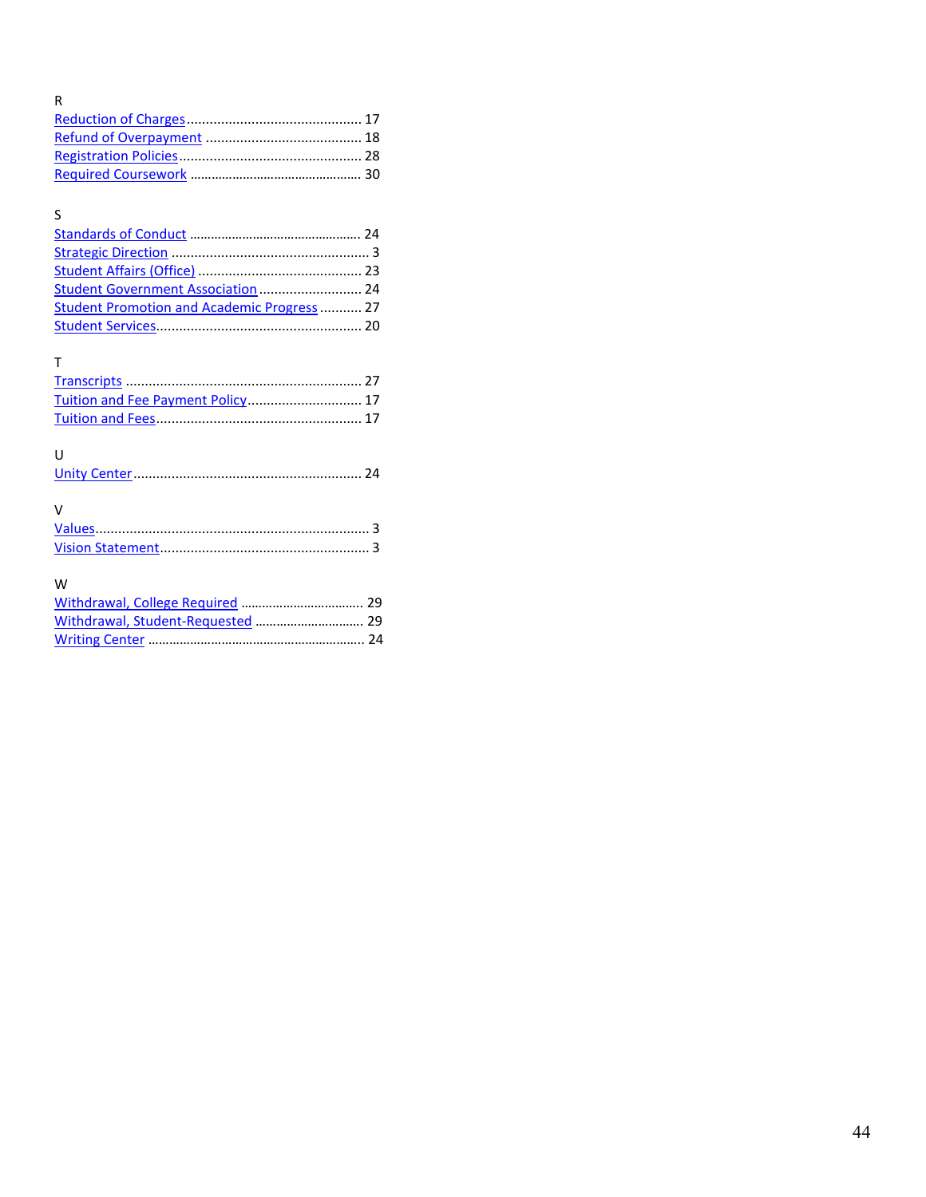R

Reduction of Charges ............................................. 17
Refund of Overpayment ......................................... 18
Registration Policies ............................................... 28
Required Coursework ............................................... 30

S

Standards of Conduct ............................................... 24
Strategic Direction ..................................................... 3
Student Affairs (Office) .......................................... 23
Student Government Association .......................... 24
Student Promotion and Academic Progress ........... 27
Student Services..................................................... 20

T

Transcripts ............................................................. 27
Tuition and Fee Payment Policy............................. 17
Tuition and Fees..................................................... 17

U

Unity Center........................................................... 24

V

Values........................................................................ 3
Vision Statement....................................................... 3

W

Withdrawal, College Required .................................. 29
Withdrawal, Student-Requested ............................... 29
Writing Center ........................................................... 24